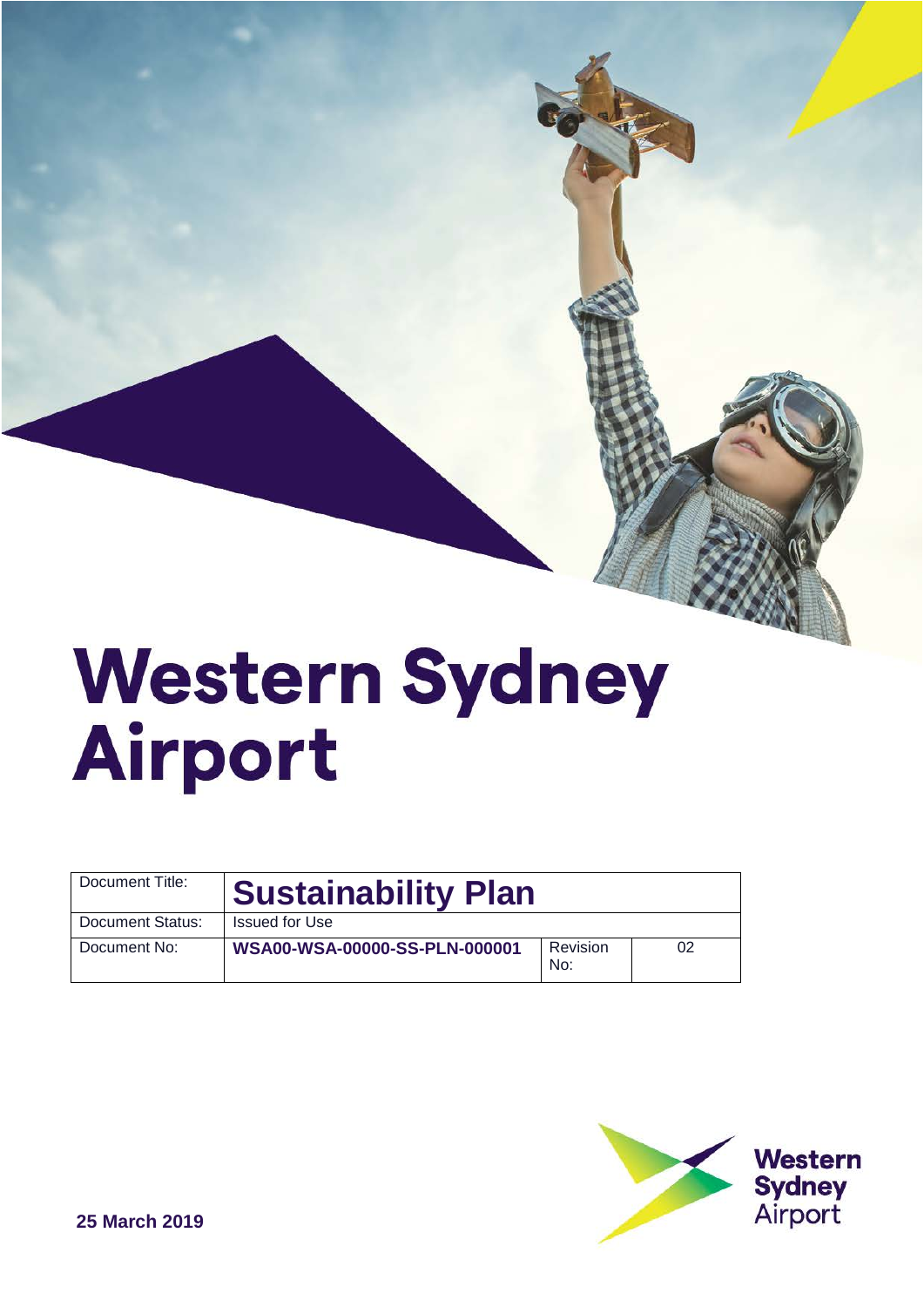# Western Sydney Airport

| Document Title: | **Sustainability Plan** | | |
|---|---|---|---|
| Document Status: | Issued for Use | | |
| Document No: | **WSA00-WSA-00000-SS-PLN-000001** | Revision No: | 02 |

**25 March 2019**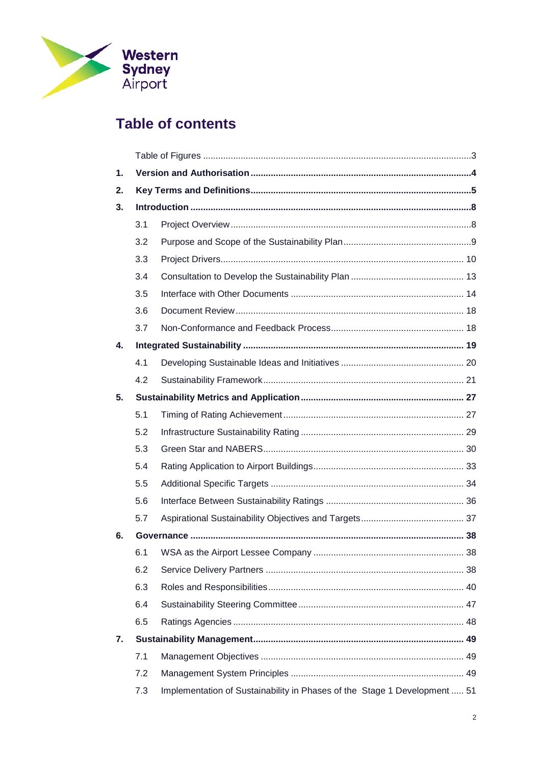# Table of contents

Table of Figures ....................................................................................................3

1. **Version and Authorisation ...........................................................................4**
2. **Key Terms and Definitions............................................................................5**
3. **Introduction ...................................................................................................8**
    - 3.1 Project Overview ..........................................................................................8
    - 3.2 Purpose and Scope of the Sustainability Plan...............................................9
    - 3.3 Project Drivers.............................................................................................. 10
    - 3.4 Consultation to Develop the Sustainability Plan ........................................... 13
    - 3.5 Interface with Other Documents ................................................................... 14
    - 3.6 Document Review ........................................................................................ 18
    - 3.7 Non-Conformance and Feedback Process.................................................... 18
4. **Integrated Sustainability ................................................................................ 19**
    - 4.1 Developing Sustainable Ideas and Initiatives ................................................ 20
    - 4.2 Sustainability Framework.............................................................................. 21
5. **Sustainability Metrics and Application ........................................................... 27**
    - 5.1 Timing of Rating Achievement ...................................................................... 27
    - 5.2 Infrastructure Sustainability Rating ............................................................... 29
    - 5.3 Green Star and NABERS............................................................................... 30
    - 5.4 Rating Application to Airport Buildings.......................................................... 33
    - 5.5 Additional Specific Targets ........................................................................... 34
    - 5.6 Interface Between Sustainability Ratings ...................................................... 36
    - 5.7 Aspirational Sustainability Objectives and Targets........................................ 37
6. **Governance .................................................................................................... 38**
    - 6.1 WSA as the Airport Lessee Company ........................................................... 38
    - 6.2 Service Delivery Partners ............................................................................. 38
    - 6.3 Roles and Responsibilities............................................................................. 40
    - 6.4 Sustainability Steering Committee ................................................................ 47
    - 6.5 Ratings Agencies .......................................................................................... 48
7. **Sustainability Management............................................................................ 49**
    - 7.1 Management Objectives ............................................................................... 49
    - 7.2 Management System Principles .................................................................... 49
    - 7.3 Implementation of Sustainability in Phases of the Stage 1 Development ..... 51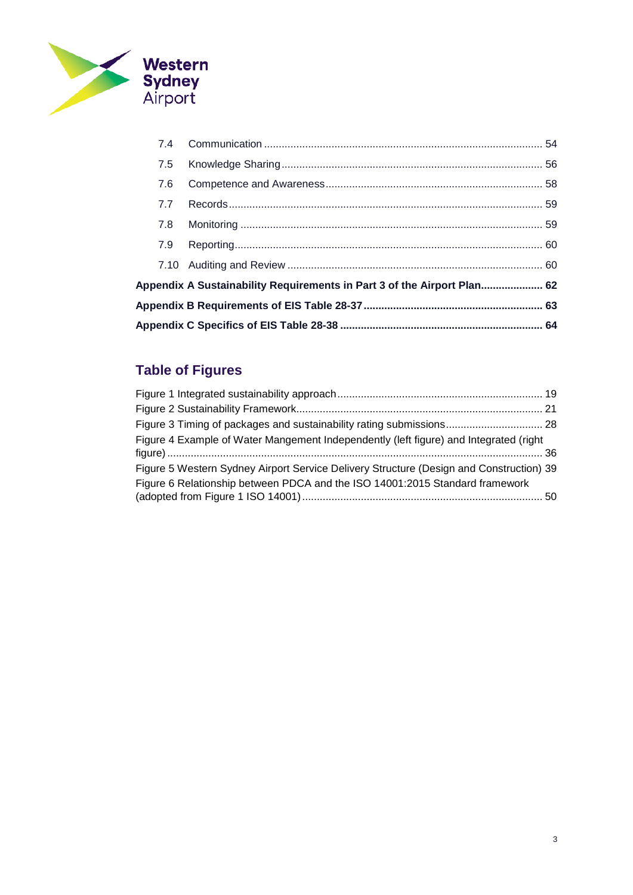7.4 Communication ... 54

7.5 Knowledge Sharing ... 56

7.6 Competence and Awareness ... 58

7.7 Records ... 59

7.8 Monitoring ... 59

7.9 Reporting ... 60

7.10 Auditing and Review ... 60

**Appendix A Sustainability Requirements in Part 3 of the Airport Plan ... 62**

**Appendix B Requirements of EIS Table 28-37 ... 63**

**Appendix C Specifics of EIS Table 28-38 ... 64**

## Table of Figures

Figure 1 Integrated sustainability approach ... 19

Figure 2 Sustainability Framework ... 21

Figure 3 Timing of packages and sustainability rating submissions ... 28

Figure 4 Example of Water Mangement Independently (left figure) and Integrated (right figure) ... 36

Figure 5 Western Sydney Airport Service Delivery Structure (Design and Construction) 39

Figure 6 Relationship between PDCA and the ISO 14001:2015 Standard framework (adopted from Figure 1 ISO 14001) ... 50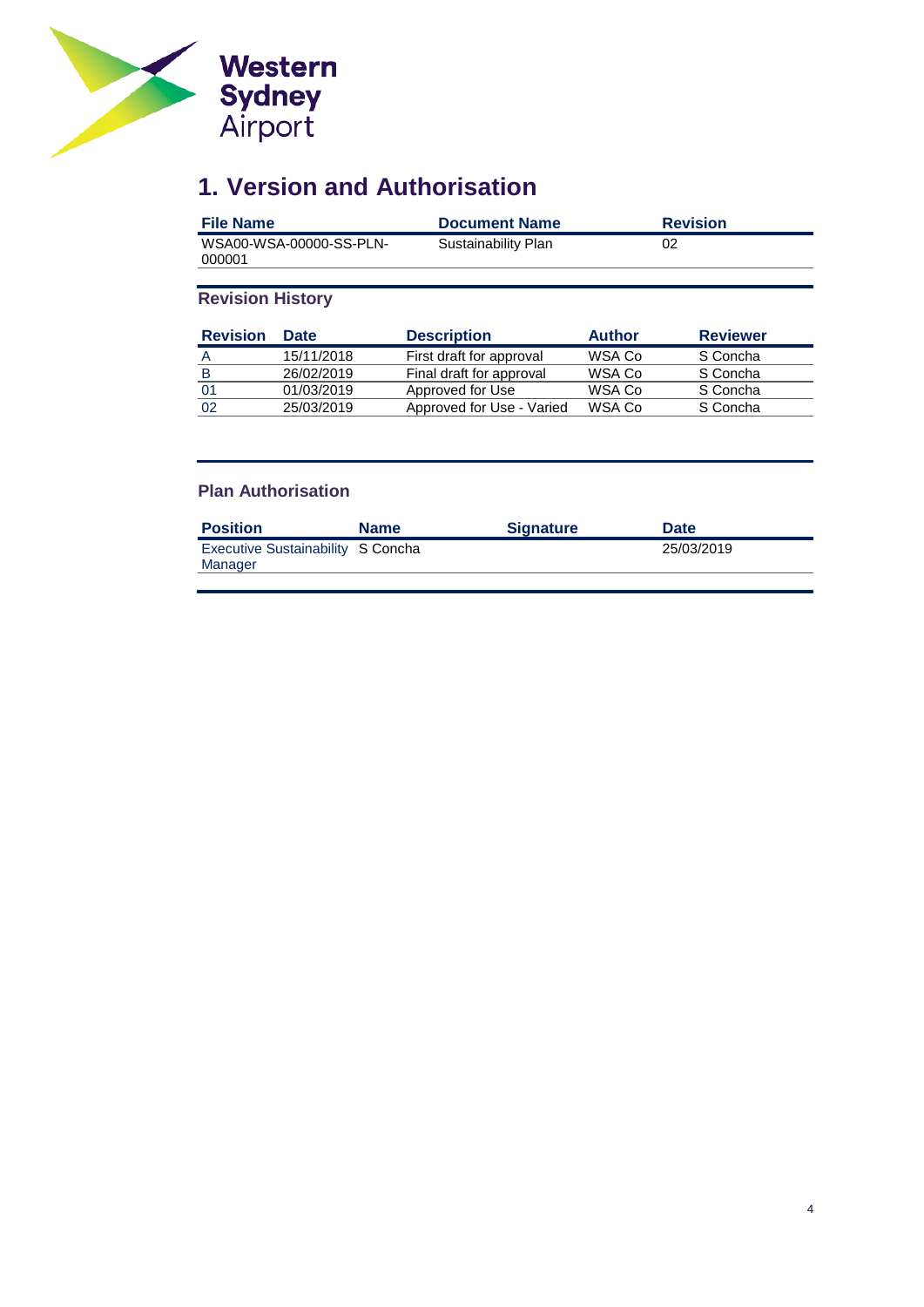# 1. Version and Authorisation

| File Name | Document Name | Revision |
|---|---|---|
| WSA00-WSA-00000-SS-PLN-000001 | Sustainability Plan | 02 |

## Revision History

| Revision | Date | Description | Author | Reviewer |
|---|---|---|---|---|
| A | 15/11/2018 | First draft for approval | WSA Co | S Concha |
| B | 26/02/2019 | Final draft for approval | WSA Co | S Concha |
| 01 | 01/03/2019 | Approved for Use | WSA Co | S Concha |
| 02 | 25/03/2019 | Approved for Use - Varied | WSA Co | S Concha |

## Plan Authorisation

| Position | Name | Signature | Date |
|---|---|---|---|
| Executive Sustainability Manager | S Concha | | 25/03/2019 |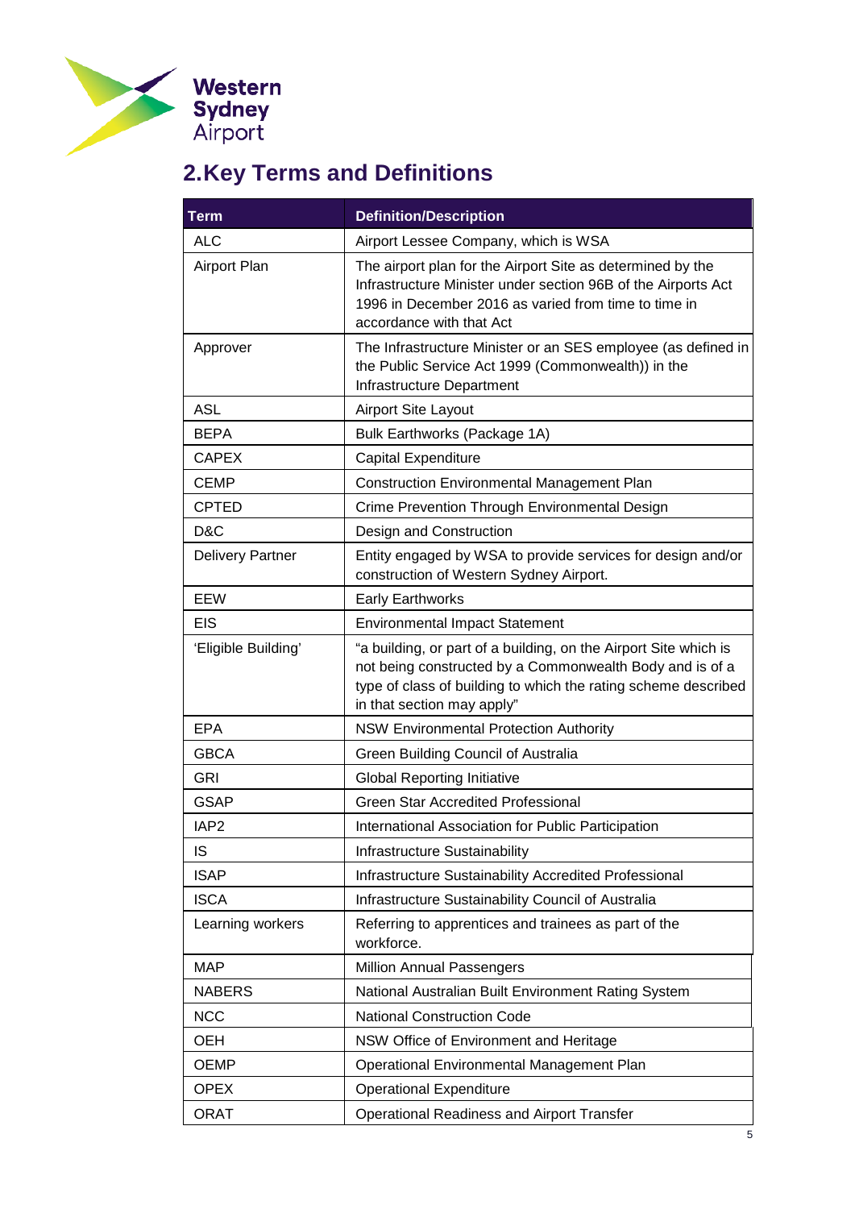## 2. Key Terms and Definitions

| Term | Definition/Description |
|---|---|
| ALC | Airport Lessee Company, which is WSA |
| Airport Plan | The airport plan for the Airport Site as determined by the Infrastructure Minister under section 96B of the Airports Act 1996 in December 2016 as varied from time to time in accordance with that Act |
| Approver | The Infrastructure Minister or an SES employee (as defined in the Public Service Act 1999 (Commonwealth)) in the Infrastructure Department |
| ASL | Airport Site Layout |
| BEPA | Bulk Earthworks (Package 1A) |
| CAPEX | Capital Expenditure |
| CEMP | Construction Environmental Management Plan |
| CPTED | Crime Prevention Through Environmental Design |
| D&C | Design and Construction |
| Delivery Partner | Entity engaged by WSA to provide services for design and/or construction of Western Sydney Airport. |
| EEW | Early Earthworks |
| EIS | Environmental Impact Statement |
| 'Eligible Building' | "a building, or part of a building, on the Airport Site which is not being constructed by a Commonwealth Body and is of a type of class of building to which the rating scheme described in that section may apply" |
| EPA | NSW Environmental Protection Authority |
| GBCA | Green Building Council of Australia |
| GRI | Global Reporting Initiative |
| GSAP | Green Star Accredited Professional |
| IAP2 | International Association for Public Participation |
| IS | Infrastructure Sustainability |
| ISAP | Infrastructure Sustainability Accredited Professional |
| ISCA | Infrastructure Sustainability Council of Australia |
| Learning workers | Referring to apprentices and trainees as part of the workforce. |
| MAP | Million Annual Passengers |
| NABERS | National Australian Built Environment Rating System |
| NCC | National Construction Code |
| OEH | NSW Office of Environment and Heritage |
| OEMP | Operational Environmental Management Plan |
| OPEX | Operational Expenditure |
| ORAT | Operational Readiness and Airport Transfer |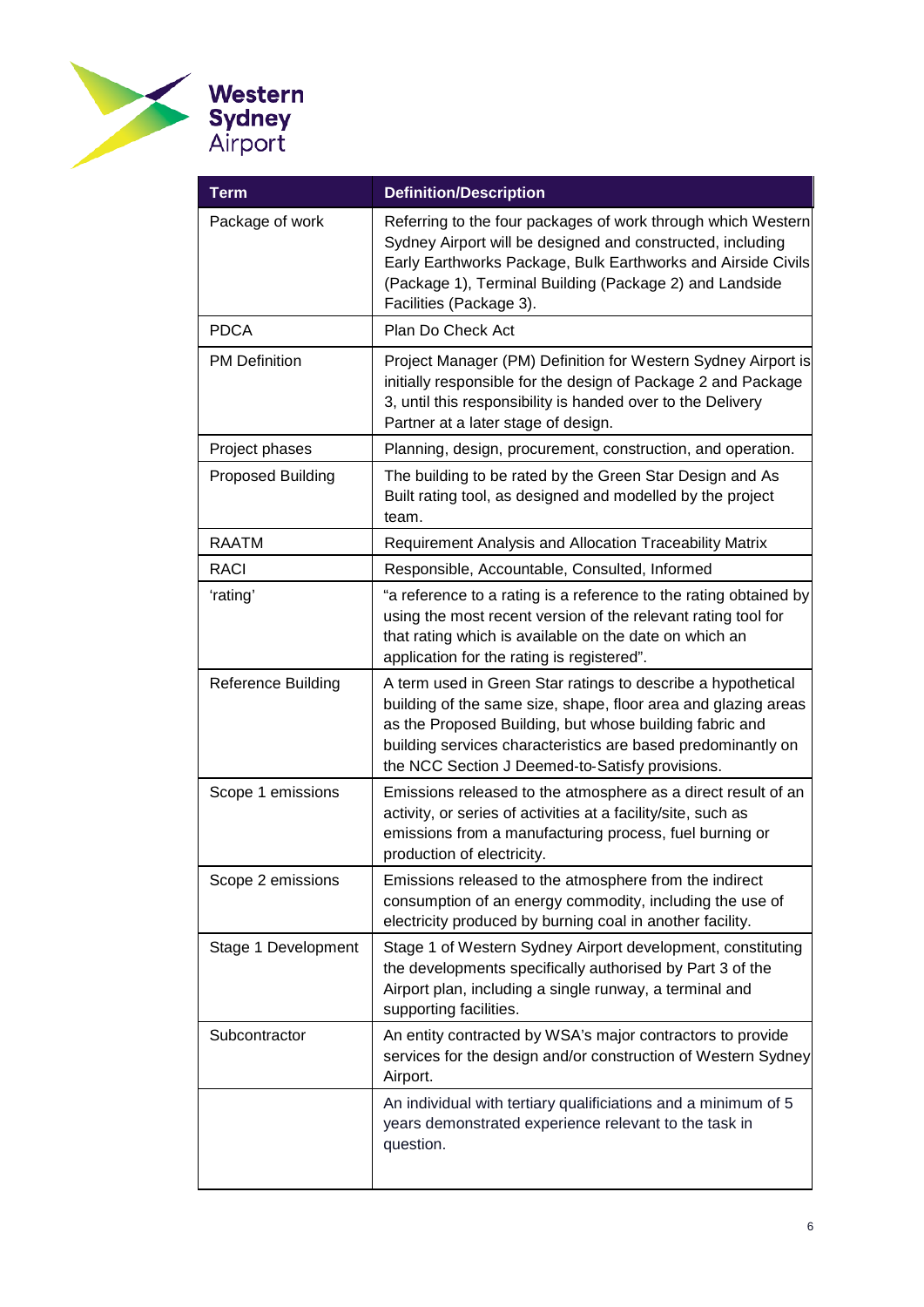| Term | Definition/Description |
|---|---|
| Package of work | Referring to the four packages of work through which Western Sydney Airport will be designed and constructed, including Early Earthworks Package, Bulk Earthworks and Airside Civils (Package 1), Terminal Building (Package 2) and Landside Facilities (Package 3). |
| PDCA | Plan Do Check Act |
| PM Definition | Project Manager (PM) Definition for Western Sydney Airport is initially responsible for the design of Package 2 and Package 3, until this responsibility is handed over to the Delivery Partner at a later stage of design. |
| Project phases | Planning, design, procurement, construction, and operation. |
| Proposed Building | The building to be rated by the Green Star Design and As Built rating tool, as designed and modelled by the project team. |
| RAATM | Requirement Analysis and Allocation Traceability Matrix |
| RACI | Responsible, Accountable, Consulted, Informed |
| 'rating' | "a reference to a rating is a reference to the rating obtained by using the most recent version of the relevant rating tool for that rating which is available on the date on which an application for the rating is registered". |
| Reference Building | A term used in Green Star ratings to describe a hypothetical building of the same size, shape, floor area and glazing areas as the Proposed Building, but whose building fabric and building services characteristics are based predominantly on the NCC Section J Deemed-to-Satisfy provisions. |
| Scope 1 emissions | Emissions released to the atmosphere as a direct result of an activity, or series of activities at a facility/site, such as emissions from a manufacturing process, fuel burning or production of electricity. |
| Scope 2 emissions | Emissions released to the atmosphere from the indirect consumption of an energy commodity, including the use of electricity produced by burning coal in another facility. |
| Stage 1 Development | Stage 1 of Western Sydney Airport development, constituting the developments specifically authorised by Part 3 of the Airport plan, including a single runway, a terminal and supporting facilities. |
| Subcontractor | An entity contracted by WSA's major contractors to provide services for the design and/or construction of Western Sydney Airport. |
| | An individual with tertiary qualificiations and a minimum of 5 years demonstrated experience relevant to the task in question. |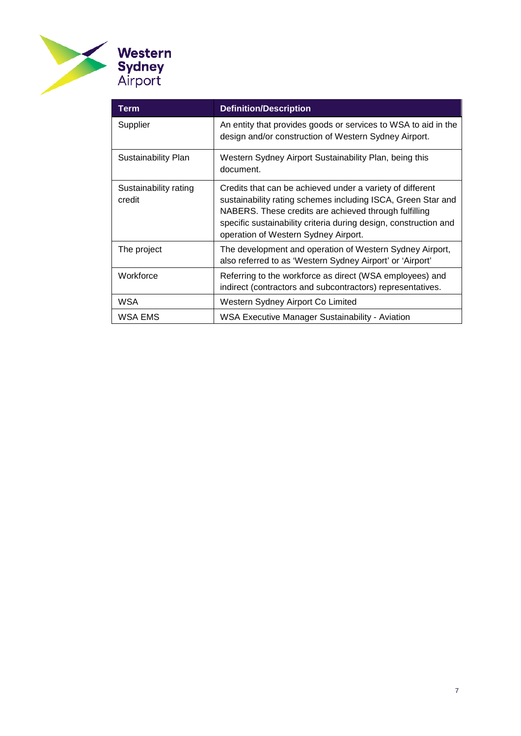| Term | Definition/Description |
| --- | --- |
| Supplier | An entity that provides goods or services to WSA to aid in the design and/or construction of Western Sydney Airport. |
| Sustainability Plan | Western Sydney Airport Sustainability Plan, being this document. |
| Sustainability rating credit | Credits that can be achieved under a variety of different sustainability rating schemes including ISCA, Green Star and NABERS. These credits are achieved through fulfilling specific sustainability criteria during design, construction and operation of Western Sydney Airport. |
| The project | The development and operation of Western Sydney Airport, also referred to as 'Western Sydney Airport' or 'Airport' |
| Workforce | Referring to the workforce as direct (WSA employees) and indirect (contractors and subcontractors) representatives. |
| WSA | Western Sydney Airport Co Limited |
| WSA EMS | WSA Executive Manager Sustainability - Aviation |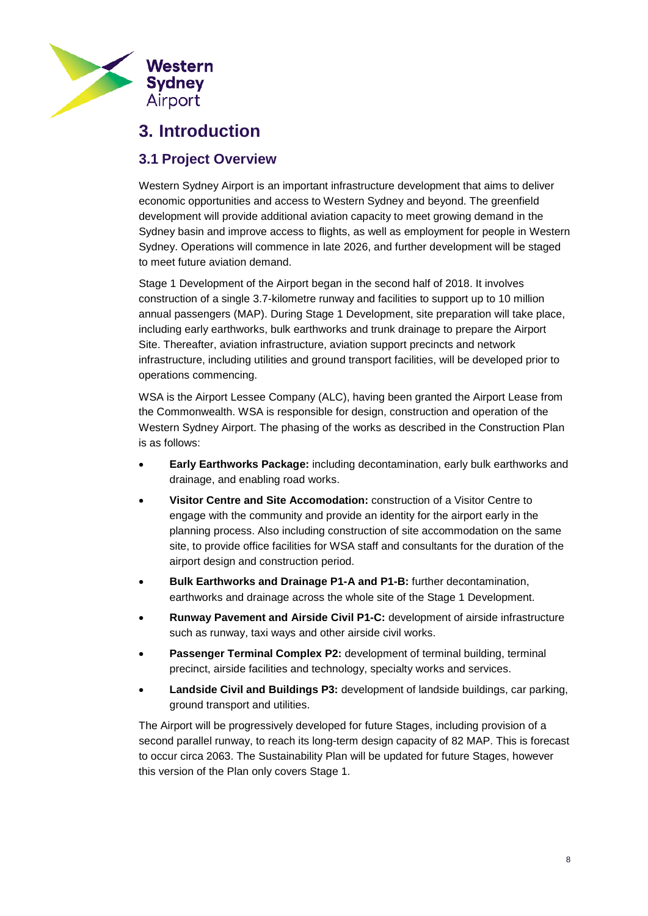# 3. Introduction

## 3.1 Project Overview

Western Sydney Airport is an important infrastructure development that aims to deliver economic opportunities and access to Western Sydney and beyond. The greenfield development will provide additional aviation capacity to meet growing demand in the Sydney basin and improve access to flights, as well as employment for people in Western Sydney. Operations will commence in late 2026, and further development will be staged to meet future aviation demand.

Stage 1 Development of the Airport began in the second half of 2018. It involves construction of a single 3.7-kilometre runway and facilities to support up to 10 million annual passengers (MAP). During Stage 1 Development, site preparation will take place, including early earthworks, bulk earthworks and trunk drainage to prepare the Airport Site. Thereafter, aviation infrastructure, aviation support precincts and network infrastructure, including utilities and ground transport facilities, will be developed prior to operations commencing.

WSA is the Airport Lessee Company (ALC), having been granted the Airport Lease from the Commonwealth. WSA is responsible for design, construction and operation of the Western Sydney Airport. The phasing of the works as described in the Construction Plan is as follows:

- **Early Earthworks Package:** including decontamination, early bulk earthworks and drainage, and enabling road works.
- **Visitor Centre and Site Accomodation:** construction of a Visitor Centre to engage with the community and provide an identity for the airport early in the planning process. Also including construction of site accommodation on the same site, to provide office facilities for WSA staff and consultants for the duration of the airport design and construction period.
- **Bulk Earthworks and Drainage P1-A and P1-B:** further decontamination, earthworks and drainage across the whole site of the Stage 1 Development.
- **Runway Pavement and Airside Civil P1-C:** development of airside infrastructure such as runway, taxi ways and other airside civil works.
- **Passenger Terminal Complex P2:** development of terminal building, terminal precinct, airside facilities and technology, specialty works and services.
- **Landside Civil and Buildings P3:** development of landside buildings, car parking, ground transport and utilities.

The Airport will be progressively developed for future Stages, including provision of a second parallel runway, to reach its long-term design capacity of 82 MAP. This is forecast to occur circa 2063. The Sustainability Plan will be updated for future Stages, however this version of the Plan only covers Stage 1.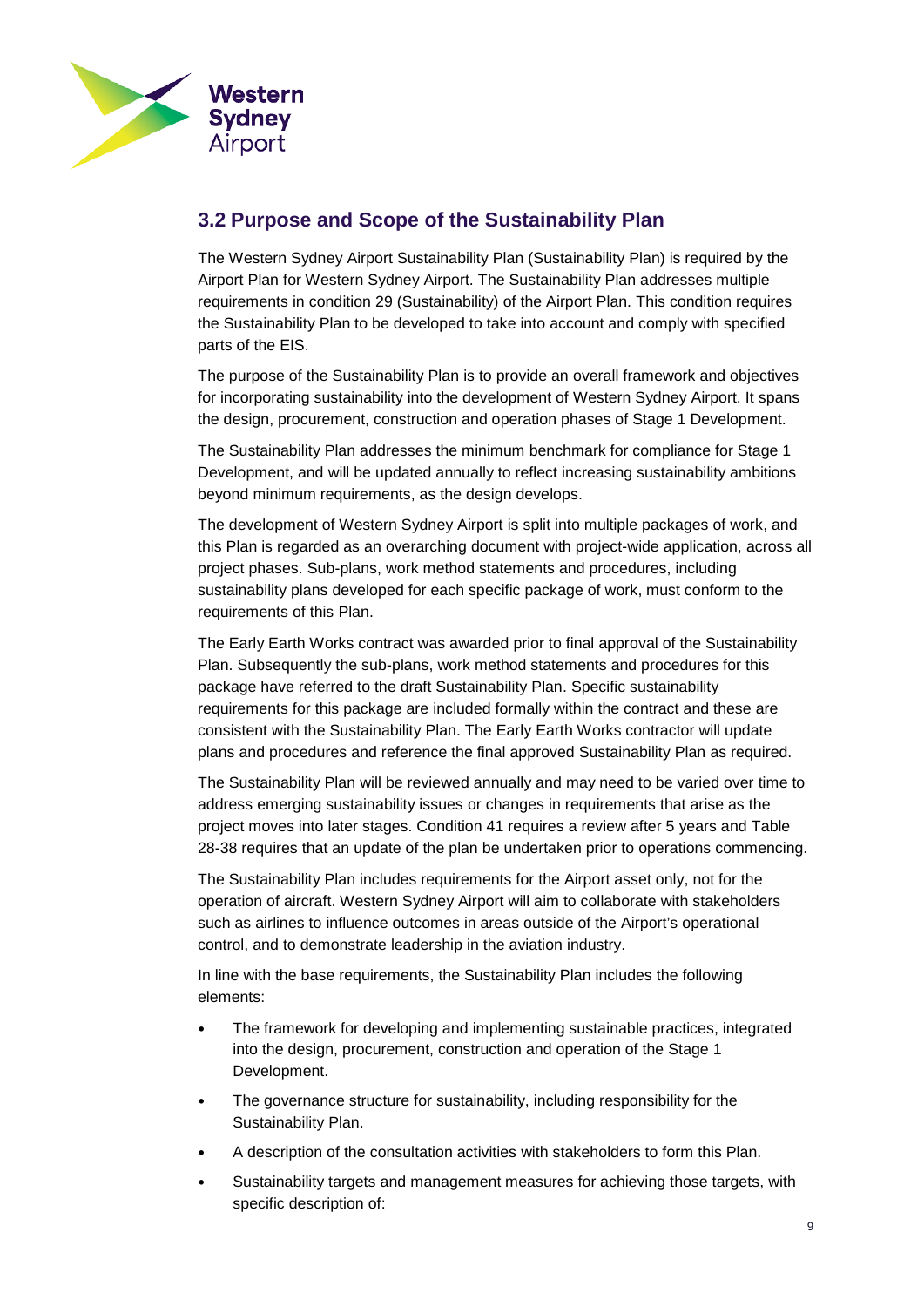## 3.2 Purpose and Scope of the Sustainability Plan

The Western Sydney Airport Sustainability Plan (Sustainability Plan) is required by the Airport Plan for Western Sydney Airport. The Sustainability Plan addresses multiple requirements in condition 29 (Sustainability) of the Airport Plan. This condition requires the Sustainability Plan to be developed to take into account and comply with specified parts of the EIS.

The purpose of the Sustainability Plan is to provide an overall framework and objectives for incorporating sustainability into the development of Western Sydney Airport. It spans the design, procurement, construction and operation phases of Stage 1 Development.

The Sustainability Plan addresses the minimum benchmark for compliance for Stage 1 Development, and will be updated annually to reflect increasing sustainability ambitions beyond minimum requirements, as the design develops.

The development of Western Sydney Airport is split into multiple packages of work, and this Plan is regarded as an overarching document with project-wide application, across all project phases. Sub-plans, work method statements and procedures, including sustainability plans developed for each specific package of work, must conform to the requirements of this Plan.

The Early Earth Works contract was awarded prior to final approval of the Sustainability Plan. Subsequently the sub-plans, work method statements and procedures for this package have referred to the draft Sustainability Plan. Specific sustainability requirements for this package are included formally within the contract and these are consistent with the Sustainability Plan. The Early Earth Works contractor will update plans and procedures and reference the final approved Sustainability Plan as required.

The Sustainability Plan will be reviewed annually and may need to be varied over time to address emerging sustainability issues or changes in requirements that arise as the project moves into later stages. Condition 41 requires a review after 5 years and Table 28-38 requires that an update of the plan be undertaken prior to operations commencing.

The Sustainability Plan includes requirements for the Airport asset only, not for the operation of aircraft. Western Sydney Airport will aim to collaborate with stakeholders such as airlines to influence outcomes in areas outside of the Airport's operational control, and to demonstrate leadership in the aviation industry.

In line with the base requirements, the Sustainability Plan includes the following elements:

- The framework for developing and implementing sustainable practices, integrated into the design, procurement, construction and operation of the Stage 1 Development.
- The governance structure for sustainability, including responsibility for the Sustainability Plan.
- A description of the consultation activities with stakeholders to form this Plan.
- Sustainability targets and management measures for achieving those targets, with specific description of: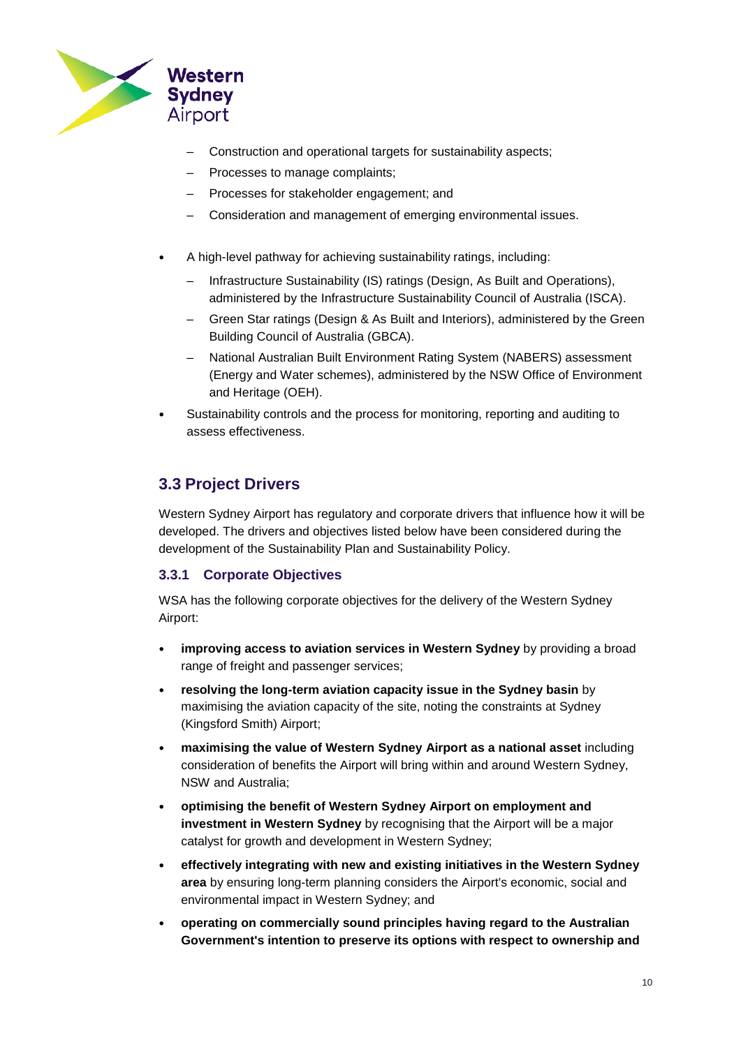- Construction and operational targets for sustainability aspects;
  - Processes to manage complaints;
  - Processes for stakeholder engagement; and
  - Consideration and management of emerging environmental issues.

- A high-level pathway for achieving sustainability ratings, including:
  - Infrastructure Sustainability (IS) ratings (Design, As Built and Operations), administered by the Infrastructure Sustainability Council of Australia (ISCA).
  - Green Star ratings (Design & As Built and Interiors), administered by the Green Building Council of Australia (GBCA).
  - National Australian Built Environment Rating System (NABERS) assessment (Energy and Water schemes), administered by the NSW Office of Environment and Heritage (OEH).
- Sustainability controls and the process for monitoring, reporting and auditing to assess effectiveness.

## 3.3 Project Drivers

Western Sydney Airport has regulatory and corporate drivers that influence how it will be developed. The drivers and objectives listed below have been considered during the development of the Sustainability Plan and Sustainability Policy.

### 3.3.1 Corporate Objectives

WSA has the following corporate objectives for the delivery of the Western Sydney Airport:

- **improving access to aviation services in Western Sydney** by providing a broad range of freight and passenger services;
- **resolving the long-term aviation capacity issue in the Sydney basin** by maximising the aviation capacity of the site, noting the constraints at Sydney (Kingsford Smith) Airport;
- **maximising the value of Western Sydney Airport as a national asset** including consideration of benefits the Airport will bring within and around Western Sydney, NSW and Australia;
- **optimising the benefit of Western Sydney Airport on employment and investment in Western Sydney** by recognising that the Airport will be a major catalyst for growth and development in Western Sydney;
- **effectively integrating with new and existing initiatives in the Western Sydney area** by ensuring long-term planning considers the Airport's economic, social and environmental impact in Western Sydney; and
- **operating on commercially sound principles having regard to the Australian Government's intention to preserve its options with respect to ownership and**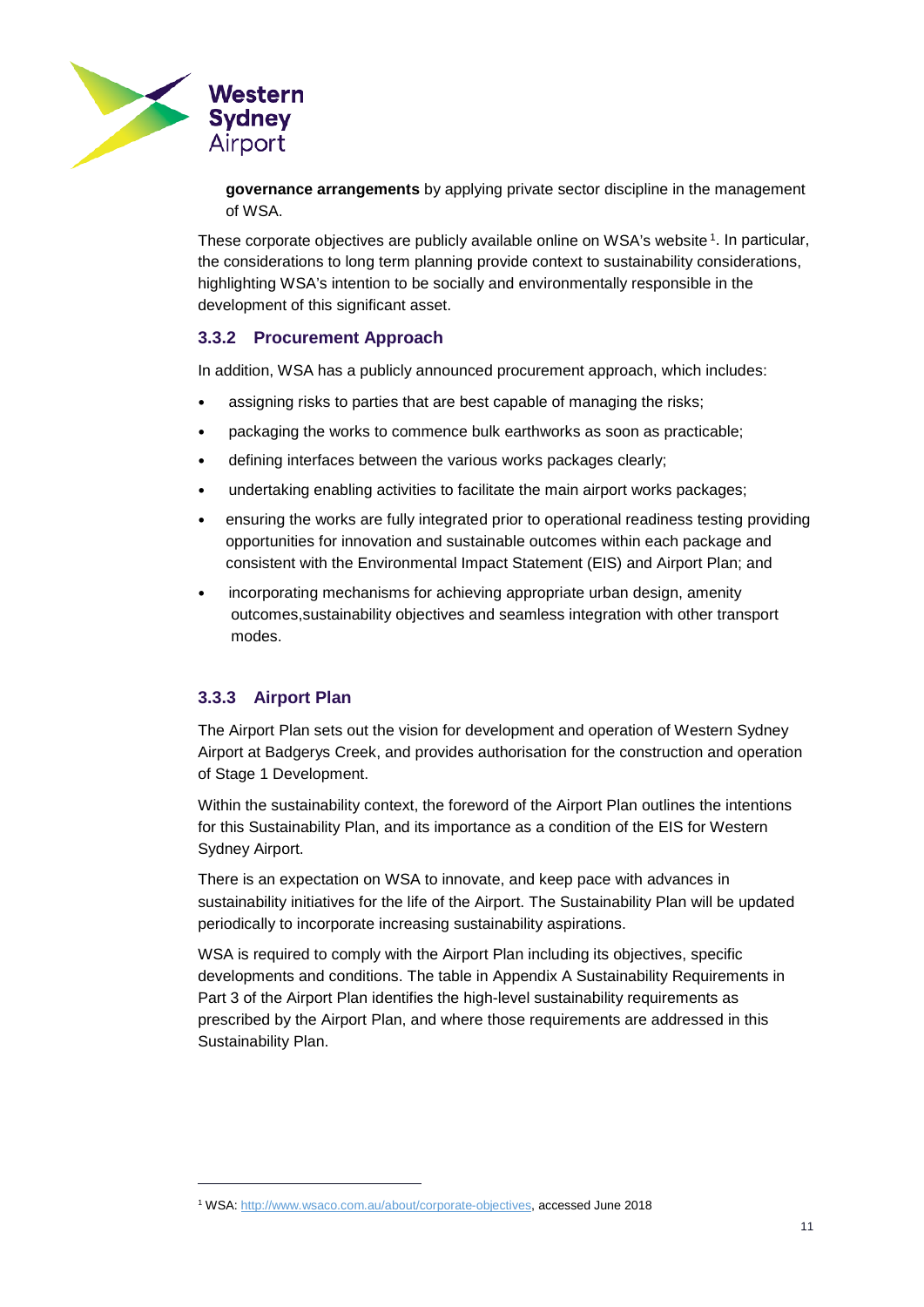**governance arrangements** by applying private sector discipline in the management of WSA.

These corporate objectives are publicly available online on WSA's website[1]. In particular, the considerations to long term planning provide context to sustainability considerations, highlighting WSA's intention to be socially and environmentally responsible in the development of this significant asset.

### 3.3.2 Procurement Approach

In addition, WSA has a publicly announced procurement approach, which includes:

- assigning risks to parties that are best capable of managing the risks;
- packaging the works to commence bulk earthworks as soon as practicable;
- defining interfaces between the various works packages clearly;
- undertaking enabling activities to facilitate the main airport works packages;
- ensuring the works are fully integrated prior to operational readiness testing providing opportunities for innovation and sustainable outcomes within each package and consistent with the Environmental Impact Statement (EIS) and Airport Plan; and
- incorporating mechanisms for achieving appropriate urban design, amenity outcomes,sustainability objectives and seamless integration with other transport modes.

### 3.3.3 Airport Plan

The Airport Plan sets out the vision for development and operation of Western Sydney Airport at Badgerys Creek, and provides authorisation for the construction and operation of Stage 1 Development.

Within the sustainability context, the foreword of the Airport Plan outlines the intentions for this Sustainability Plan, and its importance as a condition of the EIS for Western Sydney Airport.

There is an expectation on WSA to innovate, and keep pace with advances in sustainability initiatives for the life of the Airport. The Sustainability Plan will be updated periodically to incorporate increasing sustainability aspirations.

WSA is required to comply with the Airport Plan including its objectives, specific developments and conditions. The table in Appendix A Sustainability Requirements in Part 3 of the Airport Plan identifies the high-level sustainability requirements as prescribed by the Airport Plan, and where those requirements are addressed in this Sustainability Plan.

[1] WSA: http://www.wsaco.com.au/about/corporate-objectives, accessed June 2018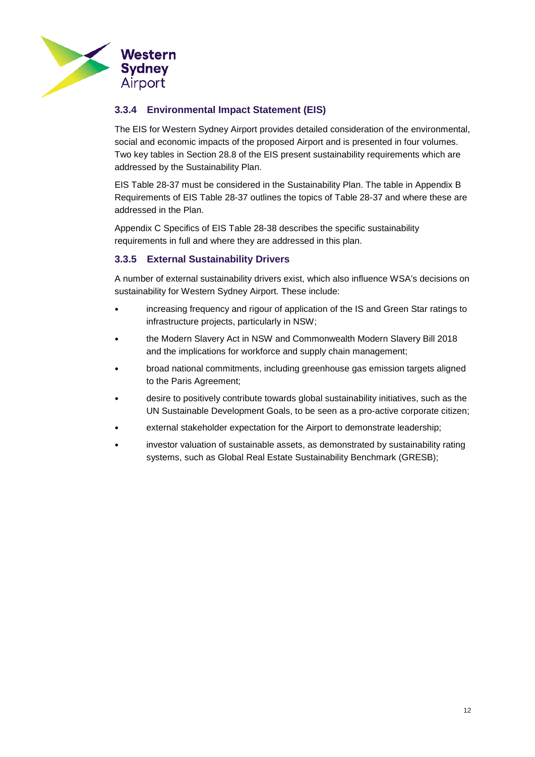### 3.3.4 Environmental Impact Statement (EIS)

The EIS for Western Sydney Airport provides detailed consideration of the environmental, social and economic impacts of the proposed Airport and is presented in four volumes. Two key tables in Section 28.8 of the EIS present sustainability requirements which are addressed by the Sustainability Plan.

EIS Table 28-37 must be considered in the Sustainability Plan. The table in Appendix B Requirements of EIS Table 28-37 outlines the topics of Table 28-37 and where these are addressed in the Plan.

Appendix C Specifics of EIS Table 28-38 describes the specific sustainability requirements in full and where they are addressed in this plan.

### 3.3.5 External Sustainability Drivers

A number of external sustainability drivers exist, which also influence WSA's decisions on sustainability for Western Sydney Airport. These include:

- increasing frequency and rigour of application of the IS and Green Star ratings to infrastructure projects, particularly in NSW;
- the Modern Slavery Act in NSW and Commonwealth Modern Slavery Bill 2018 and the implications for workforce and supply chain management;
- broad national commitments, including greenhouse gas emission targets aligned to the Paris Agreement;
- desire to positively contribute towards global sustainability initiatives, such as the UN Sustainable Development Goals, to be seen as a pro-active corporate citizen;
- external stakeholder expectation for the Airport to demonstrate leadership;
- investor valuation of sustainable assets, as demonstrated by sustainability rating systems, such as Global Real Estate Sustainability Benchmark (GRESB);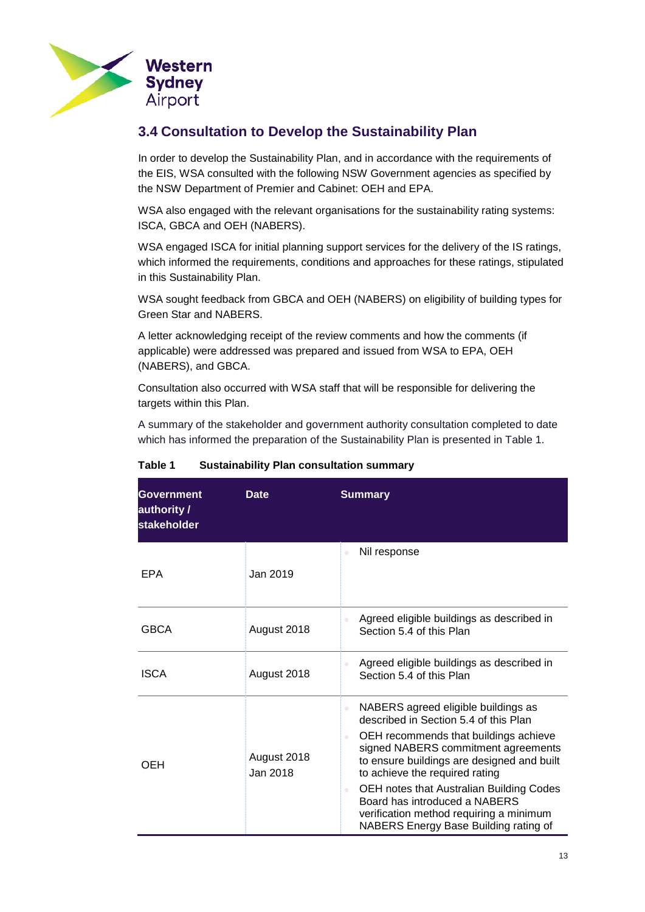## 3.4 Consultation to Develop the Sustainability Plan

In order to develop the Sustainability Plan, and in accordance with the requirements of the EIS, WSA consulted with the following NSW Government agencies as specified by the NSW Department of Premier and Cabinet: OEH and EPA.

WSA also engaged with the relevant organisations for the sustainability rating systems: ISCA, GBCA and OEH (NABERS).

WSA engaged ISCA for initial planning support services for the delivery of the IS ratings, which informed the requirements, conditions and approaches for these ratings, stipulated in this Sustainability Plan.

WSA sought feedback from GBCA and OEH (NABERS) on eligibility of building types for Green Star and NABERS.

A letter acknowledging receipt of the review comments and how the comments (if applicable) were addressed was prepared and issued from WSA to EPA, OEH (NABERS), and GBCA.

Consultation also occurred with WSA staff that will be responsible for delivering the targets within this Plan.

A summary of the stakeholder and government authority consultation completed to date which has informed the preparation of the Sustainability Plan is presented in Table 1.

**Table 1 Sustainability Plan consultation summary**

| Government authority / stakeholder | Date | Summary |
|---|---|---|
| EPA | Jan 2019 | - Nil response |
| GBCA | August 2018 | - Agreed eligible buildings as described in Section 5.4 of this Plan |
| ISCA | August 2018 | - Agreed eligible buildings as described in Section 5.4 of this Plan |
| OEH | August 2018<br>Jan 2018 | - NABERS agreed eligible buildings as described in Section 5.4 of this Plan<br>- OEH recommends that buildings achieve signed NABERS commitment agreements to ensure buildings are designed and built to achieve the required rating<br>- OEH notes that Australian Building Codes Board has introduced a NABERS verification method requiring a minimum NABERS Energy Base Building rating of |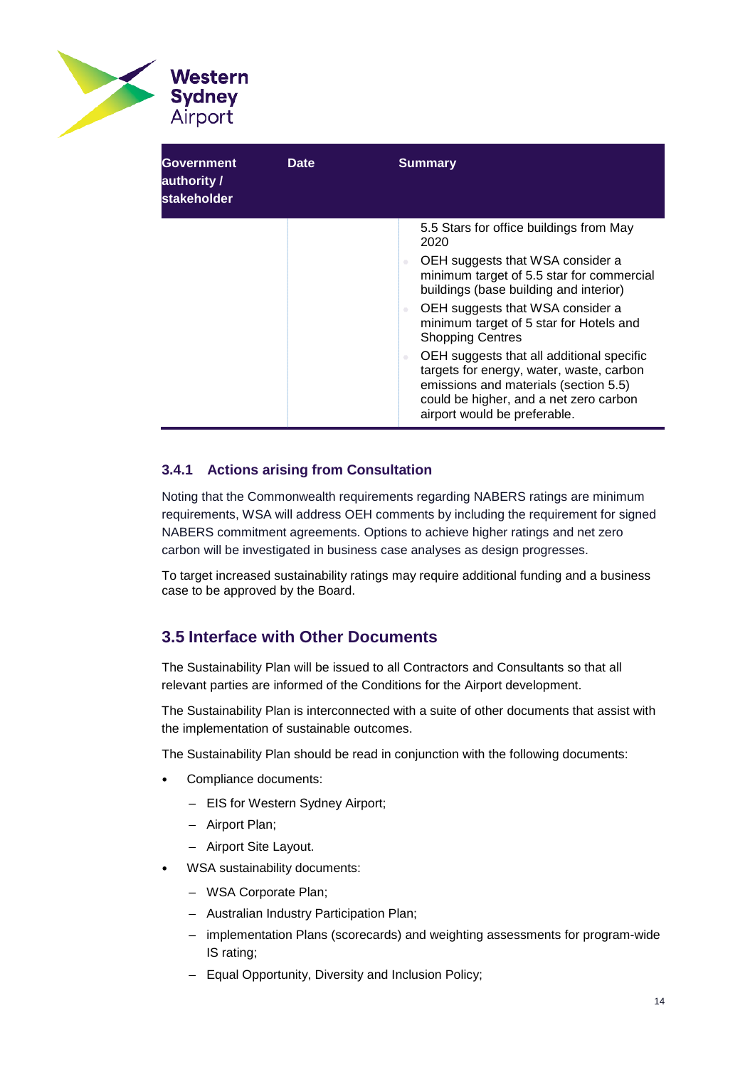| Government authority / stakeholder | Date | Summary |
| --- | --- | --- |
| | | 5.5 Stars for office buildings from May 2020<br>• OEH suggests that WSA consider a minimum target of 5.5 star for commercial buildings (base building and interior)<br>• OEH suggests that WSA consider a minimum target of 5 star for Hotels and Shopping Centres<br>• OEH suggests that all additional specific targets for energy, water, waste, carbon emissions and materials (section 5.5) could be higher, and a net zero carbon airport would be preferable. |

### 3.4.1 Actions arising from Consultation

Noting that the Commonwealth requirements regarding NABERS ratings are minimum requirements, WSA will address OEH comments by including the requirement for signed NABERS commitment agreements. Options to achieve higher ratings and net zero carbon will be investigated in business case analyses as design progresses.

To target increased sustainability ratings may require additional funding and a business case to be approved by the Board.

## 3.5 Interface with Other Documents

The Sustainability Plan will be issued to all Contractors and Consultants so that all relevant parties are informed of the Conditions for the Airport development.

The Sustainability Plan is interconnected with a suite of other documents that assist with the implementation of sustainable outcomes.

The Sustainability Plan should be read in conjunction with the following documents:

- Compliance documents:
  - EIS for Western Sydney Airport;
  - Airport Plan;
  - Airport Site Layout.
- WSA sustainability documents:
  - WSA Corporate Plan;
  - Australian Industry Participation Plan;
  - implementation Plans (scorecards) and weighting assessments for program-wide IS rating;
  - Equal Opportunity, Diversity and Inclusion Policy;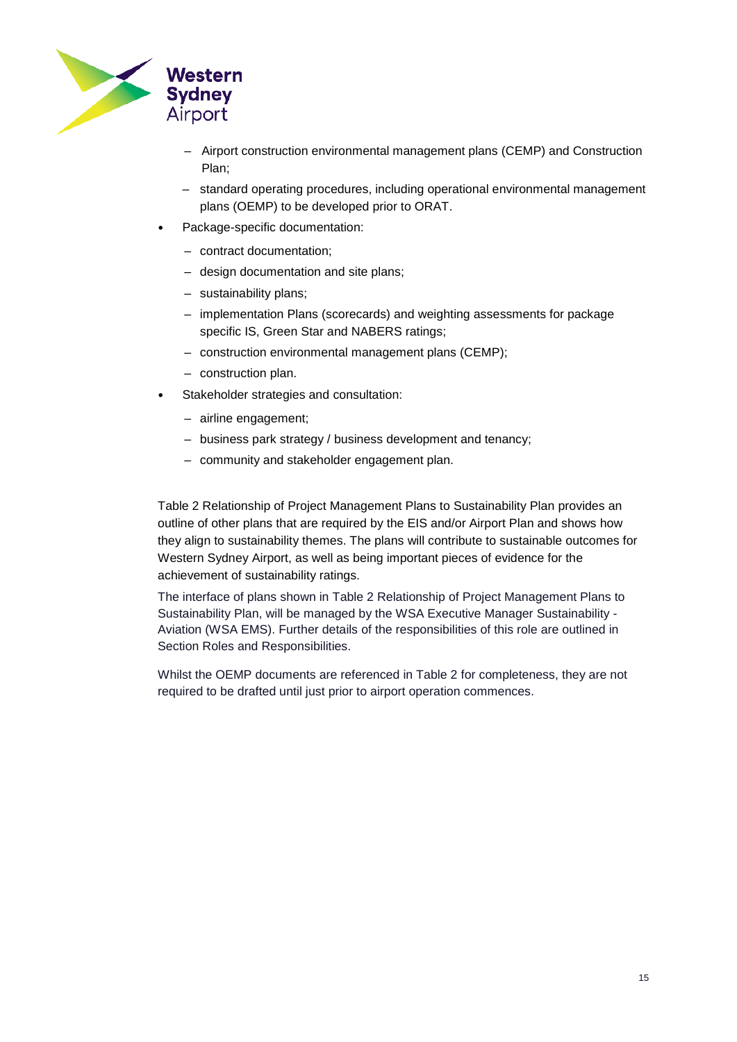- Airport construction environmental management plans (CEMP) and Construction Plan;
  - standard operating procedures, including operational environmental management plans (OEMP) to be developed prior to ORAT.
- Package-specific documentation:
  - contract documentation;
  - design documentation and site plans;
  - sustainability plans;
  - implementation Plans (scorecards) and weighting assessments for package specific IS, Green Star and NABERS ratings;
  - construction environmental management plans (CEMP);
  - construction plan.
- Stakeholder strategies and consultation:
  - airline engagement;
  - business park strategy / business development and tenancy;
  - community and stakeholder engagement plan.

Table 2 Relationship of Project Management Plans to Sustainability Plan provides an outline of other plans that are required by the EIS and/or Airport Plan and shows how they align to sustainability themes. The plans will contribute to sustainable outcomes for Western Sydney Airport, as well as being important pieces of evidence for the achievement of sustainability ratings.

The interface of plans shown in Table 2 Relationship of Project Management Plans to Sustainability Plan, will be managed by the WSA Executive Manager Sustainability - Aviation (WSA EMS). Further details of the responsibilities of this role are outlined in Section Roles and Responsibilities.

Whilst the OEMP documents are referenced in Table 2 for completeness, they are not required to be drafted until just prior to airport operation commences.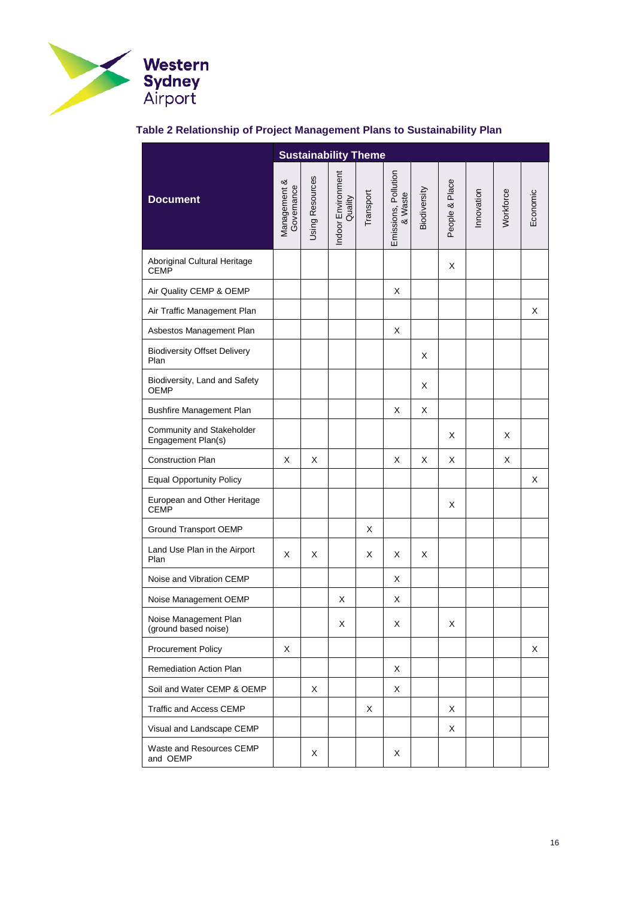### Table 2 Relationship of Project Management Plans to Sustainability Plan

| Document | Sustainability Theme | | | | | | | | | |
|---|---|---|---|---|---|---|---|---|---|---|
| | Management & Governance | Using Resources | Indoor Environment Quality | Transport | Emissions, Pollution & Waste | Biodiversity | People & Place | Innovation | Workforce | Economic |
| Aboriginal Cultural Heritage CEMP | | | | | | | X | | | |
| Air Quality CEMP & OEMP | | | | | X | | | | | |
| Air Traffic Management Plan | | | | | | | | | | X |
| Asbestos Management Plan | | | | | X | | | | | |
| Biodiversity Offset Delivery Plan | | | | | | X | | | | |
| Biodiversity, Land and Safety OEMP | | | | | | X | | | | |
| Bushfire Management Plan | | | | | X | X | | | | |
| Community and Stakeholder Engagement Plan(s) | | | | | | | X | | X | |
| Construction Plan | X | X | | | X | X | X | | X | |
| Equal Opportunity Policy | | | | | | | | | | X |
| European and Other Heritage CEMP | | | | | | | X | | | |
| Ground Transport OEMP | | | | X | | | | | | |
| Land Use Plan in the Airport Plan | X | X | | X | X | X | | | | |
| Noise and Vibration CEMP | | | | | X | | | | | |
| Noise Management OEMP | | | X | | X | | | | | |
| Noise Management Plan (ground based noise) | | | X | | X | | X | | | |
| Procurement Policy | X | | | | | | | | | X |
| Remediation Action Plan | | | | | X | | | | | |
| Soil and Water CEMP & OEMP | | X | | | X | | | | | |
| Traffic and Access CEMP | | | | X | | | X | | | |
| Visual and Landscape CEMP | | | | | | | X | | | |
| Waste and Resources CEMP and OEMP | | X | | | X | | | | | |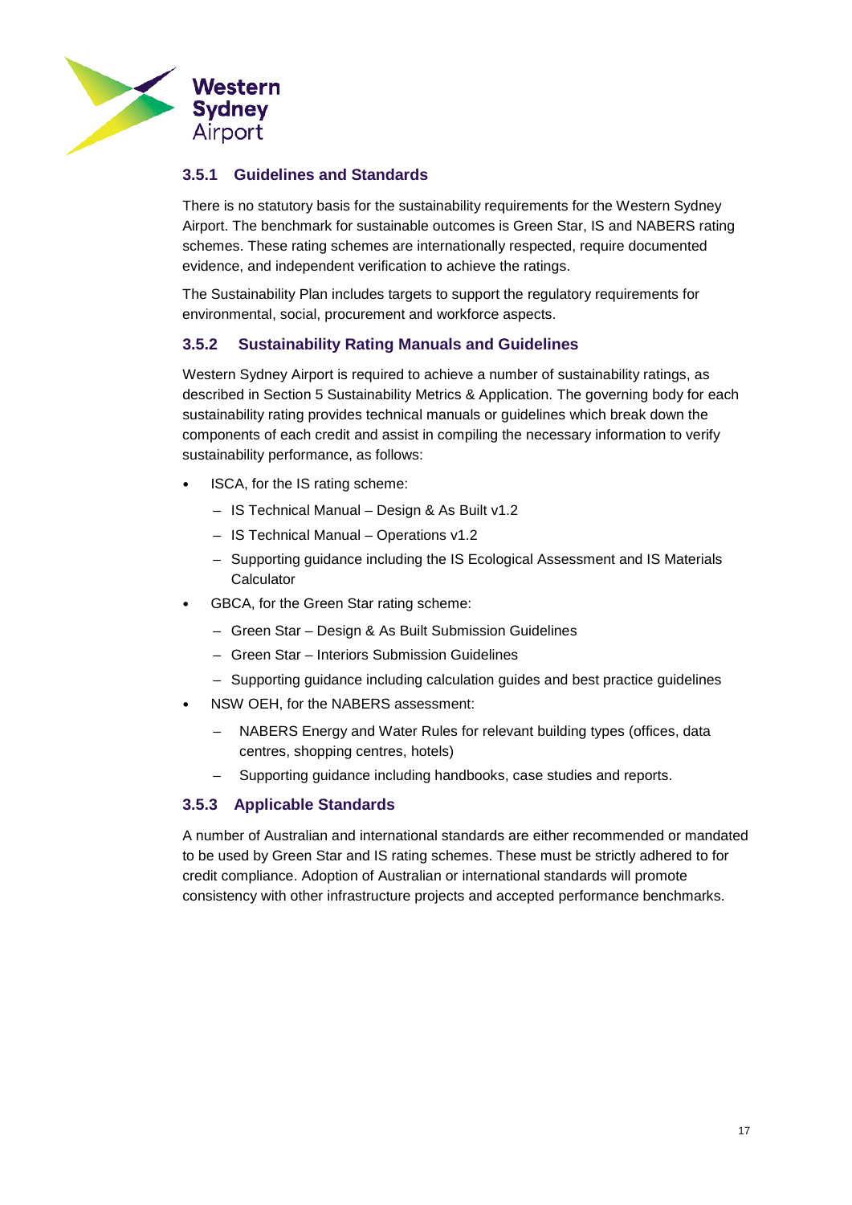### 3.5.1 Guidelines and Standards

There is no statutory basis for the sustainability requirements for the Western Sydney Airport. The benchmark for sustainable outcomes is Green Star, IS and NABERS rating schemes. These rating schemes are internationally respected, require documented evidence, and independent verification to achieve the ratings.

The Sustainability Plan includes targets to support the regulatory requirements for environmental, social, procurement and workforce aspects.

### 3.5.2 Sustainability Rating Manuals and Guidelines

Western Sydney Airport is required to achieve a number of sustainability ratings, as described in Section 5 Sustainability Metrics & Application. The governing body for each sustainability rating provides technical manuals or guidelines which break down the components of each credit and assist in compiling the necessary information to verify sustainability performance, as follows:

- ISCA, for the IS rating scheme:
  - IS Technical Manual – Design & As Built v1.2
  - IS Technical Manual – Operations v1.2
  - Supporting guidance including the IS Ecological Assessment and IS Materials Calculator
- GBCA, for the Green Star rating scheme:
  - Green Star – Design & As Built Submission Guidelines
  - Green Star – Interiors Submission Guidelines
  - Supporting guidance including calculation guides and best practice guidelines
- NSW OEH, for the NABERS assessment:
  - NABERS Energy and Water Rules for relevant building types (offices, data centres, shopping centres, hotels)
  - Supporting guidance including handbooks, case studies and reports.

### 3.5.3 Applicable Standards

A number of Australian and international standards are either recommended or mandated to be used by Green Star and IS rating schemes. These must be strictly adhered to for credit compliance. Adoption of Australian or international standards will promote consistency with other infrastructure projects and accepted performance benchmarks.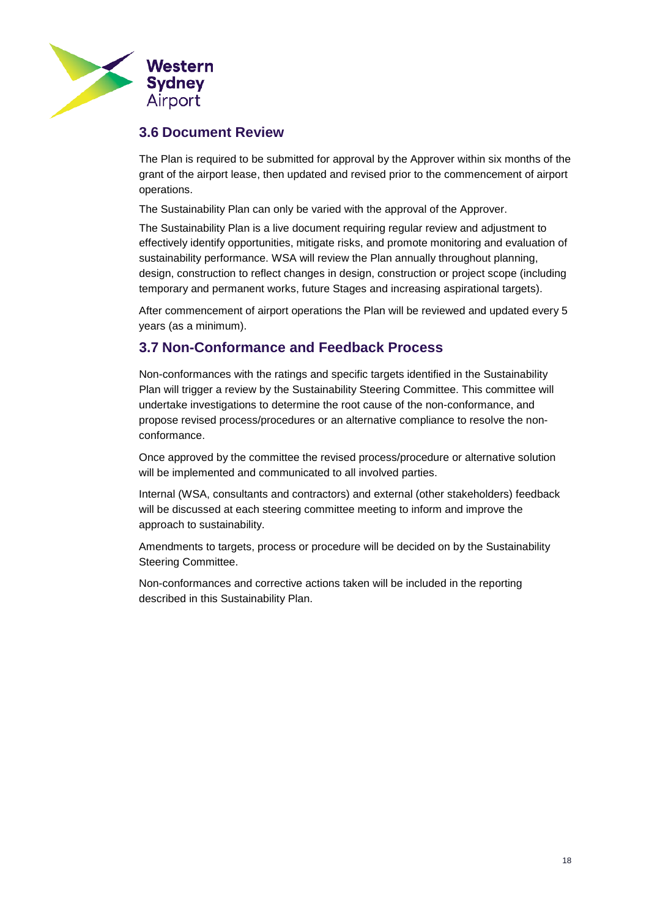## 3.6 Document Review

The Plan is required to be submitted for approval by the Approver within six months of the grant of the airport lease, then updated and revised prior to the commencement of airport operations.

The Sustainability Plan can only be varied with the approval of the Approver.

The Sustainability Plan is a live document requiring regular review and adjustment to effectively identify opportunities, mitigate risks, and promote monitoring and evaluation of sustainability performance. WSA will review the Plan annually throughout planning, design, construction to reflect changes in design, construction or project scope (including temporary and permanent works, future Stages and increasing aspirational targets).

After commencement of airport operations the Plan will be reviewed and updated every 5 years (as a minimum).

## 3.7 Non-Conformance and Feedback Process

Non-conformances with the ratings and specific targets identified in the Sustainability Plan will trigger a review by the Sustainability Steering Committee. This committee will undertake investigations to determine the root cause of the non-conformance, and propose revised process/procedures or an alternative compliance to resolve the non-conformance.

Once approved by the committee the revised process/procedure or alternative solution will be implemented and communicated to all involved parties.

Internal (WSA, consultants and contractors) and external (other stakeholders) feedback will be discussed at each steering committee meeting to inform and improve the approach to sustainability.

Amendments to targets, process or procedure will be decided on by the Sustainability Steering Committee.

Non-conformances and corrective actions taken will be included in the reporting described in this Sustainability Plan.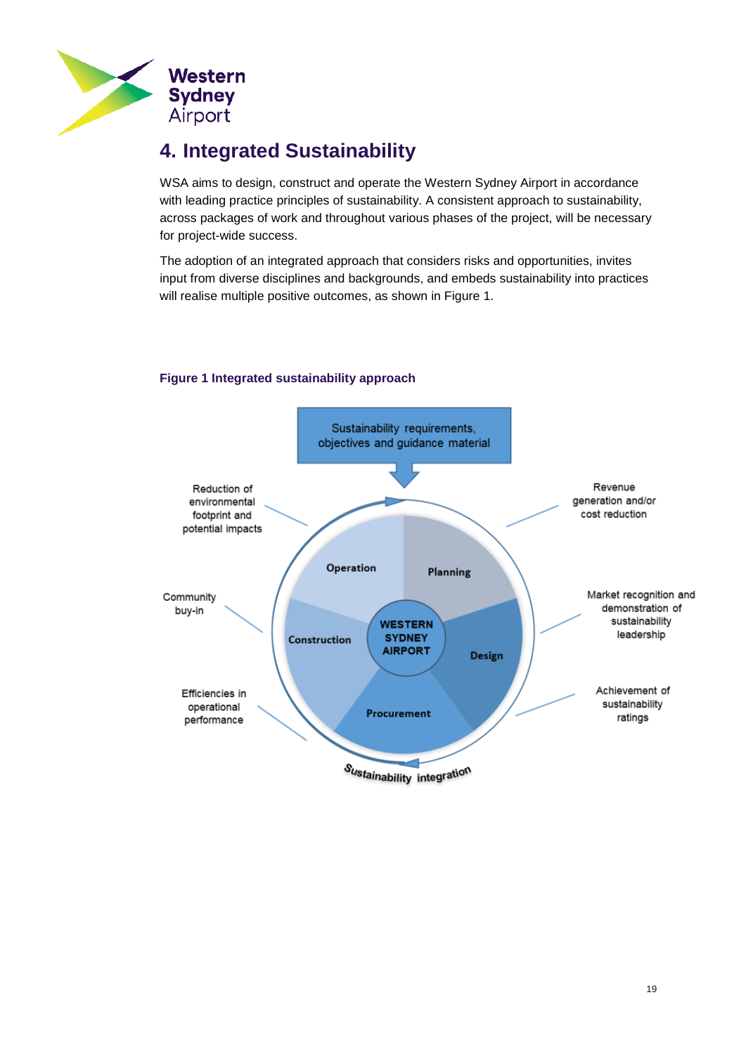# 4. Integrated Sustainability

WSA aims to design, construct and operate the Western Sydney Airport in accordance with leading practice principles of sustainability. A consistent approach to sustainability, across packages of work and throughout various phases of the project, will be necessary for project-wide success.

The adoption of an integrated approach that considers risks and opportunities, invites input from diverse disciplines and backgrounds, and embeds sustainability into practices will realise multiple positive outcomes, as shown in Figure 1.

**Figure 1 Integrated sustainability approach**

Sustainability requirements, objectives and guidance material

WESTERN SYDNEY AIRPORT

Planning

Design

Procurement

Construction

Operation

Sustainability integration

Reduction of environmental footprint and potential impacts

Community buy-in

Efficiencies in operational performance

Revenue generation and/or cost reduction

Market recognition and demonstration of sustainability leadership

Achievement of sustainability ratings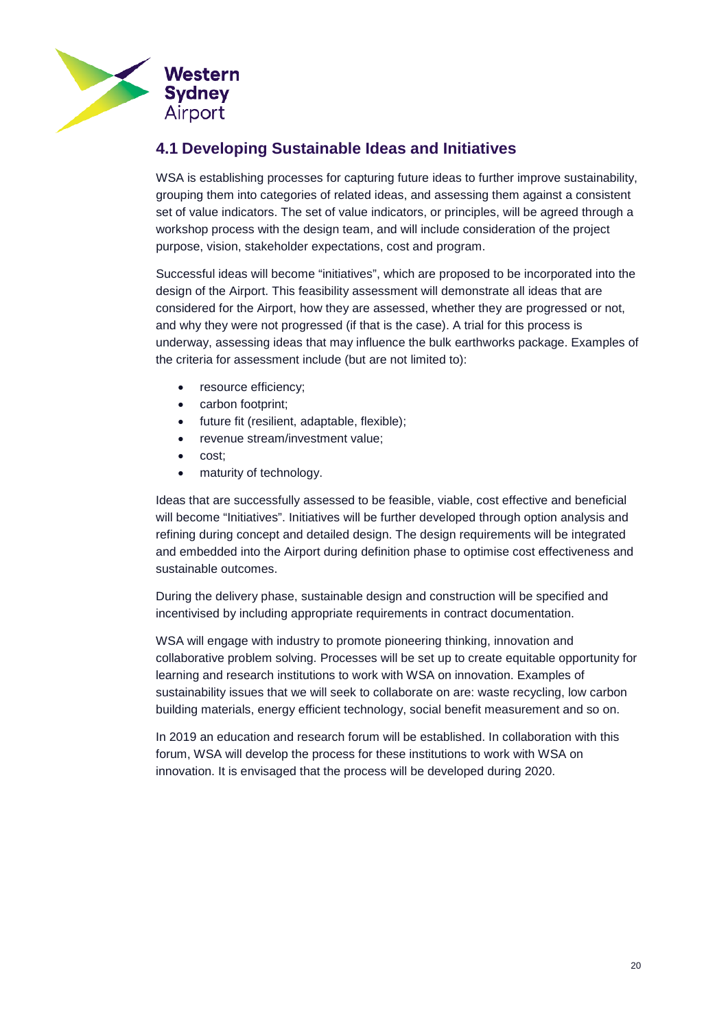## 4.1 Developing Sustainable Ideas and Initiatives

WSA is establishing processes for capturing future ideas to further improve sustainability, grouping them into categories of related ideas, and assessing them against a consistent set of value indicators. The set of value indicators, or principles, will be agreed through a workshop process with the design team, and will include consideration of the project purpose, vision, stakeholder expectations, cost and program.

Successful ideas will become “initiatives”, which are proposed to be incorporated into the design of the Airport. This feasibility assessment will demonstrate all ideas that are considered for the Airport, how they are assessed, whether they are progressed or not, and why they were not progressed (if that is the case). A trial for this process is underway, assessing ideas that may influence the bulk earthworks package. Examples of the criteria for assessment include (but are not limited to):

- resource efficiency;
- carbon footprint;
- future fit (resilient, adaptable, flexible);
- revenue stream/investment value;
- cost;
- maturity of technology.

Ideas that are successfully assessed to be feasible, viable, cost effective and beneficial will become “Initiatives”. Initiatives will be further developed through option analysis and refining during concept and detailed design. The design requirements will be integrated and embedded into the Airport during definition phase to optimise cost effectiveness and sustainable outcomes.

During the delivery phase, sustainable design and construction will be specified and incentivised by including appropriate requirements in contract documentation.

WSA will engage with industry to promote pioneering thinking, innovation and collaborative problem solving. Processes will be set up to create equitable opportunity for learning and research institutions to work with WSA on innovation. Examples of sustainability issues that we will seek to collaborate on are: waste recycling, low carbon building materials, energy efficient technology, social benefit measurement and so on.

In 2019 an education and research forum will be established. In collaboration with this forum, WSA will develop the process for these institutions to work with WSA on innovation. It is envisaged that the process will be developed during 2020.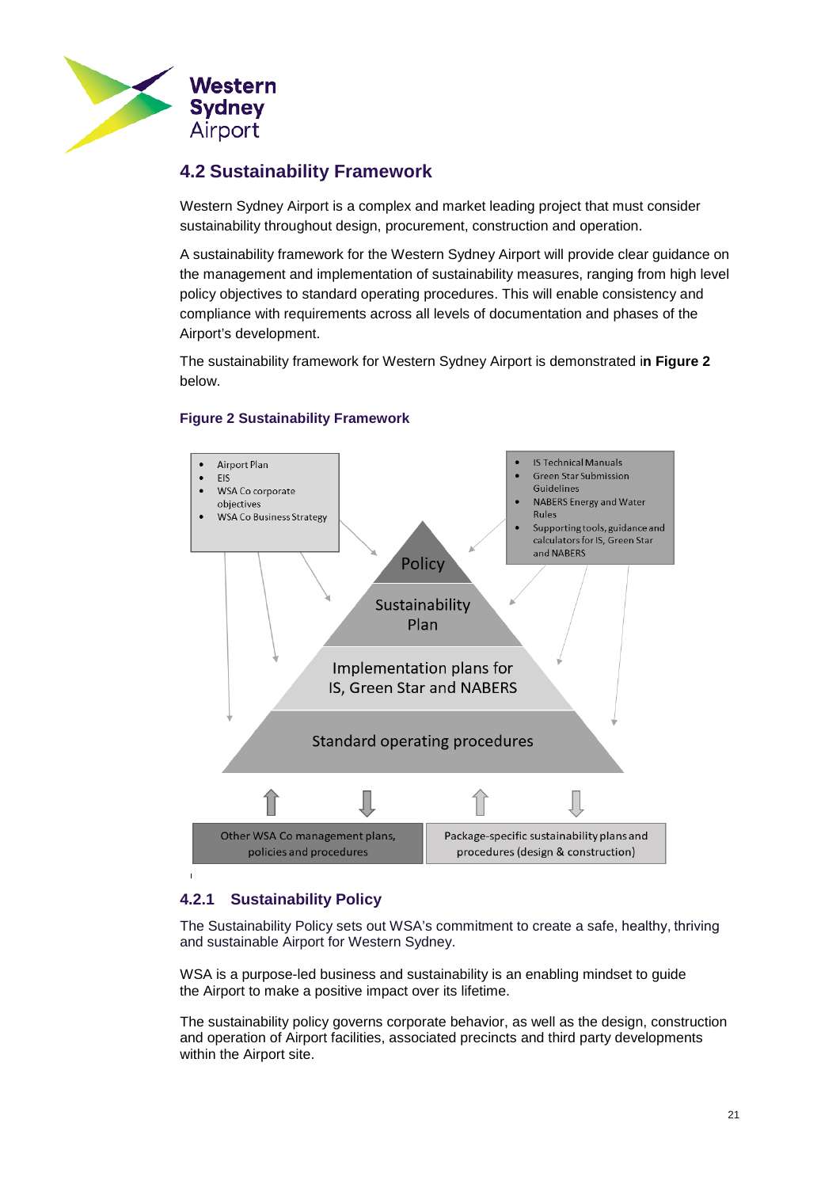## 4.2 Sustainability Framework

Western Sydney Airport is a complex and market leading project that must consider sustainability throughout design, procurement, construction and operation.

A sustainability framework for the Western Sydney Airport will provide clear guidance on the management and implementation of sustainability measures, ranging from high level policy objectives to standard operating procedures. This will enable consistency and compliance with requirements across all levels of documentation and phases of the Airport's development.

The sustainability framework for Western Sydney Airport is demonstrated i**n Figure 2** below.

**Figure 2 Sustainability Framework**

- Airport Plan
- EIS
- WSA Co corporate objectives
- WSA Co Business Strategy

- IS Technical Manuals
- Green Star Submission Guidelines
- NABERS Energy and Water Rules
- Supporting tools, guidance and calculators for IS, Green Star and NABERS

Policy

Sustainability Plan

Implementation plans for IS, Green Star and NABERS

Standard operating procedures

Other WSA Co management plans, policies and procedures

Package-specific sustainability plans and procedures (design & construction)

### 4.2.1 Sustainability Policy

The Sustainability Policy sets out WSA's commitment to create a safe, healthy, thriving and sustainable Airport for Western Sydney.

WSA is a purpose-led business and sustainability is an enabling mindset to guide the Airport to make a positive impact over its lifetime.

The sustainability policy governs corporate behavior, as well as the design, construction and operation of Airport facilities, associated precincts and third party developments within the Airport site.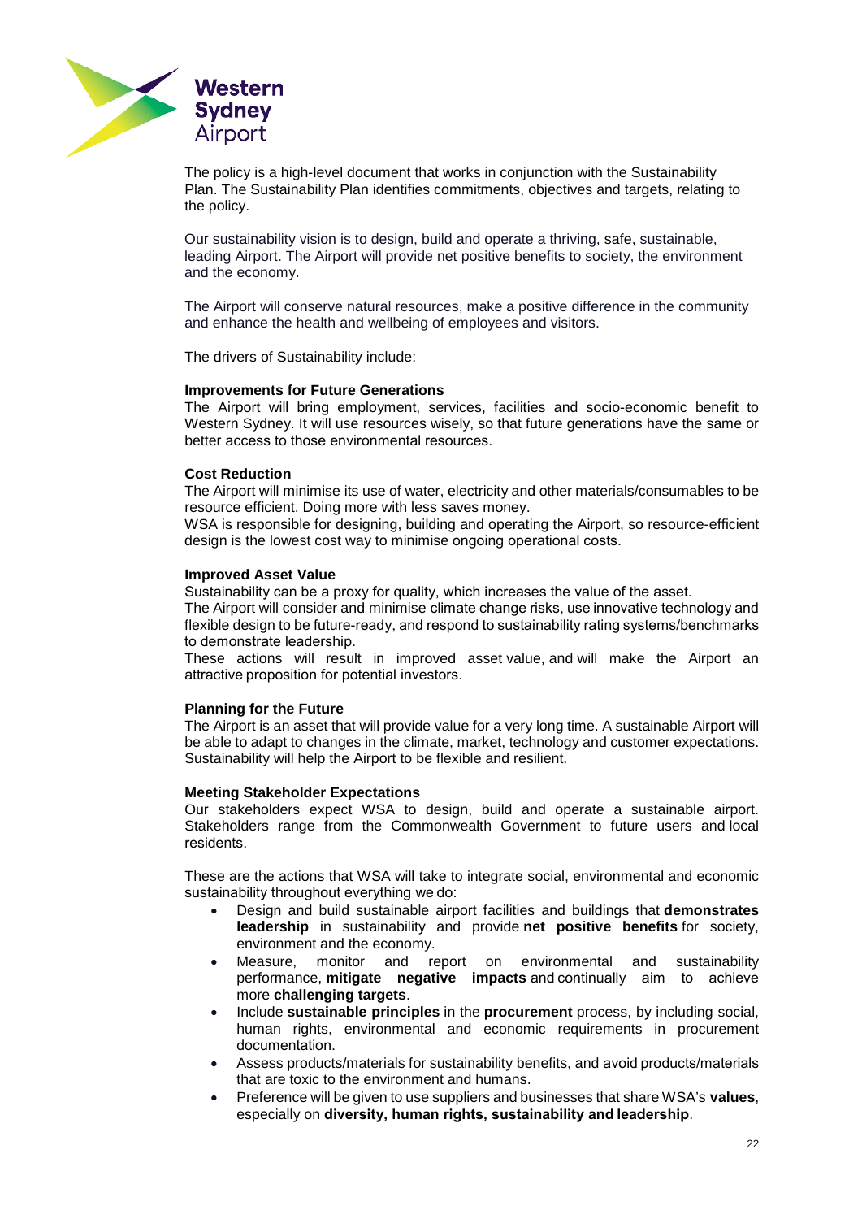The policy is a high-level document that works in conjunction with the Sustainability Plan. The Sustainability Plan identifies commitments, objectives and targets, relating to the policy.

Our sustainability vision is to design, build and operate a thriving, safe, sustainable, leading Airport. The Airport will provide net positive benefits to society, the environment and the economy.

The Airport will conserve natural resources, make a positive difference in the community and enhance the health and wellbeing of employees and visitors.

The drivers of Sustainability include:

**Improvements for Future Generations**
The Airport will bring employment, services, facilities and socio-economic benefit to Western Sydney. It will use resources wisely, so that future generations have the same or better access to those environmental resources.

**Cost Reduction**
The Airport will minimise its use of water, electricity and other materials/consumables to be resource efficient. Doing more with less saves money.
WSA is responsible for designing, building and operating the Airport, so resource-efficient design is the lowest cost way to minimise ongoing operational costs.

**Improved Asset Value**
Sustainability can be a proxy for quality, which increases the value of the asset.
The Airport will consider and minimise climate change risks, use innovative technology and flexible design to be future-ready, and respond to sustainability rating systems/benchmarks to demonstrate leadership.
These actions will result in improved asset value, and will make the Airport an attractive proposition for potential investors.

**Planning for the Future**
The Airport is an asset that will provide value for a very long time. A sustainable Airport will be able to adapt to changes in the climate, market, technology and customer expectations. Sustainability will help the Airport to be flexible and resilient.

**Meeting Stakeholder Expectations**
Our stakeholders expect WSA to design, build and operate a sustainable airport. Stakeholders range from the Commonwealth Government to future users and local residents.

These are the actions that WSA will take to integrate social, environmental and economic sustainability throughout everything we do:

- Design and build sustainable airport facilities and buildings that **demonstrates leadership** in sustainability and provide **net positive benefits** for society, environment and the economy.
- Measure, monitor and report on environmental and sustainability performance, **mitigate negative impacts** and continually aim to achieve more **challenging targets**.
- Include **sustainable principles** in the **procurement** process, by including social, human rights, environmental and economic requirements in procurement documentation.
- Assess products/materials for sustainability benefits, and avoid products/materials that are toxic to the environment and humans.
- Preference will be given to use suppliers and businesses that share WSA's **values**, especially on **diversity, human rights, sustainability and leadership**.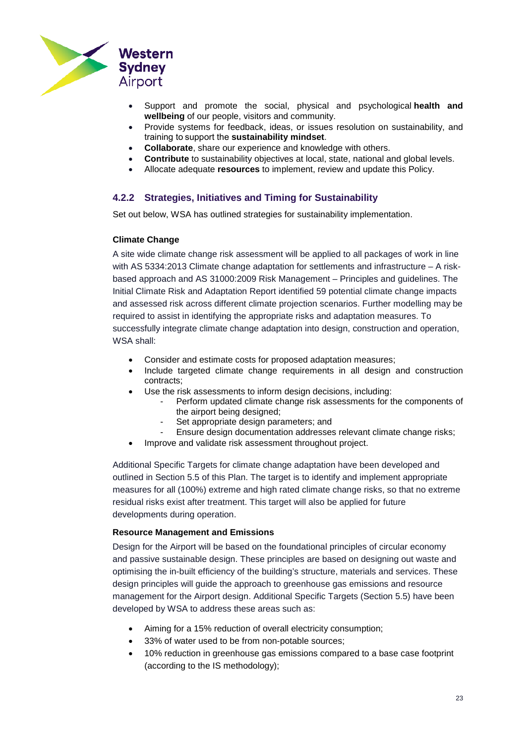- Support and promote the social, physical and psychological **health and wellbeing** of our people, visitors and community.
- Provide systems for feedback, ideas, or issues resolution on sustainability, and training to support the **sustainability mindset**.
- **Collaborate**, share our experience and knowledge with others.
- **Contribute** to sustainability objectives at local, state, national and global levels.
- Allocate adequate **resources** to implement, review and update this Policy.

### 4.2.2 Strategies, Initiatives and Timing for Sustainability

Set out below, WSA has outlined strategies for sustainability implementation.

**Climate Change**

A site wide climate change risk assessment will be applied to all packages of work in line with AS 5334:2013 Climate change adaptation for settlements and infrastructure – A risk-based approach and AS 31000:2009 Risk Management – Principles and guidelines. The Initial Climate Risk and Adaptation Report identified 59 potential climate change impacts and assessed risk across different climate projection scenarios. Further modelling may be required to assist in identifying the appropriate risks and adaptation measures. To successfully integrate climate change adaptation into design, construction and operation, WSA shall:

- Consider and estimate costs for proposed adaptation measures;
- Include targeted climate change requirements in all design and construction contracts;
- Use the risk assessments to inform design decisions, including:
    - Perform updated climate change risk assessments for the components of the airport being designed;
    - Set appropriate design parameters; and
    - Ensure design documentation addresses relevant climate change risks;
- Improve and validate risk assessment throughout project.

Additional Specific Targets for climate change adaptation have been developed and outlined in Section 5.5 of this Plan. The target is to identify and implement appropriate measures for all (100%) extreme and high rated climate change risks, so that no extreme residual risks exist after treatment. This target will also be applied for future developments during operation.

**Resource Management and Emissions**

Design for the Airport will be based on the foundational principles of circular economy and passive sustainable design. These principles are based on designing out waste and optimising the in-built efficiency of the building's structure, materials and services. These design principles will guide the approach to greenhouse gas emissions and resource management for the Airport design. Additional Specific Targets (Section 5.5) have been developed by WSA to address these areas such as:

- Aiming for a 15% reduction of overall electricity consumption;
- 33% of water used to be from non-potable sources;
- 10% reduction in greenhouse gas emissions compared to a base case footprint (according to the IS methodology);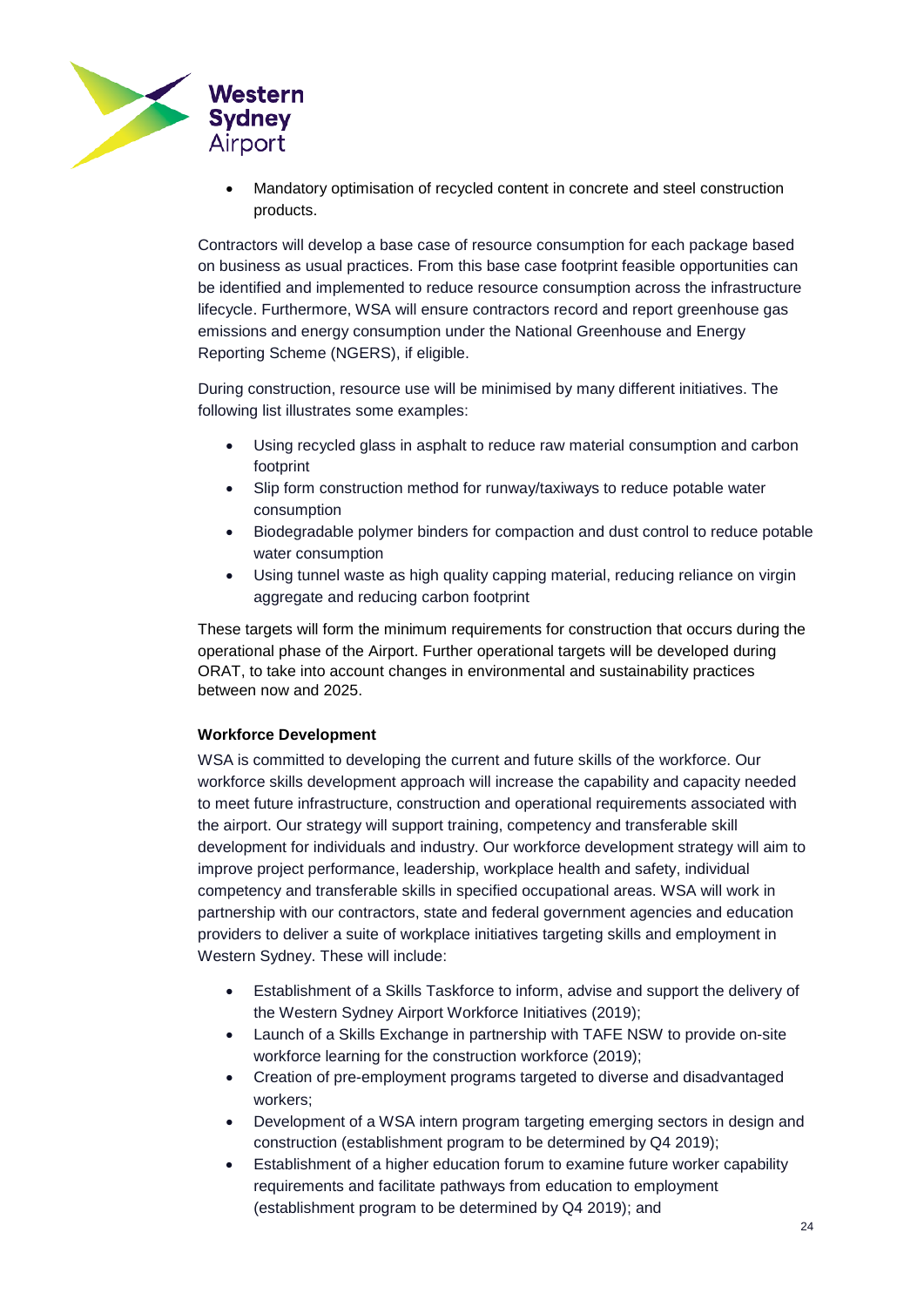- Mandatory optimisation of recycled content in concrete and steel construction products.

Contractors will develop a base case of resource consumption for each package based on business as usual practices. From this base case footprint feasible opportunities can be identified and implemented to reduce resource consumption across the infrastructure lifecycle. Furthermore, WSA will ensure contractors record and report greenhouse gas emissions and energy consumption under the National Greenhouse and Energy Reporting Scheme (NGERS), if eligible.

During construction, resource use will be minimised by many different initiatives. The following list illustrates some examples:

- Using recycled glass in asphalt to reduce raw material consumption and carbon footprint
- Slip form construction method for runway/taxiways to reduce potable water consumption
- Biodegradable polymer binders for compaction and dust control to reduce potable water consumption
- Using tunnel waste as high quality capping material, reducing reliance on virgin aggregate and reducing carbon footprint

These targets will form the minimum requirements for construction that occurs during the operational phase of the Airport. Further operational targets will be developed during ORAT, to take into account changes in environmental and sustainability practices between now and 2025.

**Workforce Development**

WSA is committed to developing the current and future skills of the workforce. Our workforce skills development approach will increase the capability and capacity needed to meet future infrastructure, construction and operational requirements associated with the airport. Our strategy will support training, competency and transferable skill development for individuals and industry. Our workforce development strategy will aim to improve project performance, leadership, workplace health and safety, individual competency and transferable skills in specified occupational areas. WSA will work in partnership with our contractors, state and federal government agencies and education providers to deliver a suite of workplace initiatives targeting skills and employment in Western Sydney. These will include:

- Establishment of a Skills Taskforce to inform, advise and support the delivery of the Western Sydney Airport Workforce Initiatives (2019);
- Launch of a Skills Exchange in partnership with TAFE NSW to provide on-site workforce learning for the construction workforce (2019);
- Creation of pre-employment programs targeted to diverse and disadvantaged workers;
- Development of a WSA intern program targeting emerging sectors in design and construction (establishment program to be determined by Q4 2019);
- Establishment of a higher education forum to examine future worker capability requirements and facilitate pathways from education to employment (establishment program to be determined by Q4 2019); and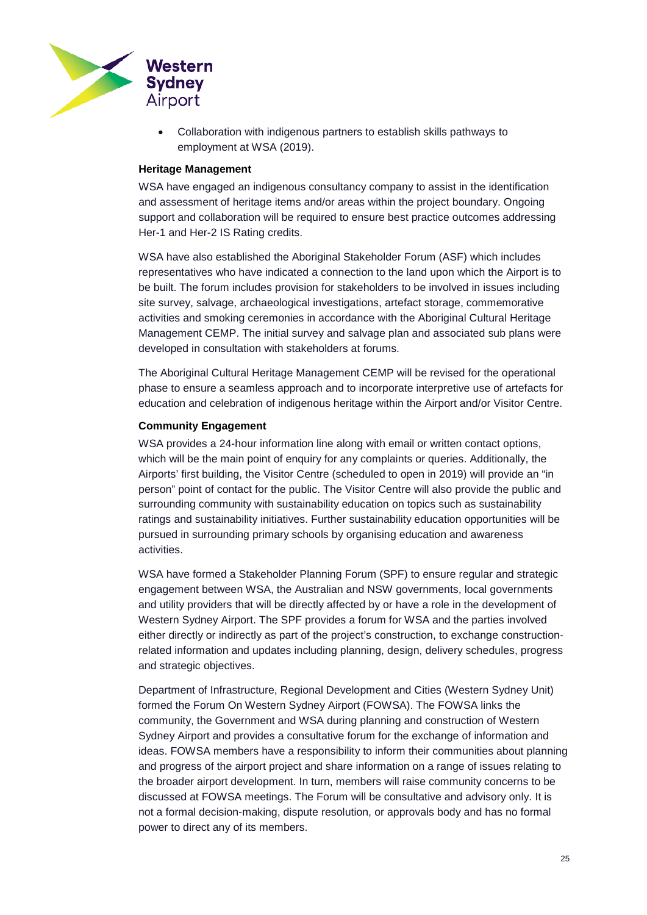- Collaboration with indigenous partners to establish skills pathways to employment at WSA (2019).

**Heritage Management**

WSA have engaged an indigenous consultancy company to assist in the identification and assessment of heritage items and/or areas within the project boundary. Ongoing support and collaboration will be required to ensure best practice outcomes addressing Her-1 and Her-2 IS Rating credits.

WSA have also established the Aboriginal Stakeholder Forum (ASF) which includes representatives who have indicated a connection to the land upon which the Airport is to be built. The forum includes provision for stakeholders to be involved in issues including site survey, salvage, archaeological investigations, artefact storage, commemorative activities and smoking ceremonies in accordance with the Aboriginal Cultural Heritage Management CEMP. The initial survey and salvage plan and associated sub plans were developed in consultation with stakeholders at forums.

The Aboriginal Cultural Heritage Management CEMP will be revised for the operational phase to ensure a seamless approach and to incorporate interpretive use of artefacts for education and celebration of indigenous heritage within the Airport and/or Visitor Centre.

**Community Engagement**

WSA provides a 24-hour information line along with email or written contact options, which will be the main point of enquiry for any complaints or queries. Additionally, the Airports' first building, the Visitor Centre (scheduled to open in 2019) will provide an "in person" point of contact for the public. The Visitor Centre will also provide the public and surrounding community with sustainability education on topics such as sustainability ratings and sustainability initiatives. Further sustainability education opportunities will be pursued in surrounding primary schools by organising education and awareness activities.

WSA have formed a Stakeholder Planning Forum (SPF) to ensure regular and strategic engagement between WSA, the Australian and NSW governments, local governments and utility providers that will be directly affected by or have a role in the development of Western Sydney Airport. The SPF provides a forum for WSA and the parties involved either directly or indirectly as part of the project's construction, to exchange construction-related information and updates including planning, design, delivery schedules, progress and strategic objectives.

Department of Infrastructure, Regional Development and Cities (Western Sydney Unit) formed the Forum On Western Sydney Airport (FOWSA). The FOWSA links the community, the Government and WSA during planning and construction of Western Sydney Airport and provides a consultative forum for the exchange of information and ideas. FOWSA members have a responsibility to inform their communities about planning and progress of the airport project and share information on a range of issues relating to the broader airport development. In turn, members will raise community concerns to be discussed at FOWSA meetings. The Forum will be consultative and advisory only. It is not a formal decision-making, dispute resolution, or approvals body and has no formal power to direct any of its members.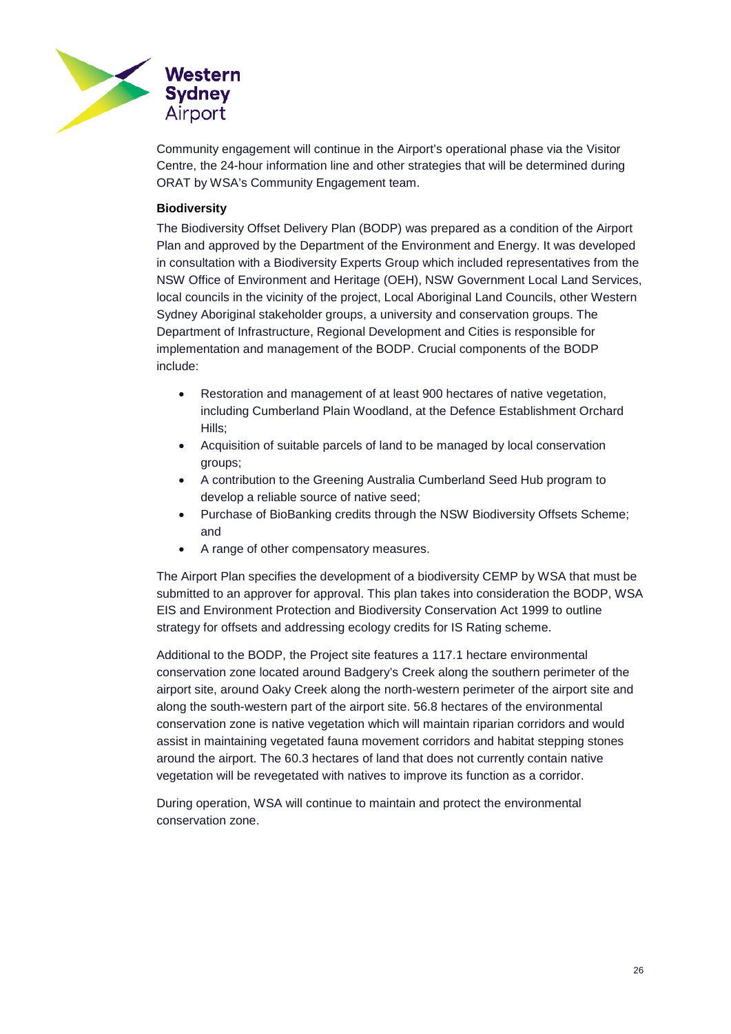Community engagement will continue in the Airport's operational phase via the Visitor Centre, the 24-hour information line and other strategies that will be determined during ORAT by WSA's Community Engagement team.

**Biodiversity**

The Biodiversity Offset Delivery Plan (BODP) was prepared as a condition of the Airport Plan and approved by the Department of the Environment and Energy. It was developed in consultation with a Biodiversity Experts Group which included representatives from the NSW Office of Environment and Heritage (OEH), NSW Government Local Land Services, local councils in the vicinity of the project, Local Aboriginal Land Councils, other Western Sydney Aboriginal stakeholder groups, a university and conservation groups. The Department of Infrastructure, Regional Development and Cities is responsible for implementation and management of the BODP. Crucial components of the BODP include:

- Restoration and management of at least 900 hectares of native vegetation, including Cumberland Plain Woodland, at the Defence Establishment Orchard Hills;
- Acquisition of suitable parcels of land to be managed by local conservation groups;
- A contribution to the Greening Australia Cumberland Seed Hub program to develop a reliable source of native seed;
- Purchase of BioBanking credits through the NSW Biodiversity Offsets Scheme; and
- A range of other compensatory measures.

The Airport Plan specifies the development of a biodiversity CEMP by WSA that must be submitted to an approver for approval. This plan takes into consideration the BODP, WSA EIS and Environment Protection and Biodiversity Conservation Act 1999 to outline strategy for offsets and addressing ecology credits for IS Rating scheme.

Additional to the BODP, the Project site features a 117.1 hectare environmental conservation zone located around Badgery's Creek along the southern perimeter of the airport site, around Oaky Creek along the north-western perimeter of the airport site and along the south-western part of the airport site. 56.8 hectares of the environmental conservation zone is native vegetation which will maintain riparian corridors and would assist in maintaining vegetated fauna movement corridors and habitat stepping stones around the airport. The 60.3 hectares of land that does not currently contain native vegetation will be revegetated with natives to improve its function as a corridor.

During operation, WSA will continue to maintain and protect the environmental conservation zone.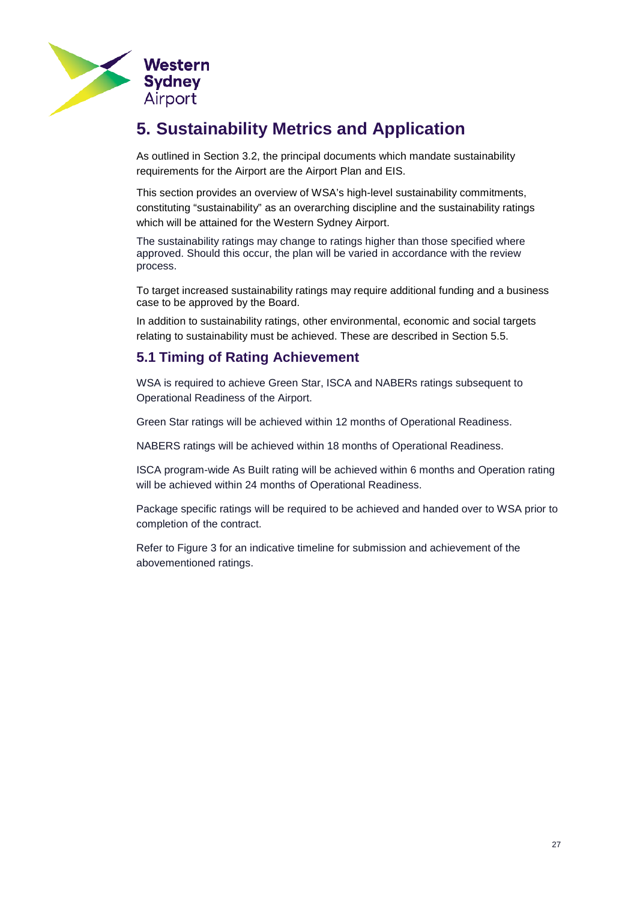# 5. Sustainability Metrics and Application

As outlined in Section 3.2, the principal documents which mandate sustainability requirements for the Airport are the Airport Plan and EIS.

This section provides an overview of WSA's high-level sustainability commitments, constituting "sustainability" as an overarching discipline and the sustainability ratings which will be attained for the Western Sydney Airport.

The sustainability ratings may change to ratings higher than those specified where approved. Should this occur, the plan will be varied in accordance with the review process.

To target increased sustainability ratings may require additional funding and a business case to be approved by the Board.

In addition to sustainability ratings, other environmental, economic and social targets relating to sustainability must be achieved. These are described in Section 5.5.

## 5.1 Timing of Rating Achievement

WSA is required to achieve Green Star, ISCA and NABERs ratings subsequent to Operational Readiness of the Airport.

Green Star ratings will be achieved within 12 months of Operational Readiness.

NABERS ratings will be achieved within 18 months of Operational Readiness.

ISCA program-wide As Built rating will be achieved within 6 months and Operation rating will be achieved within 24 months of Operational Readiness.

Package specific ratings will be required to be achieved and handed over to WSA prior to completion of the contract.

Refer to Figure 3 for an indicative timeline for submission and achievement of the abovementioned ratings.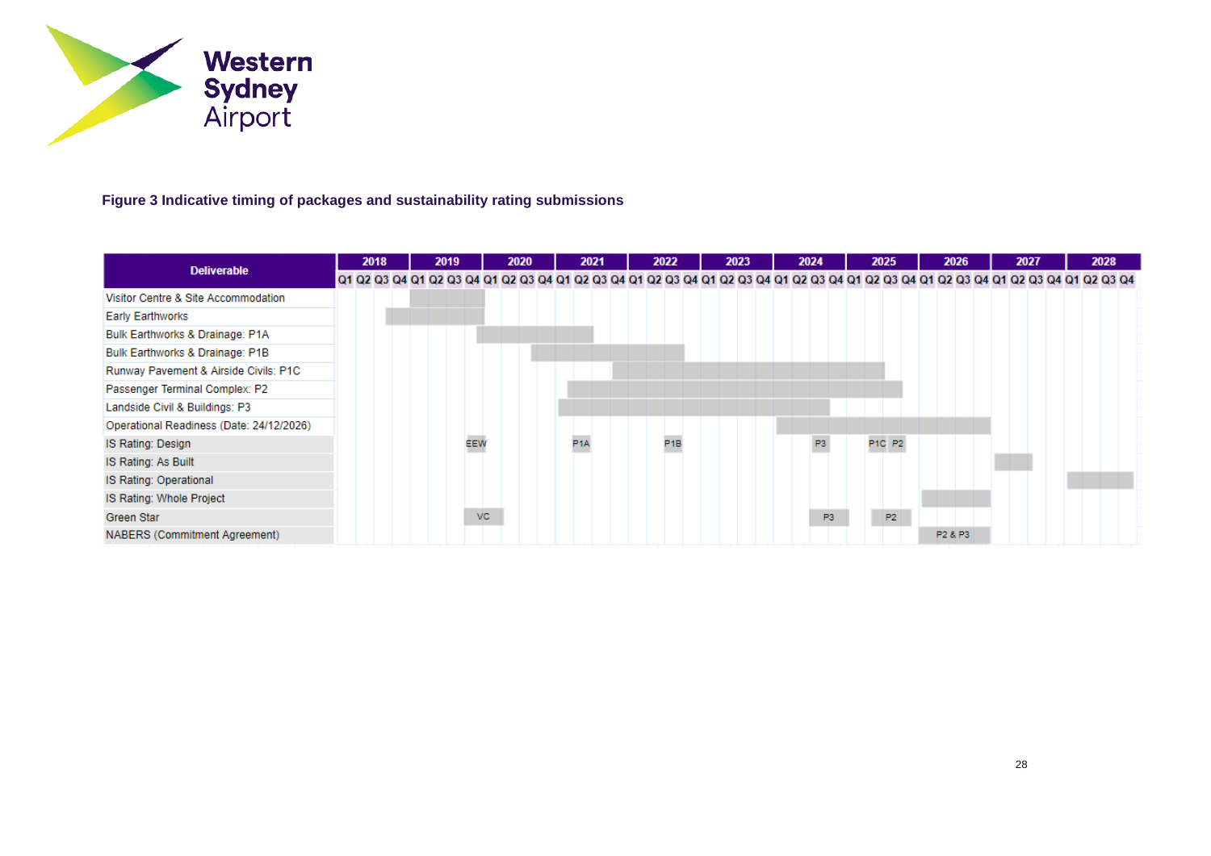**Figure 3 Indicative timing of packages and sustainability rating submissions**

| Deliverable | Indicative timing (approximate, read from chart) | Chart labels |
|---|---|---|
| Visitor Centre & Site Accommodation | 2019 Q1 – 2019 Q4 | |
| Early Earthworks | 2018 Q3 – 2019 Q4 | |
| Bulk Earthworks & Drainage: P1A | 2019 Q4 – 2021 Q2 | |
| Bulk Earthworks & Drainage: P1B | 2020 Q3 – 2022 Q3 | |
| Runway Pavement & Airside Civils: P1C | 2021 Q4 – 2025 Q2 | |
| Passenger Terminal Complex: P2 | 2021 Q2 – 2025 Q3 | |
| Landside Civil & Buildings: P3 | 2021 Q1 – 2024 Q3 | |
| Operational Readiness (Date: 24/12/2026) | 2024 Q1 – 2026 Q4 | |
| IS Rating: Design | EEW: 2019 Q4; P1A: 2021 Q2; P1B: 2022 Q3; P3: 2024 Q3; P1C: 2025 Q2; P2: 2025 Q3 | EEW, P1A, P1B, P3, P1C, P2 |
| IS Rating: As Built | 2027 Q1 – 2027 Q2 | |
| IS Rating: Operational | 2028 Q1 – 2028 Q4 | |
| IS Rating: Whole Project | 2026 Q1 – 2026 Q4 | |
| Green Star | VC: 2019 Q4 – 2020 Q1; P3: 2024 Q3 – 2024 Q4; P2: 2025 Q2 – 2025 Q3 | VC, P3, P2 |
| NABERS (Commitment Agreement) | P2 & P3: 2026 Q1 – 2026 Q4 | P2 & P3 |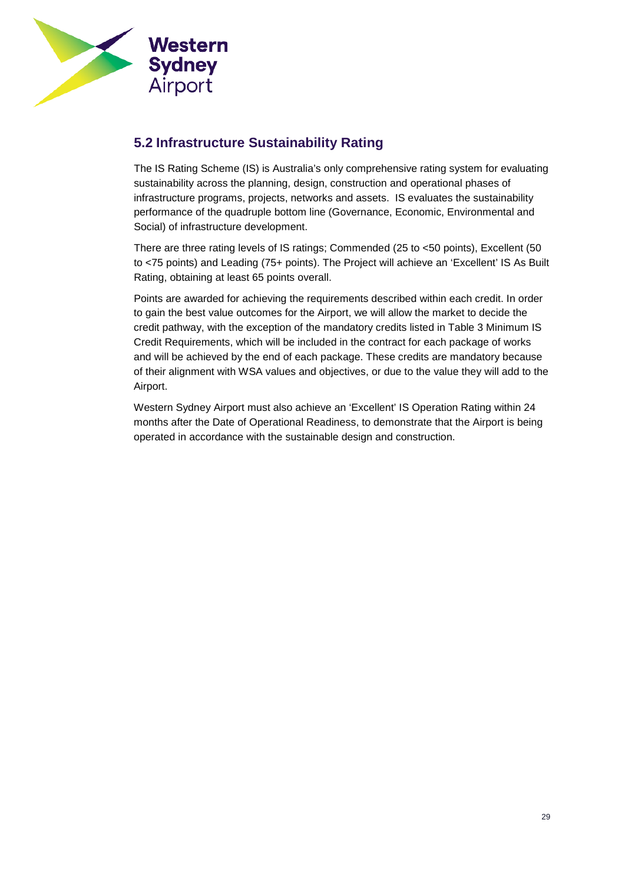## 5.2 Infrastructure Sustainability Rating

The IS Rating Scheme (IS) is Australia's only comprehensive rating system for evaluating sustainability across the planning, design, construction and operational phases of infrastructure programs, projects, networks and assets. IS evaluates the sustainability performance of the quadruple bottom line (Governance, Economic, Environmental and Social) of infrastructure development.

There are three rating levels of IS ratings; Commended (25 to <50 points), Excellent (50 to <75 points) and Leading (75+ points). The Project will achieve an 'Excellent' IS As Built Rating, obtaining at least 65 points overall.

Points are awarded for achieving the requirements described within each credit. In order to gain the best value outcomes for the Airport, we will allow the market to decide the credit pathway, with the exception of the mandatory credits listed in Table 3 Minimum IS Credit Requirements, which will be included in the contract for each package of works and will be achieved by the end of each package. These credits are mandatory because of their alignment with WSA values and objectives, or due to the value they will add to the Airport.

Western Sydney Airport must also achieve an 'Excellent' IS Operation Rating within 24 months after the Date of Operational Readiness, to demonstrate that the Airport is being operated in accordance with the sustainable design and construction.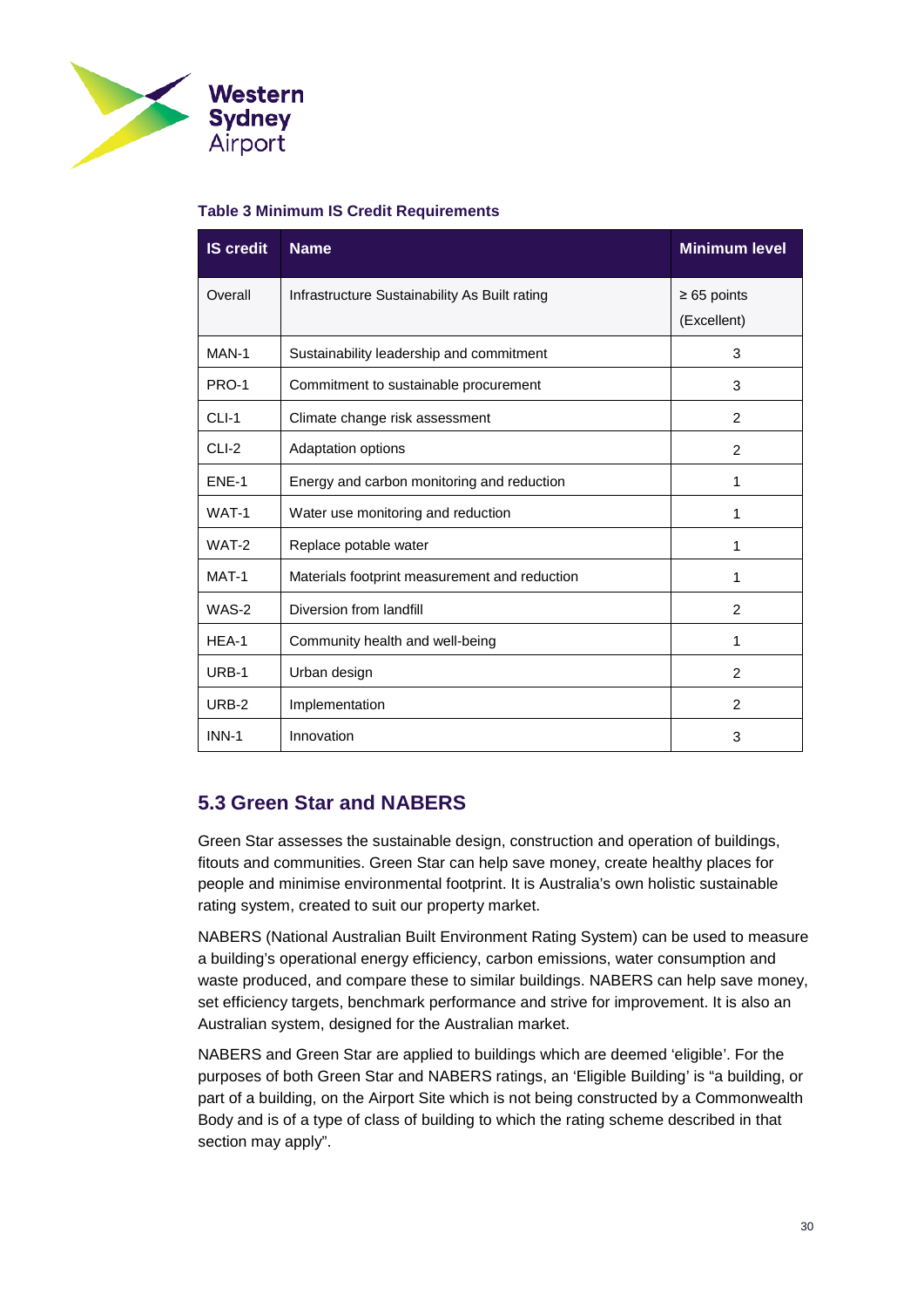**Table 3 Minimum IS Credit Requirements**

| IS credit | Name | Minimum level |
|---|---|---|
| Overall | Infrastructure Sustainability As Built rating | ≥ 65 points (Excellent) |
| MAN-1 | Sustainability leadership and commitment | 3 |
| PRO-1 | Commitment to sustainable procurement | 3 |
| CLI-1 | Climate change risk assessment | 2 |
| CLI-2 | Adaptation options | 2 |
| ENE-1 | Energy and carbon monitoring and reduction | 1 |
| WAT-1 | Water use monitoring and reduction | 1 |
| WAT-2 | Replace potable water | 1 |
| MAT-1 | Materials footprint measurement and reduction | 1 |
| WAS-2 | Diversion from landfill | 2 |
| HEA-1 | Community health and well-being | 1 |
| URB-1 | Urban design | 2 |
| URB-2 | Implementation | 2 |
| INN-1 | Innovation | 3 |

## 5.3 Green Star and NABERS

Green Star assesses the sustainable design, construction and operation of buildings, fitouts and communities. Green Star can help save money, create healthy places for people and minimise environmental footprint. It is Australia's own holistic sustainable rating system, created to suit our property market.

NABERS (National Australian Built Environment Rating System) can be used to measure a building's operational energy efficiency, carbon emissions, water consumption and waste produced, and compare these to similar buildings. NABERS can help save money, set efficiency targets, benchmark performance and strive for improvement. It is also an Australian system, designed for the Australian market.

NABERS and Green Star are applied to buildings which are deemed 'eligible'. For the purposes of both Green Star and NABERS ratings, an 'Eligible Building' is "a building, or part of a building, on the Airport Site which is not being constructed by a Commonwealth Body and is of a type of class of building to which the rating scheme described in that section may apply".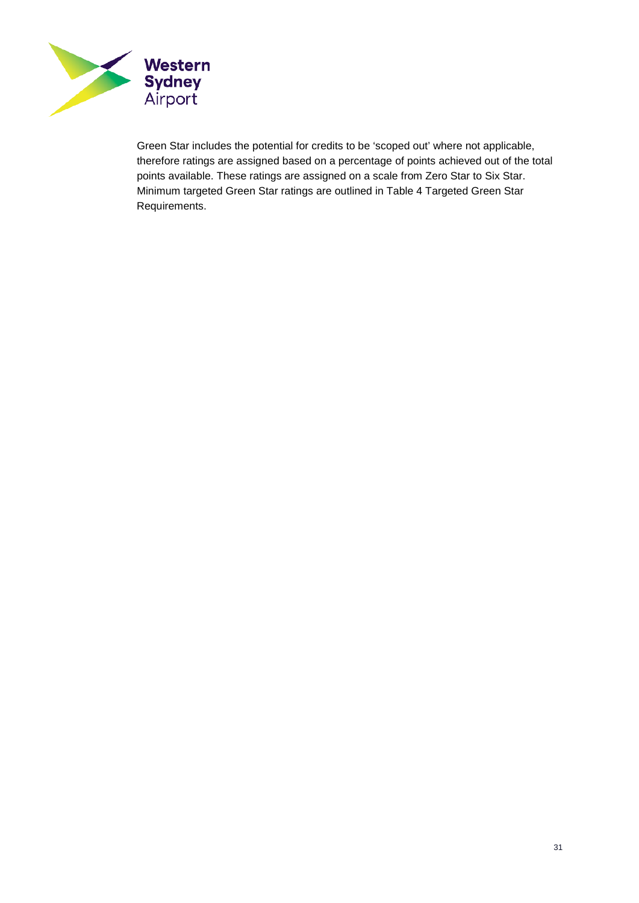Green Star includes the potential for credits to be 'scoped out' where not applicable, therefore ratings are assigned based on a percentage of points achieved out of the total points available. These ratings are assigned on a scale from Zero Star to Six Star. Minimum targeted Green Star ratings are outlined in Table 4 Targeted Green Star Requirements.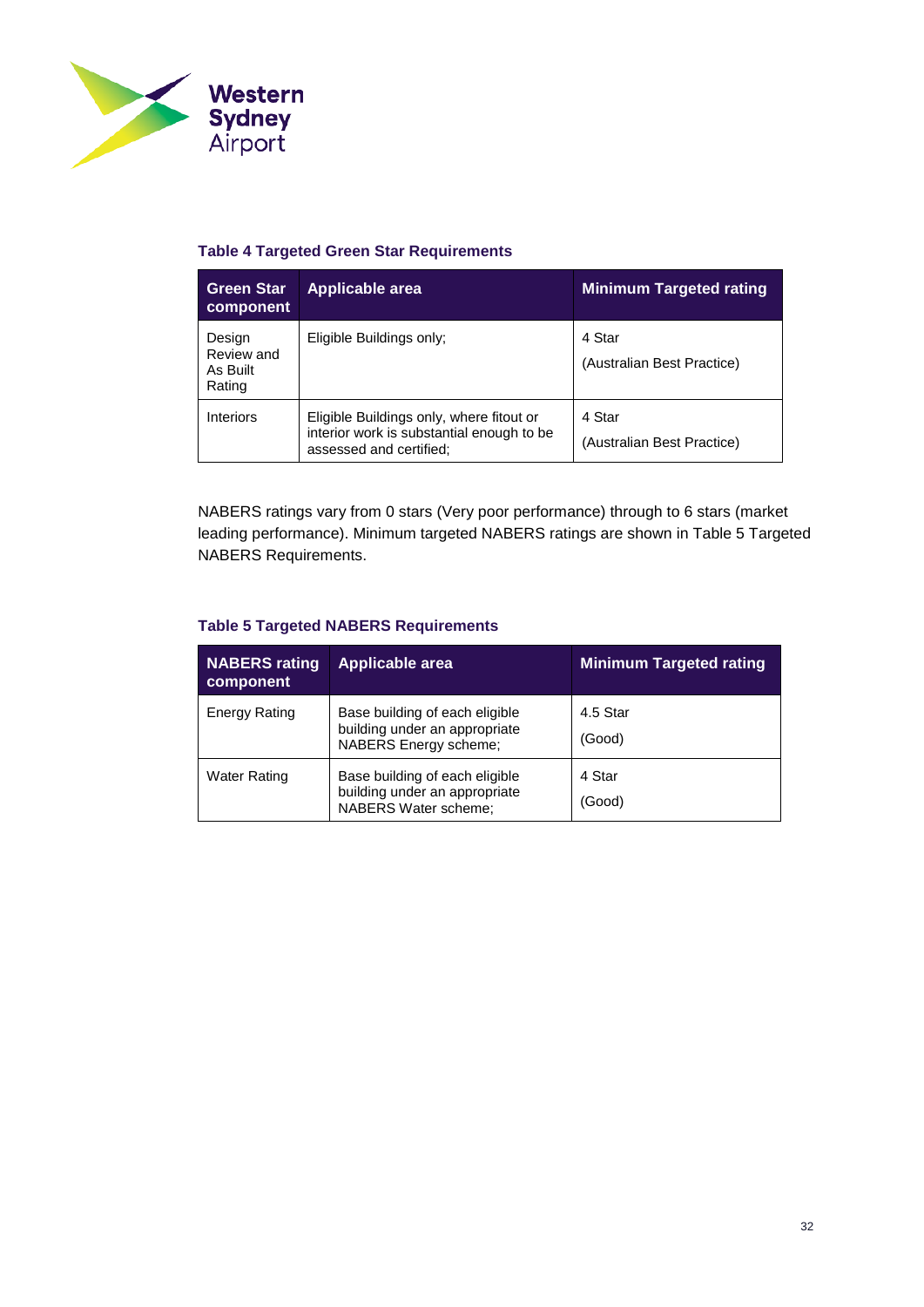**Table 4 Targeted Green Star Requirements**

| Green Star component | Applicable area | Minimum Targeted rating |
|---|---|---|
| Design Review and As Built Rating | Eligible Buildings only; | 4 Star<br>(Australian Best Practice) |
| Interiors | Eligible Buildings only, where fitout or interior work is substantial enough to be assessed and certified; | 4 Star<br>(Australian Best Practice) |

NABERS ratings vary from 0 stars (Very poor performance) through to 6 stars (market leading performance). Minimum targeted NABERS ratings are shown in Table 5 Targeted NABERS Requirements.

**Table 5 Targeted NABERS Requirements**

| NABERS rating component | Applicable area | Minimum Targeted rating |
|---|---|---|
| Energy Rating | Base building of each eligible building under an appropriate NABERS Energy scheme; | 4.5 Star<br>(Good) |
| Water Rating | Base building of each eligible building under an appropriate NABERS Water scheme; | 4 Star<br>(Good) |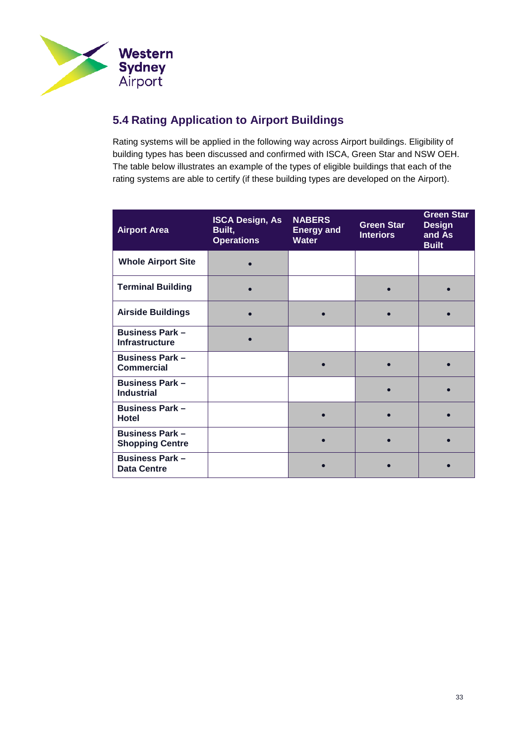## 5.4 Rating Application to Airport Buildings

Rating systems will be applied in the following way across Airport buildings. Eligibility of building types has been discussed and confirmed with ISCA, Green Star and NSW OEH. The table below illustrates an example of the types of eligible buildings that each of the rating systems are able to certify (if these building types are developed on the Airport).

| Airport Area | ISCA Design, As Built, Operations | NABERS Energy and Water | Green Star Interiors | Green Star Design and As Built |
|---|---|---|---|---|
| **Whole Airport Site** | • | | | |
| **Terminal Building** | • | | • | • |
| **Airside Buildings** | • | • | • | • |
| **Business Park – Infrastructure** | • | | | |
| **Business Park – Commercial** | | • | • | • |
| **Business Park – Industrial** | | | • | • |
| **Business Park – Hotel** | | • | • | • |
| **Business Park – Shopping Centre** | | • | • | • |
| **Business Park – Data Centre** | | • | • | • |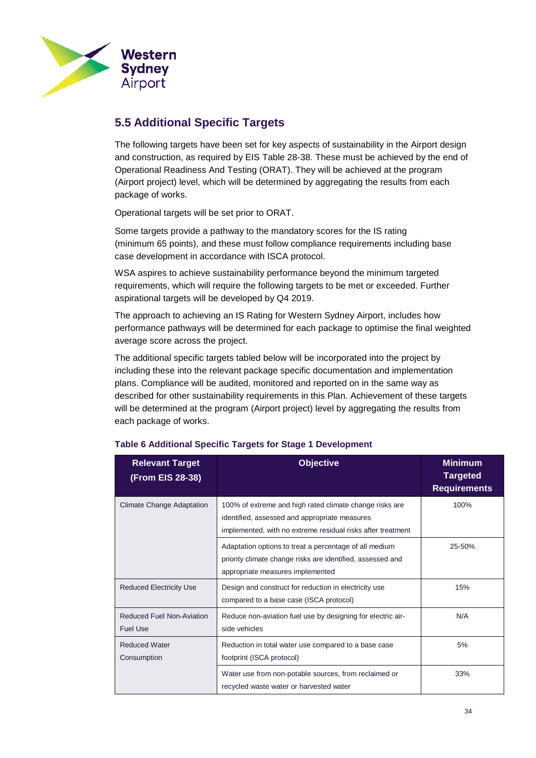## 5.5 Additional Specific Targets

The following targets have been set for key aspects of sustainability in the Airport design and construction, as required by EIS Table 28-38. These must be achieved by the end of Operational Readiness And Testing (ORAT). They will be achieved at the program (Airport project) level, which will be determined by aggregating the results from each package of works.

Operational targets will be set prior to ORAT.

Some targets provide a pathway to the mandatory scores for the IS rating (minimum 65 points), and these must follow compliance requirements including base case development in accordance with ISCA protocol.

WSA aspires to achieve sustainability performance beyond the minimum targeted requirements, which will require the following targets to be met or exceeded. Further aspirational targets will be developed by Q4 2019.

The approach to achieving an IS Rating for Western Sydney Airport, includes how performance pathways will be determined for each package to optimise the final weighted average score across the project.

The additional specific targets tabled below will be incorporated into the project by including these into the relevant package specific documentation and implementation plans. Compliance will be audited, monitored and reported on in the same way as described for other sustainability requirements in this Plan. Achievement of these targets will be determined at the program (Airport project) level by aggregating the results from each package of works.

**Table 6 Additional Specific Targets for Stage 1 Development**

| Relevant Target (From EIS 28-38) | Objective | Minimum Targeted Requirements |
|---|---|---|
| Climate Change Adaptation | 100% of extreme and high rated climate change risks are identified, assessed and appropriate measures implemented, with no extreme residual risks after treatment | 100% |
| | Adaptation options to treat a percentage of all medium priority climate change risks are identified, assessed and appropriate measures implemented | 25-50% |
| Reduced Electricity Use | Design and construct for reduction in electricity use compared to a base case (ISCA protocol) | 15% |
| Reduced Fuel Non-Aviation Fuel Use | Reduce non-aviation fuel use by designing for electric air-side vehicles | N/A |
| Reduced Water Consumption | Reduction in total water use compared to a base case footprint (ISCA protocol) | 5% |
| | Water use from non-potable sources, from reclaimed or recycled waste water or harvested water | 33% |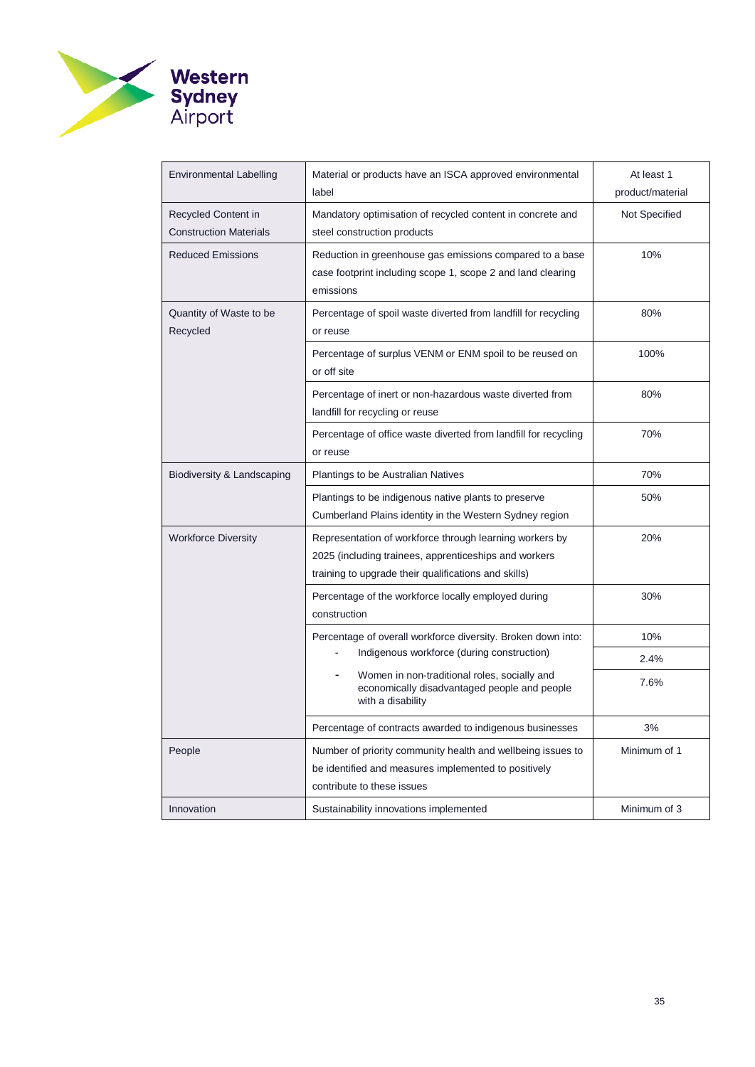| Environmental Labelling | Material or products have an ISCA approved environmental label | At least 1 product/material |
|---|---|---|
| Recycled Content in Construction Materials | Mandatory optimisation of recycled content in concrete and steel construction products | Not Specified |
| Reduced Emissions | Reduction in greenhouse gas emissions compared to a base case footprint including scope 1, scope 2 and land clearing emissions | 10% |
| Quantity of Waste to be Recycled | Percentage of spoil waste diverted from landfill for recycling or reuse | 80% |
| | Percentage of surplus VENM or ENM spoil to be reused on or off site | 100% |
| | Percentage of inert or non-hazardous waste diverted from landfill for recycling or reuse | 80% |
| | Percentage of office waste diverted from landfill for recycling or reuse | 70% |
| Biodiversity & Landscaping | Plantings to be Australian Natives | 70% |
| | Plantings to be indigenous native plants to preserve Cumberland Plains identity in the Western Sydney region | 50% |
| Workforce Diversity | Representation of workforce through learning workers by 2025 (including trainees, apprenticeships and workers training to upgrade their qualifications and skills) | 20% |
| | Percentage of the workforce locally employed during construction | 30% |
| | Percentage of overall workforce diversity. Broken down into: | 10% |
| | - Indigenous workforce (during construction) | 2.4% |
| | - Women in non-traditional roles, socially and economically disadvantaged people and people with a disability | 7.6% |
| | Percentage of contracts awarded to indigenous businesses | 3% |
| People | Number of priority community health and wellbeing issues to be identified and measures implemented to positively contribute to these issues | Minimum of 1 |
| Innovation | Sustainability innovations implemented | Minimum of 3 |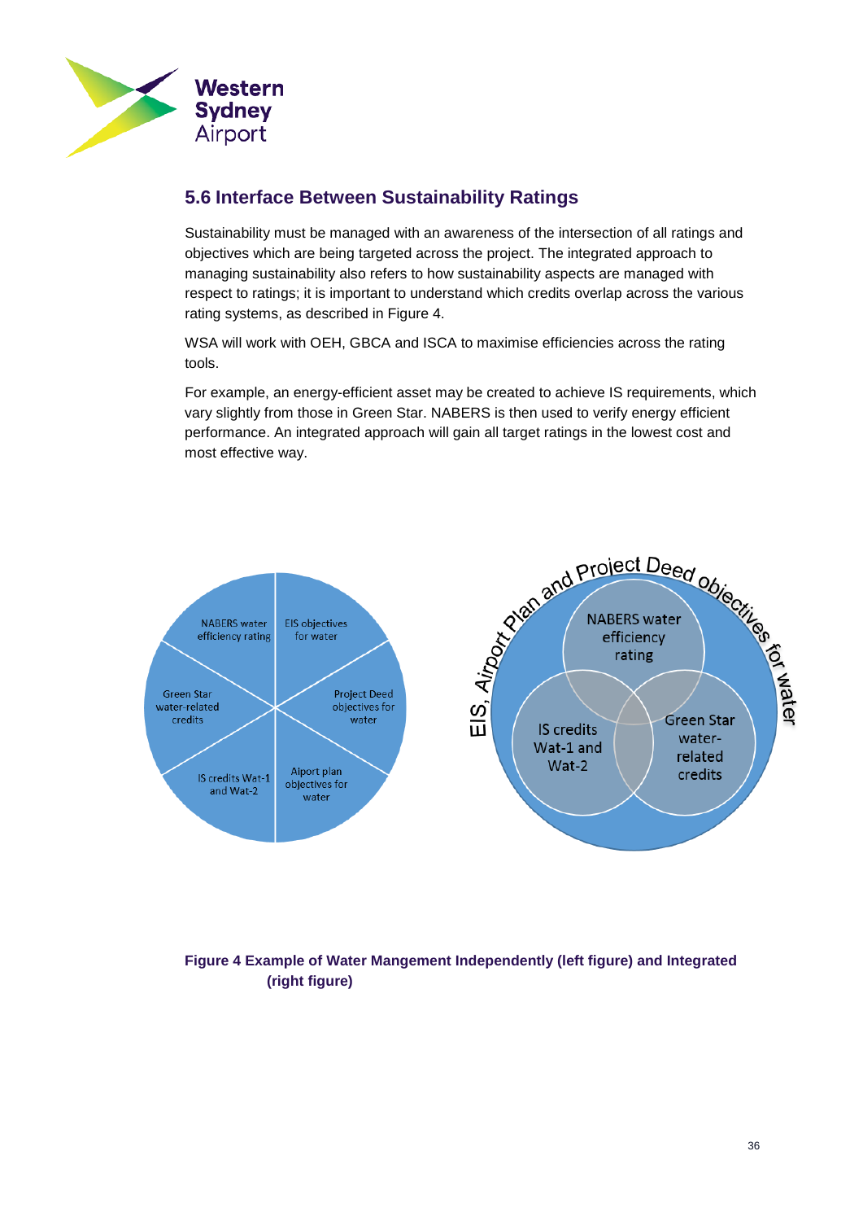## 5.6 Interface Between Sustainability Ratings

Sustainability must be managed with an awareness of the intersection of all ratings and objectives which are being targeted across the project. The integrated approach to managing sustainability also refers to how sustainability aspects are managed with respect to ratings; it is important to understand which credits overlap across the various rating systems, as described in Figure 4.

WSA will work with OEH, GBCA and ISCA to maximise efficiencies across the rating tools.

For example, an energy-efficient asset may be created to achieve IS requirements, which vary slightly from those in Green Star. NABERS is then used to verify energy efficient performance. An integrated approach will gain all target ratings in the lowest cost and most effective way.

**Figure 4 Example of Water Mangement Independently (left figure) and Integrated (right figure)**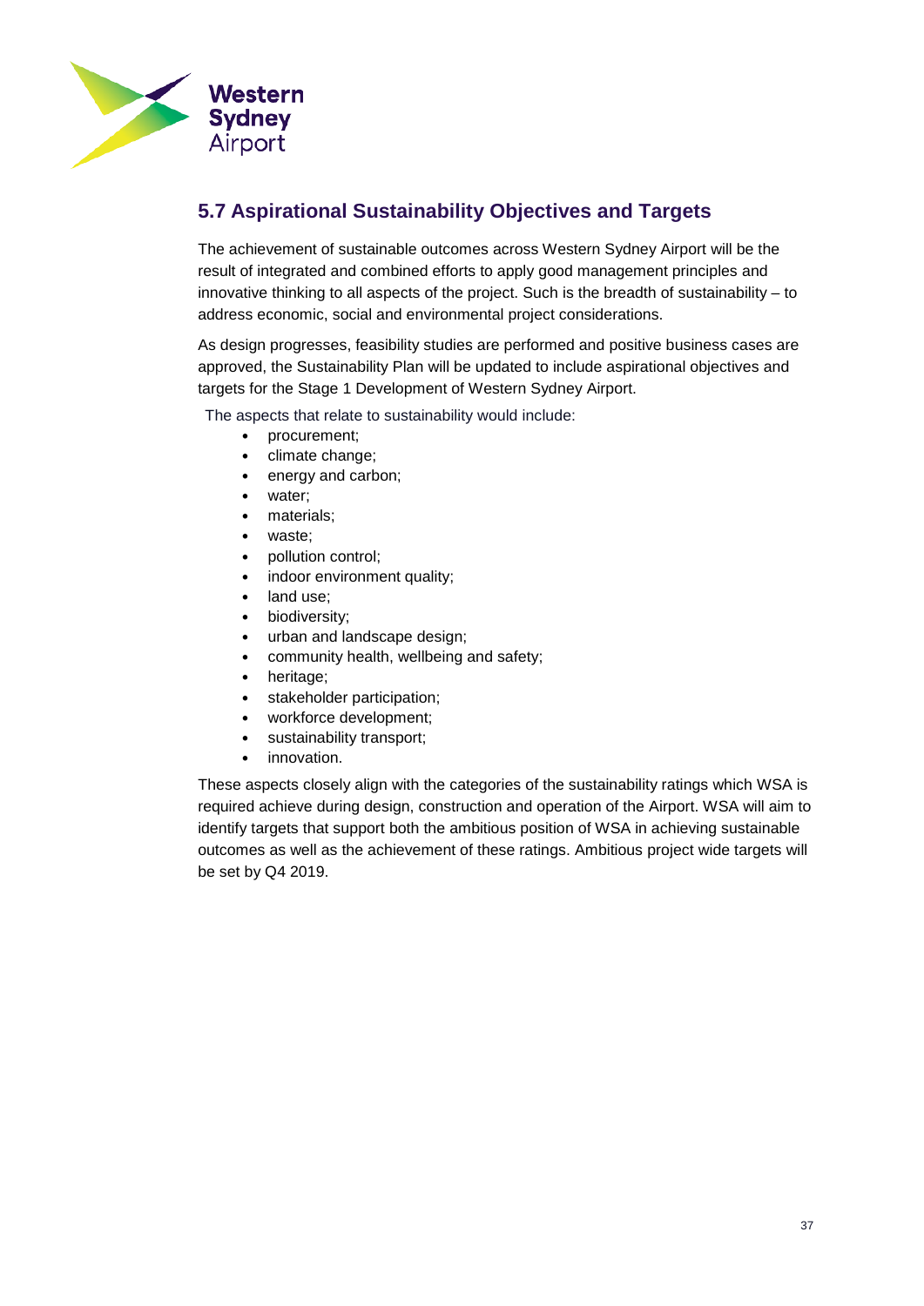## 5.7 Aspirational Sustainability Objectives and Targets

The achievement of sustainable outcomes across Western Sydney Airport will be the result of integrated and combined efforts to apply good management principles and innovative thinking to all aspects of the project. Such is the breadth of sustainability – to address economic, social and environmental project considerations.

As design progresses, feasibility studies are performed and positive business cases are approved, the Sustainability Plan will be updated to include aspirational objectives and targets for the Stage 1 Development of Western Sydney Airport.

The aspects that relate to sustainability would include:

- procurement;
- climate change;
- energy and carbon;
- water;
- materials;
- waste;
- pollution control;
- indoor environment quality;
- land use;
- biodiversity;
- urban and landscape design;
- community health, wellbeing and safety;
- heritage;
- stakeholder participation;
- workforce development;
- sustainability transport;
- innovation.

These aspects closely align with the categories of the sustainability ratings which WSA is required achieve during design, construction and operation of the Airport. WSA will aim to identify targets that support both the ambitious position of WSA in achieving sustainable outcomes as well as the achievement of these ratings. Ambitious project wide targets will be set by Q4 2019.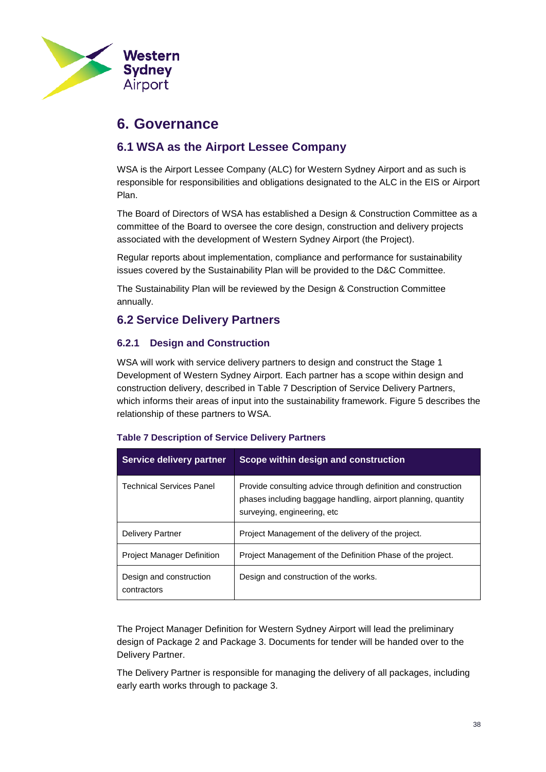# 6. Governance

## 6.1 WSA as the Airport Lessee Company

WSA is the Airport Lessee Company (ALC) for Western Sydney Airport and as such is responsible for responsibilities and obligations designated to the ALC in the EIS or Airport Plan.

The Board of Directors of WSA has established a Design & Construction Committee as a committee of the Board to oversee the core design, construction and delivery projects associated with the development of Western Sydney Airport (the Project).

Regular reports about implementation, compliance and performance for sustainability issues covered by the Sustainability Plan will be provided to the D&C Committee.

The Sustainability Plan will be reviewed by the Design & Construction Committee annually.

## 6.2 Service Delivery Partners

### 6.2.1 Design and Construction

WSA will work with service delivery partners to design and construct the Stage 1 Development of Western Sydney Airport. Each partner has a scope within design and construction delivery, described in Table 7 Description of Service Delivery Partners, which informs their areas of input into the sustainability framework. Figure 5 describes the relationship of these partners to WSA.

**Table 7 Description of Service Delivery Partners**

| Service delivery partner | Scope within design and construction |
| --- | --- |
| Technical Services Panel | Provide consulting advice through definition and construction phases including baggage handling, airport planning, quantity surveying, engineering, etc |
| Delivery Partner | Project Management of the delivery of the project. |
| Project Manager Definition | Project Management of the Definition Phase of the project. |
| Design and construction contractors | Design and construction of the works. |

The Project Manager Definition for Western Sydney Airport will lead the preliminary design of Package 2 and Package 3. Documents for tender will be handed over to the Delivery Partner.

The Delivery Partner is responsible for managing the delivery of all packages, including early earth works through to package 3.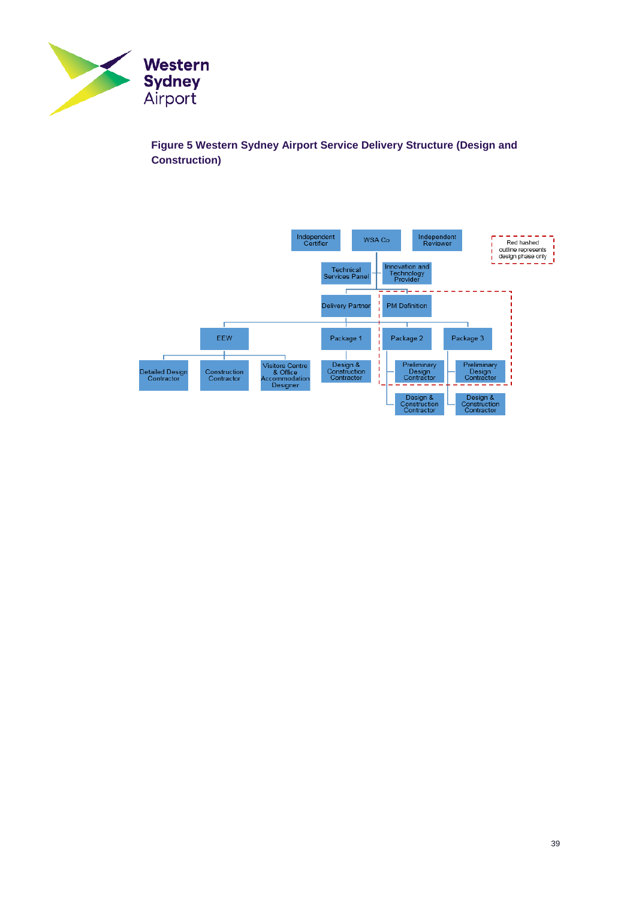**Figure 5 Western Sydney Airport Service Delivery Structure (Design and Construction)**

- WSA Co
  - Independent Certifier
  - Independent Reviewer
  - Technical Services Panel
  - Innovation and Technology Provider
  - Delivery Partner
    - EEW
      - Detailed Design Contractor
      - Construction Contractor
      - Visitors Centre & Office Accommodation Designer
    - Package 1
      - Design & Construction Contractor
    - Package 2
      - Preliminary Design Contractor
      - Design & Construction Contractor
    - Package 3
      - Preliminary Design Contractor
      - Design & Construction Contractor
  - PM Definition

Red hashed outline represents design phase only (PM Definition; Package 2 and Package 3 Preliminary Design Contractors)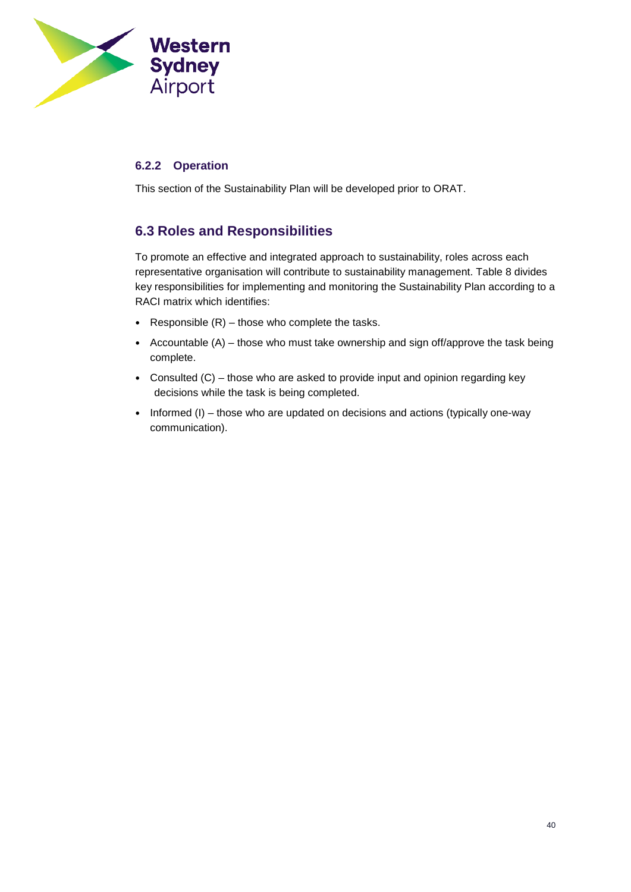### 6.2.2 Operation

This section of the Sustainability Plan will be developed prior to ORAT.

## 6.3 Roles and Responsibilities

To promote an effective and integrated approach to sustainability, roles across each representative organisation will contribute to sustainability management. Table 8 divides key responsibilities for implementing and monitoring the Sustainability Plan according to a RACI matrix which identifies:

- Responsible (R) – those who complete the tasks.
- Accountable (A) – those who must take ownership and sign off/approve the task being complete.
- Consulted (C) – those who are asked to provide input and opinion regarding key decisions while the task is being completed.
- Informed (I) – those who are updated on decisions and actions (typically one-way communication).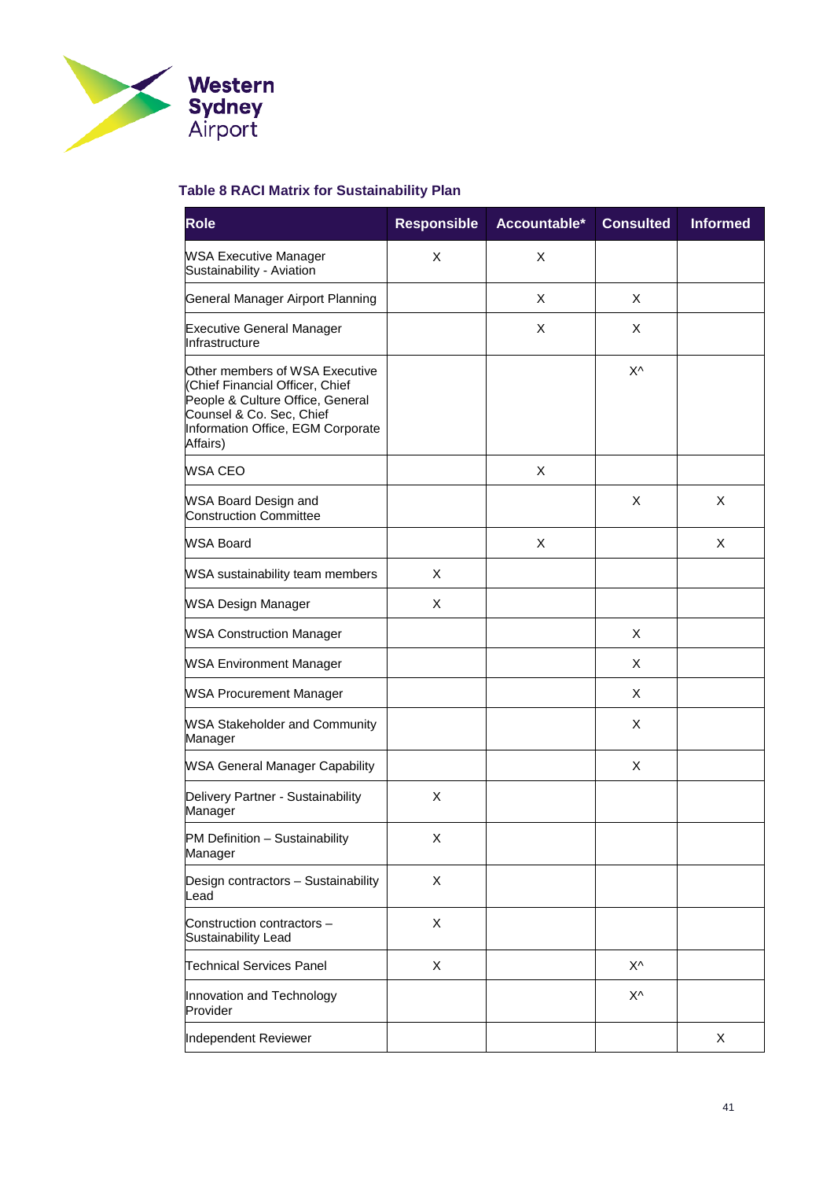**Table 8 RACI Matrix for Sustainability Plan**

| Role | Responsible | Accountable* | Consulted | Informed |
|---|---|---|---|---|
| WSA Executive Manager Sustainability - Aviation | X | X | | |
| General Manager Airport Planning | | X | X | |
| Executive General Manager Infrastructure | | X | X | |
| Other members of WSA Executive (Chief Financial Officer, Chief People & Culture Office, General Counsel & Co. Sec, Chief Information Office, EGM Corporate Affairs) | | | X^ | |
| WSA CEO | | X | | |
| WSA Board Design and Construction Committee | | | X | X |
| WSA Board | | X | | X |
| WSA sustainability team members | X | | | |
| WSA Design Manager | X | | | |
| WSA Construction Manager | | | X | |
| WSA Environment Manager | | | X | |
| WSA Procurement Manager | | | X | |
| WSA Stakeholder and Community Manager | | | X | |
| WSA General Manager Capability | | | X | |
| Delivery Partner - Sustainability Manager | X | | | |
| PM Definition – Sustainability Manager | X | | | |
| Design contractors – Sustainability Lead | X | | | |
| Construction contractors – Sustainability Lead | X | | | |
| Technical Services Panel | X | | X^ | |
| Innovation and Technology Provider | | | X^ | |
| Independent Reviewer | | | | X |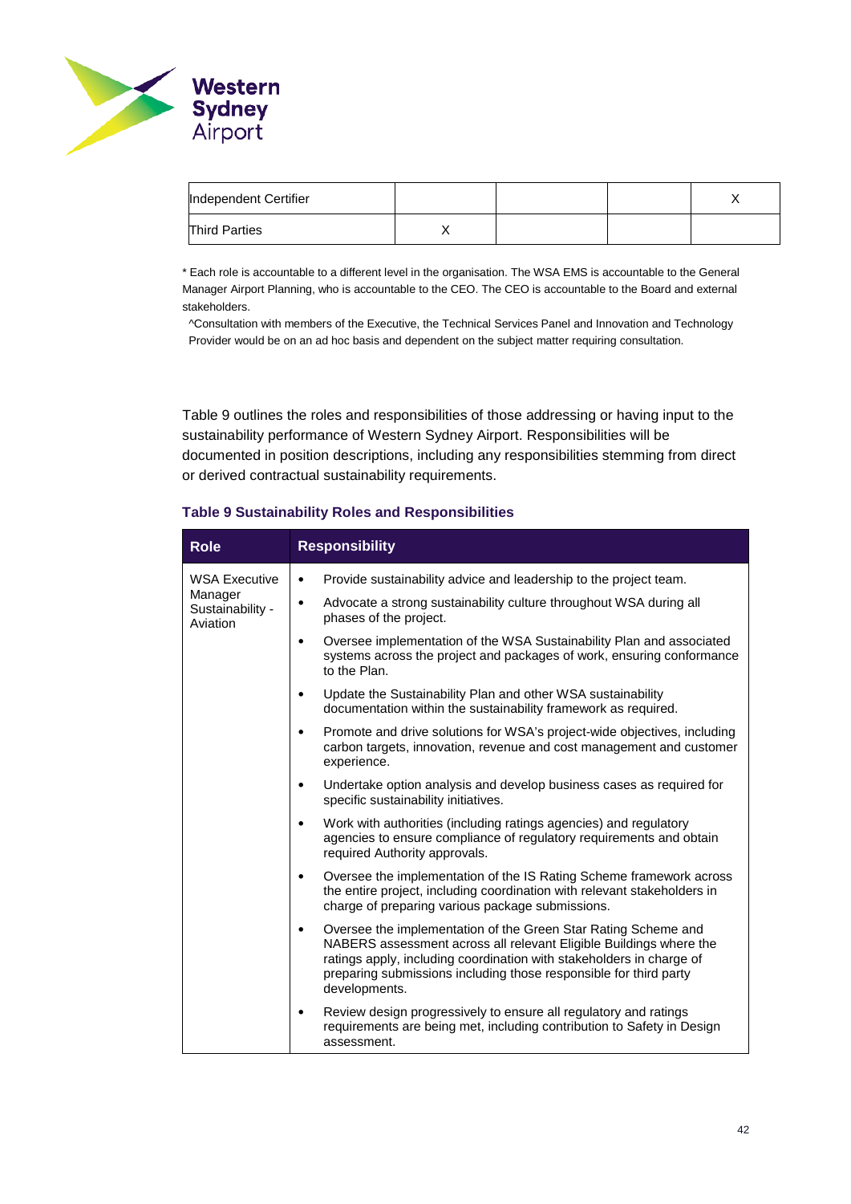| Independent Certifier | | | | X |
|---|---|---|---|---|
| Third Parties | X | | | |

* Each role is accountable to a different level in the organisation. The WSA EMS is accountable to the General Manager Airport Planning, who is accountable to the CEO. The CEO is accountable to the Board and external stakeholders.

^Consultation with members of the Executive, the Technical Services Panel and Innovation and Technology Provider would be on an ad hoc basis and dependent on the subject matter requiring consultation.

Table 9 outlines the roles and responsibilities of those addressing or having input to the sustainability performance of Western Sydney Airport. Responsibilities will be documented in position descriptions, including any responsibilities stemming from direct or derived contractual sustainability requirements.

**Table 9 Sustainability Roles and Responsibilities**

| Role | Responsibility |
|---|---|
| WSA Executive Manager Sustainability - Aviation | • Provide sustainability advice and leadership to the project team.<br>• Advocate a strong sustainability culture throughout WSA during all phases of the project.<br>• Oversee implementation of the WSA Sustainability Plan and associated systems across the project and packages of work, ensuring conformance to the Plan.<br>• Update the Sustainability Plan and other WSA sustainability documentation within the sustainability framework as required.<br>• Promote and drive solutions for WSA's project-wide objectives, including carbon targets, innovation, revenue and cost management and customer experience.<br>• Undertake option analysis and develop business cases as required for specific sustainability initiatives.<br>• Work with authorities (including ratings agencies) and regulatory agencies to ensure compliance of regulatory requirements and obtain required Authority approvals.<br>• Oversee the implementation of the IS Rating Scheme framework across the entire project, including coordination with relevant stakeholders in charge of preparing various package submissions.<br>• Oversee the implementation of the Green Star Rating Scheme and NABERS assessment across all relevant Eligible Buildings where the ratings apply, including coordination with stakeholders in charge of preparing submissions including those responsible for third party developments.<br>• Review design progressively to ensure all regulatory and ratings requirements are being met, including contribution to Safety in Design assessment. |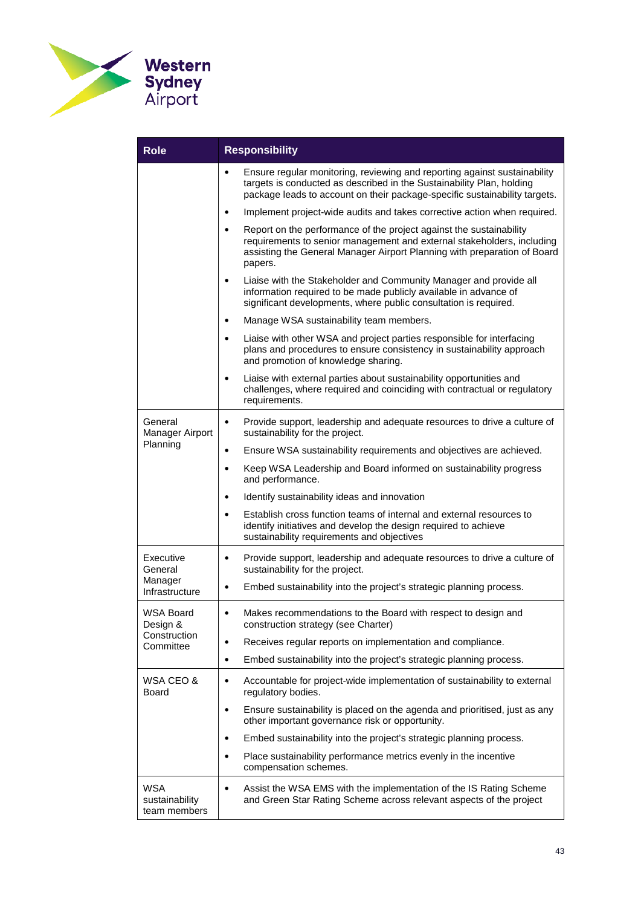| Role | Responsibility |
|---|---|
| | • Ensure regular monitoring, reviewing and reporting against sustainability targets is conducted as described in the Sustainability Plan, holding package leads to account on their package-specific sustainability targets.<br>• Implement project-wide audits and takes corrective action when required.<br>• Report on the performance of the project against the sustainability requirements to senior management and external stakeholders, including assisting the General Manager Airport Planning with preparation of Board papers.<br>• Liaise with the Stakeholder and Community Manager and provide all information required to be made publicly available in advance of significant developments, where public consultation is required.<br>• Manage WSA sustainability team members.<br>• Liaise with other WSA and project parties responsible for interfacing plans and procedures to ensure consistency in sustainability approach and promotion of knowledge sharing.<br>• Liaise with external parties about sustainability opportunities and challenges, where required and coinciding with contractual or regulatory requirements. |
| General Manager Airport Planning | • Provide support, leadership and adequate resources to drive a culture of sustainability for the project.<br>• Ensure WSA sustainability requirements and objectives are achieved.<br>• Keep WSA Leadership and Board informed on sustainability progress and performance.<br>• Identify sustainability ideas and innovation<br>• Establish cross function teams of internal and external resources to identify initiatives and develop the design required to achieve sustainability requirements and objectives |
| Executive General Manager Infrastructure | • Provide support, leadership and adequate resources to drive a culture of sustainability for the project.<br>• Embed sustainability into the project's strategic planning process. |
| WSA Board Design & Construction Committee | • Makes recommendations to the Board with respect to design and construction strategy (see Charter)<br>• Receives regular reports on implementation and compliance.<br>• Embed sustainability into the project's strategic planning process. |
| WSA CEO & Board | • Accountable for project-wide implementation of sustainability to external regulatory bodies.<br>• Ensure sustainability is placed on the agenda and prioritised, just as any other important governance risk or opportunity.<br>• Embed sustainability into the project's strategic planning process.<br>• Place sustainability performance metrics evenly in the incentive compensation schemes. |
| WSA sustainability team members | • Assist the WSA EMS with the implementation of the IS Rating Scheme and Green Star Rating Scheme across relevant aspects of the project |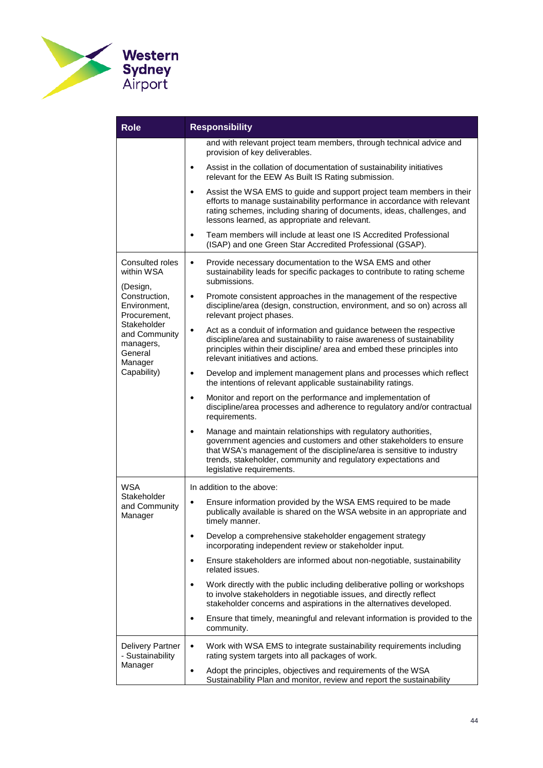| Role | Responsibility |
|---|---|
| | and with relevant project team members, through technical advice and provision of key deliverables.<br>• Assist in the collation of documentation of sustainability initiatives relevant for the EEW As Built IS Rating submission.<br>• Assist the WSA EMS to guide and support project team members in their efforts to manage sustainability performance in accordance with relevant rating schemes, including sharing of documents, ideas, challenges, and lessons learned, as appropriate and relevant.<br>• Team members will include at least one IS Accredited Professional (ISAP) and one Green Star Accredited Professional (GSAP). |
| Consulted roles within WSA<br><br>(Design, Construction, Environment, Procurement, Stakeholder and Community managers, General Manager Capability) | • Provide necessary documentation to the WSA EMS and other sustainability leads for specific packages to contribute to rating scheme submissions.<br>• Promote consistent approaches in the management of the respective discipline/area (design, construction, environment, and so on) across all relevant project phases.<br>• Act as a conduit of information and guidance between the respective discipline/area and sustainability to raise awareness of sustainability principles within their discipline/ area and embed these principles into relevant initiatives and actions.<br>• Develop and implement management plans and processes which reflect the intentions of relevant applicable sustainability ratings.<br>• Monitor and report on the performance and implementation of discipline/area processes and adherence to regulatory and/or contractual requirements.<br>• Manage and maintain relationships with regulatory authorities, government agencies and customers and other stakeholders to ensure that WSA's management of the discipline/area is sensitive to industry trends, stakeholder, community and regulatory expectations and legislative requirements. |
| WSA Stakeholder and Community Manager | In addition to the above:<br>• Ensure information provided by the WSA EMS required to be made publically available is shared on the WSA website in an appropriate and timely manner.<br>• Develop a comprehensive stakeholder engagement strategy incorporating independent review or stakeholder input.<br>• Ensure stakeholders are informed about non-negotiable, sustainability related issues.<br>• Work directly with the public including deliberative polling or workshops to involve stakeholders in negotiable issues, and directly reflect stakeholder concerns and aspirations in the alternatives developed.<br>• Ensure that timely, meaningful and relevant information is provided to the community. |
| Delivery Partner - Sustainability Manager | • Work with WSA EMS to integrate sustainability requirements including rating system targets into all packages of work.<br>• Adopt the principles, objectives and requirements of the WSA Sustainability Plan and monitor, review and report the sustainability |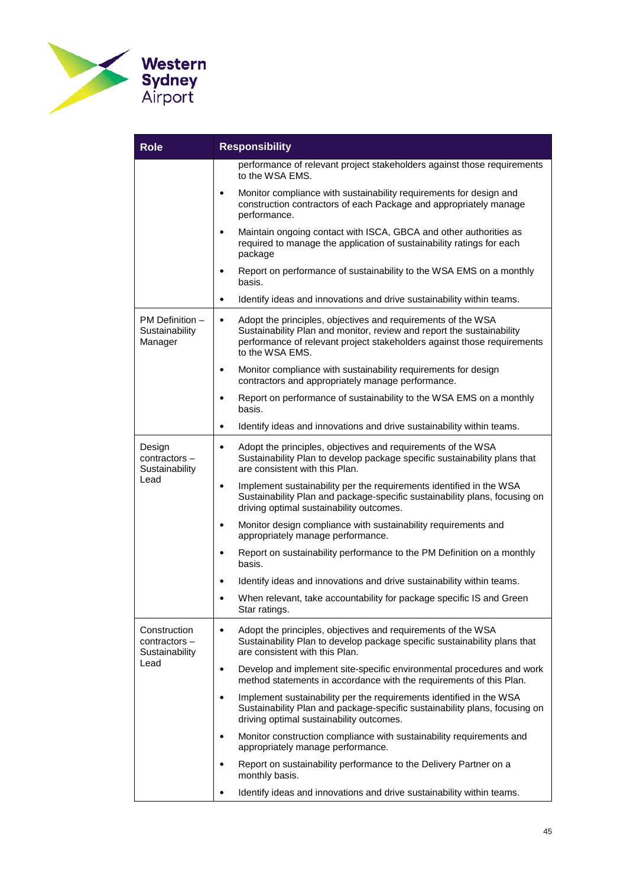| Role | Responsibility |
|---|---|
| | performance of relevant project stakeholders against those requirements to the WSA EMS.<br>• Monitor compliance with sustainability requirements for design and construction contractors of each Package and appropriately manage performance.<br>• Maintain ongoing contact with ISCA, GBCA and other authorities as required to manage the application of sustainability ratings for each package<br>• Report on performance of sustainability to the WSA EMS on a monthly basis.<br>• Identify ideas and innovations and drive sustainability within teams. |
| PM Definition – Sustainability Manager | • Adopt the principles, objectives and requirements of the WSA Sustainability Plan and monitor, review and report the sustainability performance of relevant project stakeholders against those requirements to the WSA EMS.<br>• Monitor compliance with sustainability requirements for design contractors and appropriately manage performance.<br>• Report on performance of sustainability to the WSA EMS on a monthly basis.<br>• Identify ideas and innovations and drive sustainability within teams. |
| Design contractors – Sustainability Lead | • Adopt the principles, objectives and requirements of the WSA Sustainability Plan to develop package specific sustainability plans that are consistent with this Plan.<br>• Implement sustainability per the requirements identified in the WSA Sustainability Plan and package-specific sustainability plans, focusing on driving optimal sustainability outcomes.<br>• Monitor design compliance with sustainability requirements and appropriately manage performance.<br>• Report on sustainability performance to the PM Definition on a monthly basis.<br>• Identify ideas and innovations and drive sustainability within teams.<br>• When relevant, take accountability for package specific IS and Green Star ratings. |
| Construction contractors – Sustainability Lead | • Adopt the principles, objectives and requirements of the WSA Sustainability Plan to develop package specific sustainability plans that are consistent with this Plan.<br>• Develop and implement site-specific environmental procedures and work method statements in accordance with the requirements of this Plan.<br>• Implement sustainability per the requirements identified in the WSA Sustainability Plan and package-specific sustainability plans, focusing on driving optimal sustainability outcomes.<br>• Monitor construction compliance with sustainability requirements and appropriately manage performance.<br>• Report on sustainability performance to the Delivery Partner on a monthly basis.<br>• Identify ideas and innovations and drive sustainability within teams. |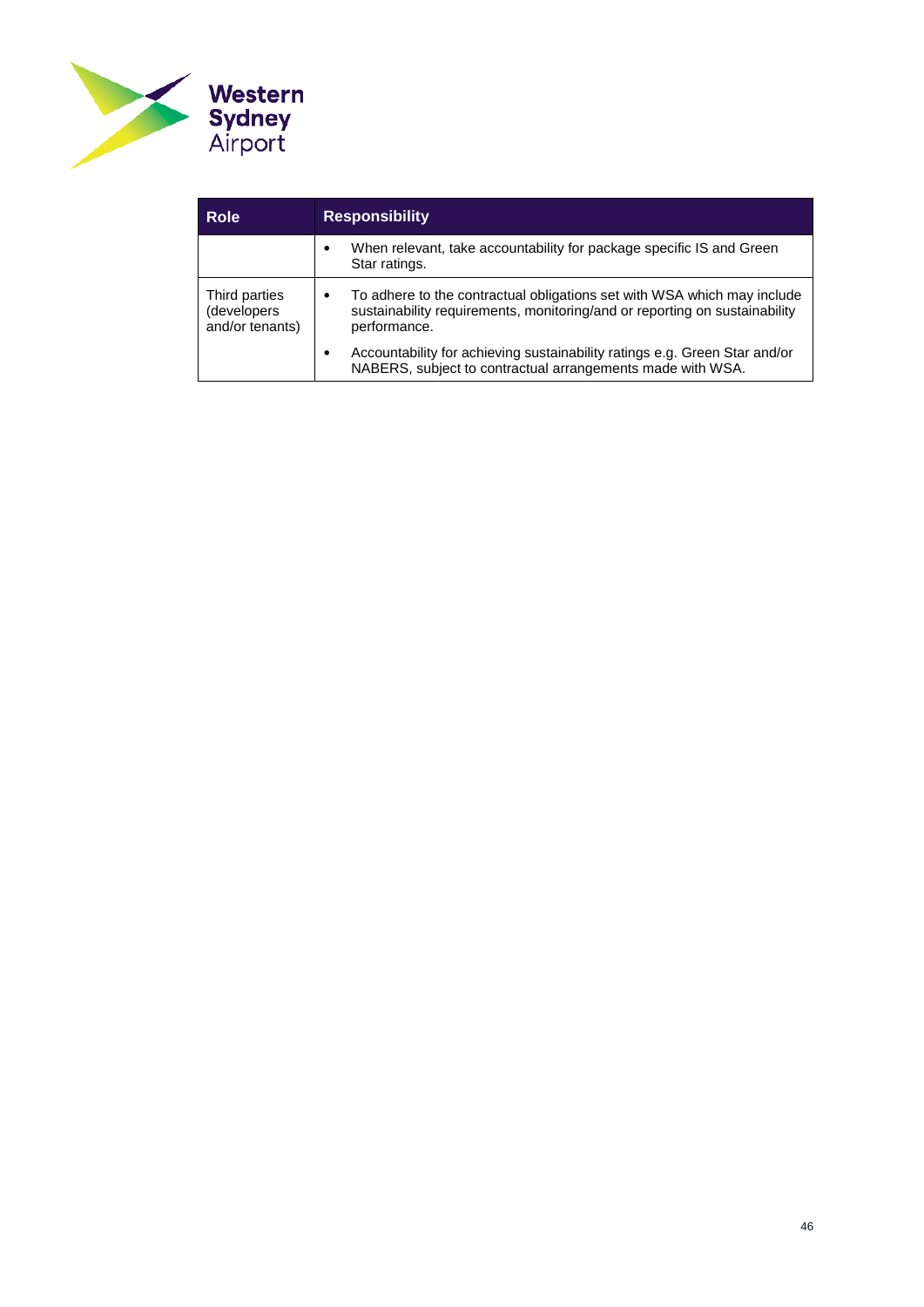| Role | Responsibility |
| --- | --- |
| | • When relevant, take accountability for package specific IS and Green Star ratings. |
| Third parties (developers and/or tenants) | • To adhere to the contractual obligations set with WSA which may include sustainability requirements, monitoring/and or reporting on sustainability performance.<br>• Accountability for achieving sustainability ratings e.g. Green Star and/or NABERS, subject to contractual arrangements made with WSA. |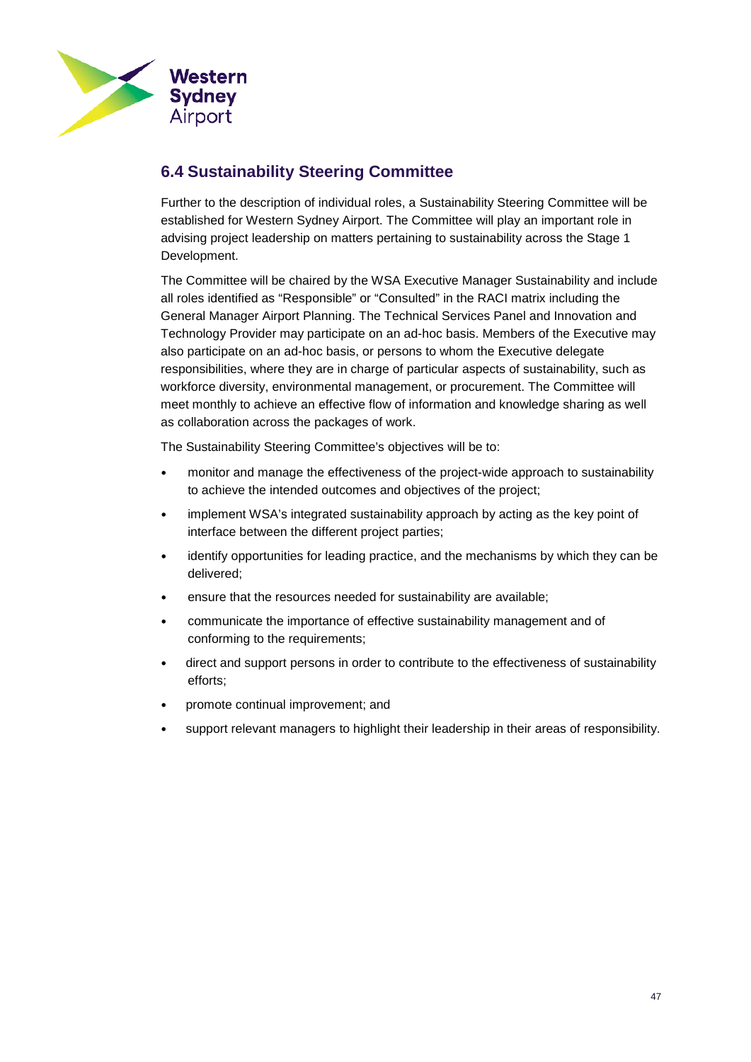## 6.4 Sustainability Steering Committee

Further to the description of individual roles, a Sustainability Steering Committee will be established for Western Sydney Airport. The Committee will play an important role in advising project leadership on matters pertaining to sustainability across the Stage 1 Development.

The Committee will be chaired by the WSA Executive Manager Sustainability and include all roles identified as "Responsible" or "Consulted" in the RACI matrix including the General Manager Airport Planning. The Technical Services Panel and Innovation and Technology Provider may participate on an ad-hoc basis. Members of the Executive may also participate on an ad-hoc basis, or persons to whom the Executive delegate responsibilities, where they are in charge of particular aspects of sustainability, such as workforce diversity, environmental management, or procurement. The Committee will meet monthly to achieve an effective flow of information and knowledge sharing as well as collaboration across the packages of work.

The Sustainability Steering Committee's objectives will be to:

- monitor and manage the effectiveness of the project-wide approach to sustainability to achieve the intended outcomes and objectives of the project;
- implement WSA's integrated sustainability approach by acting as the key point of interface between the different project parties;
- identify opportunities for leading practice, and the mechanisms by which they can be delivered;
- ensure that the resources needed for sustainability are available;
- communicate the importance of effective sustainability management and of conforming to the requirements;
- direct and support persons in order to contribute to the effectiveness of sustainability efforts;
- promote continual improvement; and
- support relevant managers to highlight their leadership in their areas of responsibility.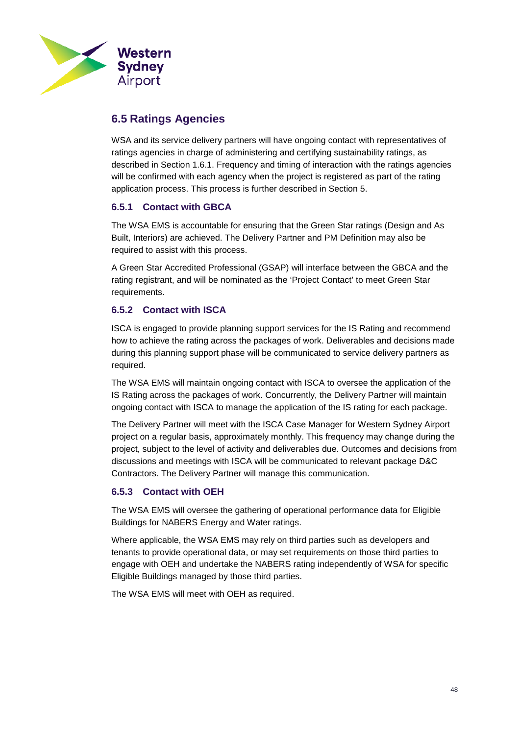## 6.5 Ratings Agencies

WSA and its service delivery partners will have ongoing contact with representatives of ratings agencies in charge of administering and certifying sustainability ratings, as described in Section 1.6.1. Frequency and timing of interaction with the ratings agencies will be confirmed with each agency when the project is registered as part of the rating application process. This process is further described in Section 5.

### 6.5.1 Contact with GBCA

The WSA EMS is accountable for ensuring that the Green Star ratings (Design and As Built, Interiors) are achieved. The Delivery Partner and PM Definition may also be required to assist with this process.

A Green Star Accredited Professional (GSAP) will interface between the GBCA and the rating registrant, and will be nominated as the 'Project Contact' to meet Green Star requirements.

### 6.5.2 Contact with ISCA

ISCA is engaged to provide planning support services for the IS Rating and recommend how to achieve the rating across the packages of work. Deliverables and decisions made during this planning support phase will be communicated to service delivery partners as required.

The WSA EMS will maintain ongoing contact with ISCA to oversee the application of the IS Rating across the packages of work. Concurrently, the Delivery Partner will maintain ongoing contact with ISCA to manage the application of the IS rating for each package.

The Delivery Partner will meet with the ISCA Case Manager for Western Sydney Airport project on a regular basis, approximately monthly. This frequency may change during the project, subject to the level of activity and deliverables due. Outcomes and decisions from discussions and meetings with ISCA will be communicated to relevant package D&C Contractors. The Delivery Partner will manage this communication.

### 6.5.3 Contact with OEH

The WSA EMS will oversee the gathering of operational performance data for Eligible Buildings for NABERS Energy and Water ratings.

Where applicable, the WSA EMS may rely on third parties such as developers and tenants to provide operational data, or may set requirements on those third parties to engage with OEH and undertake the NABERS rating independently of WSA for specific Eligible Buildings managed by those third parties.

The WSA EMS will meet with OEH as required.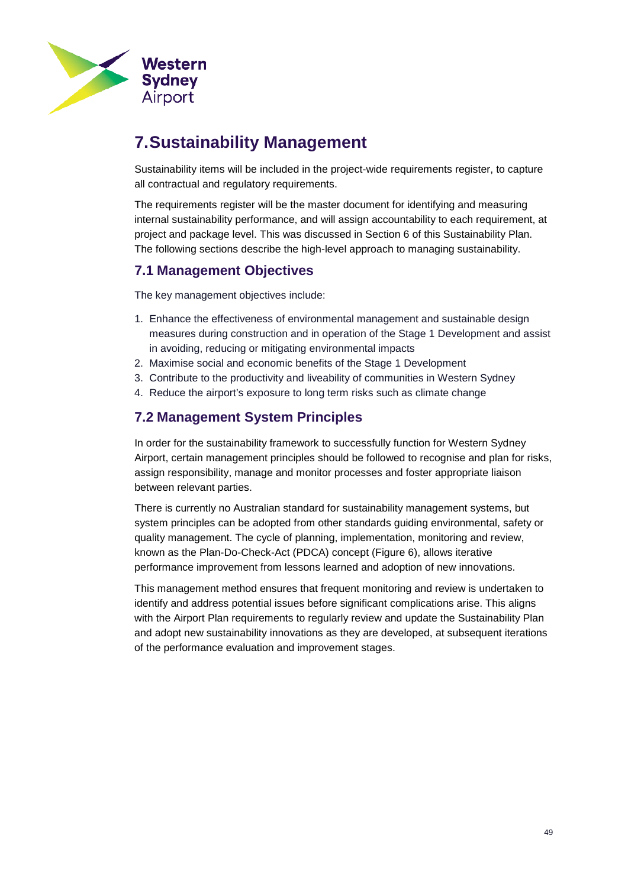# 7. Sustainability Management

Sustainability items will be included in the project-wide requirements register, to capture all contractual and regulatory requirements.

The requirements register will be the master document for identifying and measuring internal sustainability performance, and will assign accountability to each requirement, at project and package level. This was discussed in Section 6 of this Sustainability Plan. The following sections describe the high-level approach to managing sustainability.

## 7.1 Management Objectives

The key management objectives include:

1. Enhance the effectiveness of environmental management and sustainable design measures during construction and in operation of the Stage 1 Development and assist in avoiding, reducing or mitigating environmental impacts
2. Maximise social and economic benefits of the Stage 1 Development
3. Contribute to the productivity and liveability of communities in Western Sydney
4. Reduce the airport's exposure to long term risks such as climate change

## 7.2 Management System Principles

In order for the sustainability framework to successfully function for Western Sydney Airport, certain management principles should be followed to recognise and plan for risks, assign responsibility, manage and monitor processes and foster appropriate liaison between relevant parties.

There is currently no Australian standard for sustainability management systems, but system principles can be adopted from other standards guiding environmental, safety or quality management. The cycle of planning, implementation, monitoring and review, known as the Plan-Do-Check-Act (PDCA) concept (Figure 6), allows iterative performance improvement from lessons learned and adoption of new innovations.

This management method ensures that frequent monitoring and review is undertaken to identify and address potential issues before significant complications arise. This aligns with the Airport Plan requirements to regularly review and update the Sustainability Plan and adopt new sustainability innovations as they are developed, at subsequent iterations of the performance evaluation and improvement stages.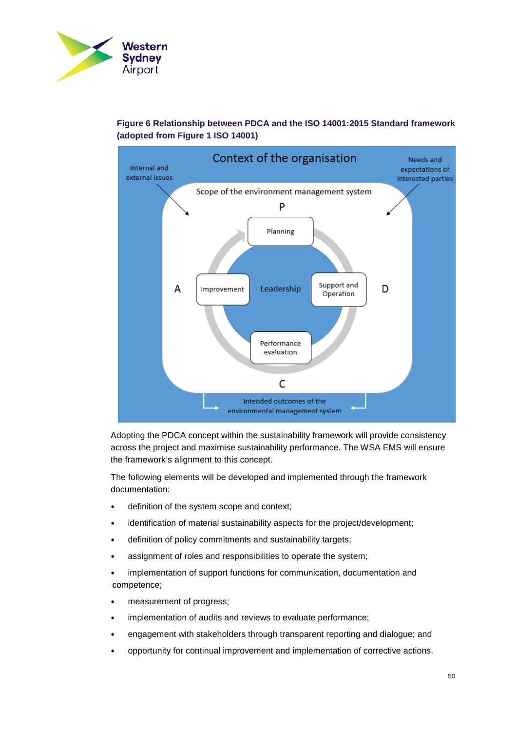**Figure 6 Relationship between PDCA and the ISO 14001:2015 Standard framework (adopted from Figure 1 ISO 14001)**

Adopting the PDCA concept within the sustainability framework will provide consistency across the project and maximise sustainability performance. The WSA EMS will ensure the framework's alignment to this concept.

The following elements will be developed and implemented through the framework documentation:

- definition of the system scope and context;
- identification of material sustainability aspects for the project/development;
- definition of policy commitments and sustainability targets;
- assignment of roles and responsibilities to operate the system;
- implementation of support functions for communication, documentation and competence;
- measurement of progress;
- implementation of audits and reviews to evaluate performance;
- engagement with stakeholders through transparent reporting and dialogue; and
- opportunity for continual improvement and implementation of corrective actions.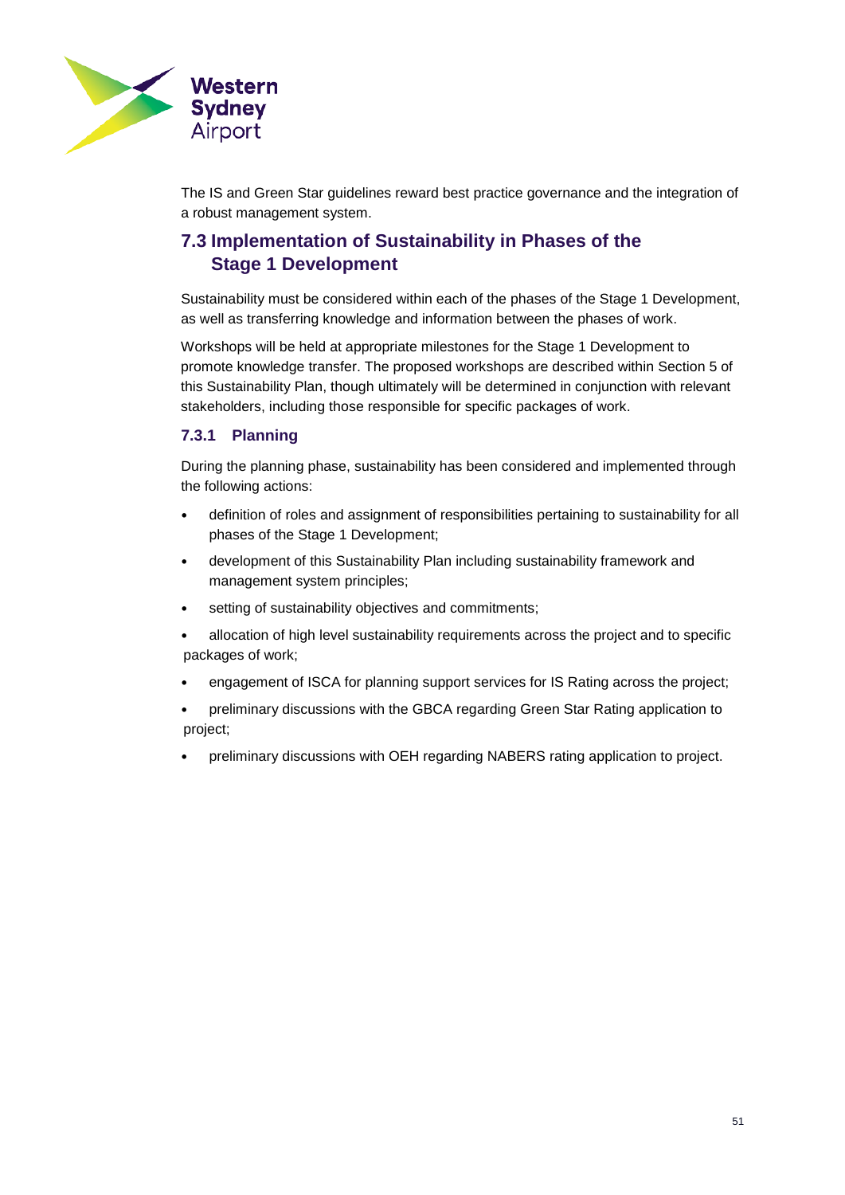The IS and Green Star guidelines reward best practice governance and the integration of a robust management system.

## 7.3 Implementation of Sustainability in Phases of the Stage 1 Development

Sustainability must be considered within each of the phases of the Stage 1 Development, as well as transferring knowledge and information between the phases of work.

Workshops will be held at appropriate milestones for the Stage 1 Development to promote knowledge transfer. The proposed workshops are described within Section 5 of this Sustainability Plan, though ultimately will be determined in conjunction with relevant stakeholders, including those responsible for specific packages of work.

### 7.3.1 Planning

During the planning phase, sustainability has been considered and implemented through the following actions:

- definition of roles and assignment of responsibilities pertaining to sustainability for all phases of the Stage 1 Development;
- development of this Sustainability Plan including sustainability framework and management system principles;
- setting of sustainability objectives and commitments;
- allocation of high level sustainability requirements across the project and to specific packages of work;
- engagement of ISCA for planning support services for IS Rating across the project;
- preliminary discussions with the GBCA regarding Green Star Rating application to project;
- preliminary discussions with OEH regarding NABERS rating application to project.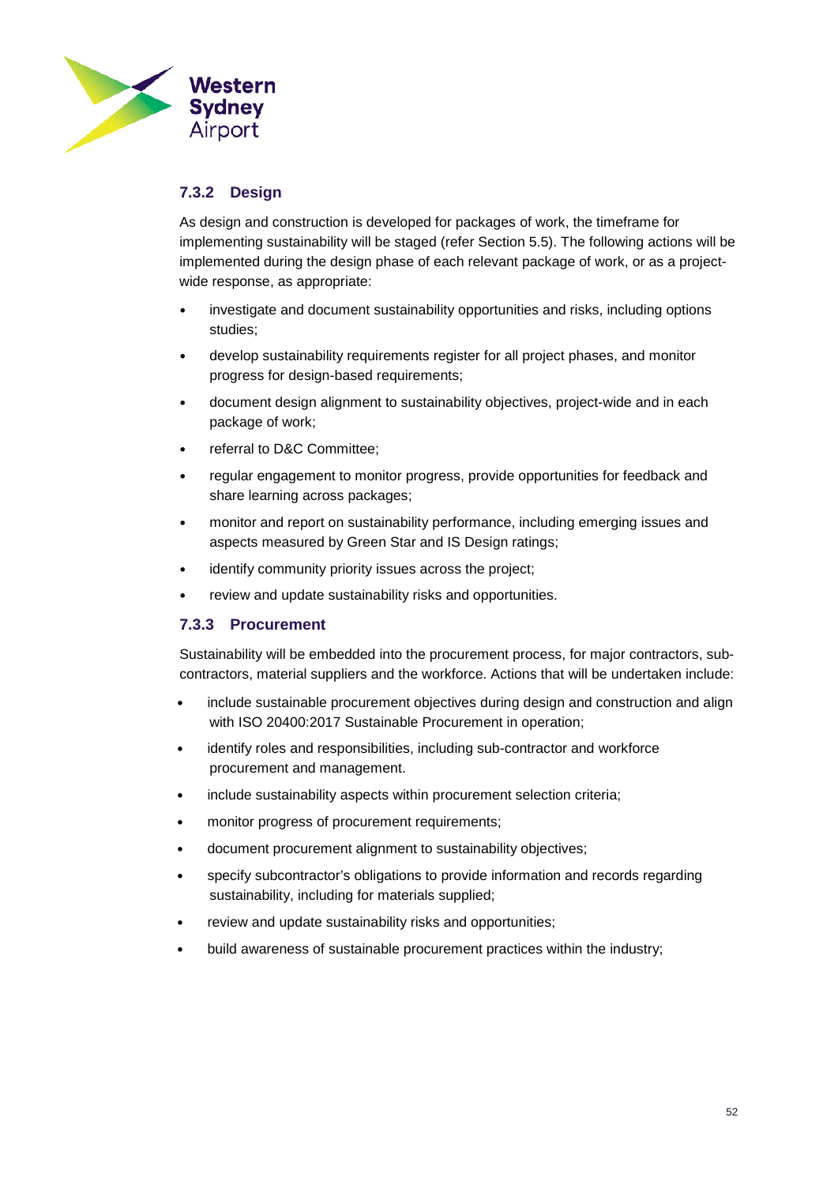### 7.3.2 Design

As design and construction is developed for packages of work, the timeframe for implementing sustainability will be staged (refer Section 5.5). The following actions will be implemented during the design phase of each relevant package of work, or as a project-wide response, as appropriate:

- investigate and document sustainability opportunities and risks, including options studies;
- develop sustainability requirements register for all project phases, and monitor progress for design-based requirements;
- document design alignment to sustainability objectives, project-wide and in each package of work;
- referral to D&C Committee;
- regular engagement to monitor progress, provide opportunities for feedback and share learning across packages;
- monitor and report on sustainability performance, including emerging issues and aspects measured by Green Star and IS Design ratings;
- identify community priority issues across the project;
- review and update sustainability risks and opportunities.

### 7.3.3 Procurement

Sustainability will be embedded into the procurement process, for major contractors, sub-contractors, material suppliers and the workforce. Actions that will be undertaken include:

- include sustainable procurement objectives during design and construction and align with ISO 20400:2017 Sustainable Procurement in operation;
- identify roles and responsibilities, including sub-contractor and workforce procurement and management.
- include sustainability aspects within procurement selection criteria;
- monitor progress of procurement requirements;
- document procurement alignment to sustainability objectives;
- specify subcontractor's obligations to provide information and records regarding sustainability, including for materials supplied;
- review and update sustainability risks and opportunities;
- build awareness of sustainable procurement practices within the industry;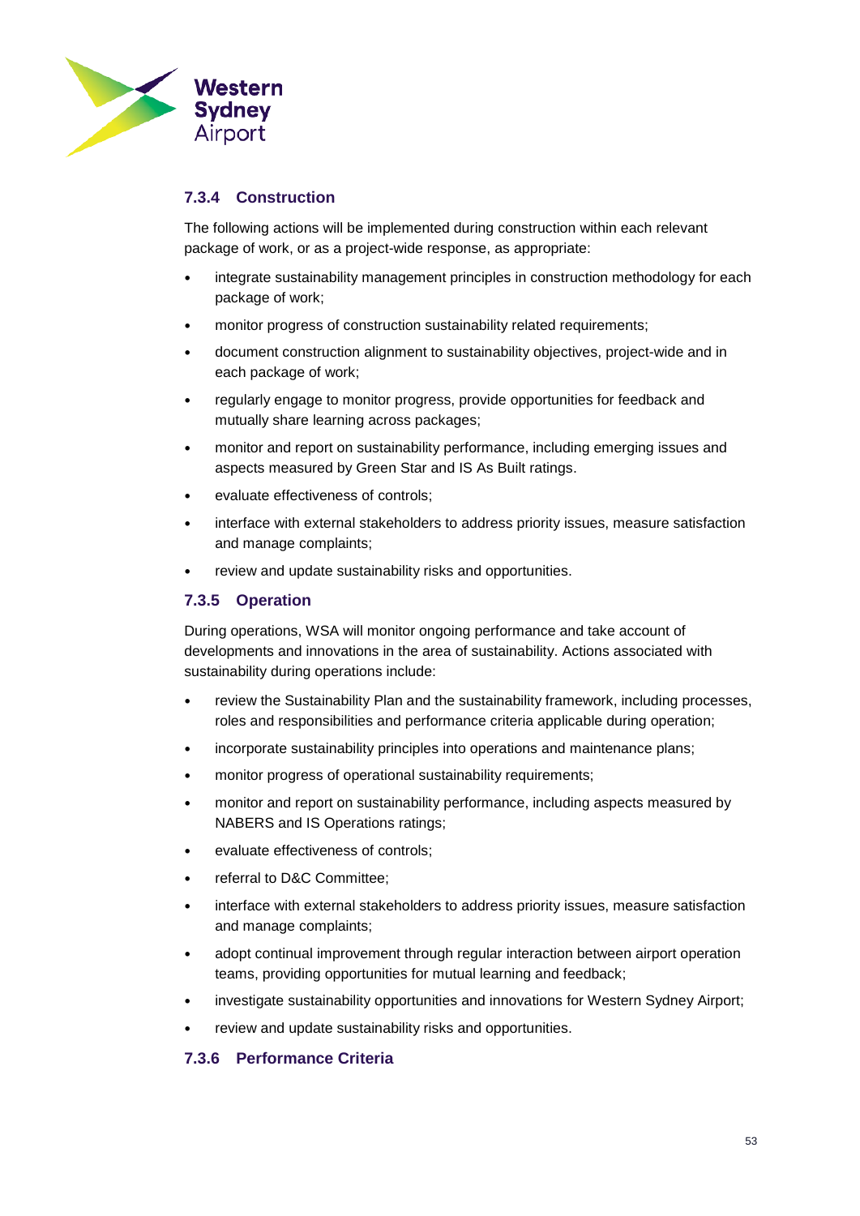### 7.3.4 Construction

The following actions will be implemented during construction within each relevant package of work, or as a project-wide response, as appropriate:

- integrate sustainability management principles in construction methodology for each package of work;
- monitor progress of construction sustainability related requirements;
- document construction alignment to sustainability objectives, project-wide and in each package of work;
- regularly engage to monitor progress, provide opportunities for feedback and mutually share learning across packages;
- monitor and report on sustainability performance, including emerging issues and aspects measured by Green Star and IS As Built ratings.
- evaluate effectiveness of controls;
- interface with external stakeholders to address priority issues, measure satisfaction and manage complaints;
- review and update sustainability risks and opportunities.

### 7.3.5 Operation

During operations, WSA will monitor ongoing performance and take account of developments and innovations in the area of sustainability. Actions associated with sustainability during operations include:

- review the Sustainability Plan and the sustainability framework, including processes, roles and responsibilities and performance criteria applicable during operation;
- incorporate sustainability principles into operations and maintenance plans;
- monitor progress of operational sustainability requirements;
- monitor and report on sustainability performance, including aspects measured by NABERS and IS Operations ratings;
- evaluate effectiveness of controls;
- referral to D&C Committee;
- interface with external stakeholders to address priority issues, measure satisfaction and manage complaints;
- adopt continual improvement through regular interaction between airport operation teams, providing opportunities for mutual learning and feedback;
- investigate sustainability opportunities and innovations for Western Sydney Airport;
- review and update sustainability risks and opportunities.

### 7.3.6 Performance Criteria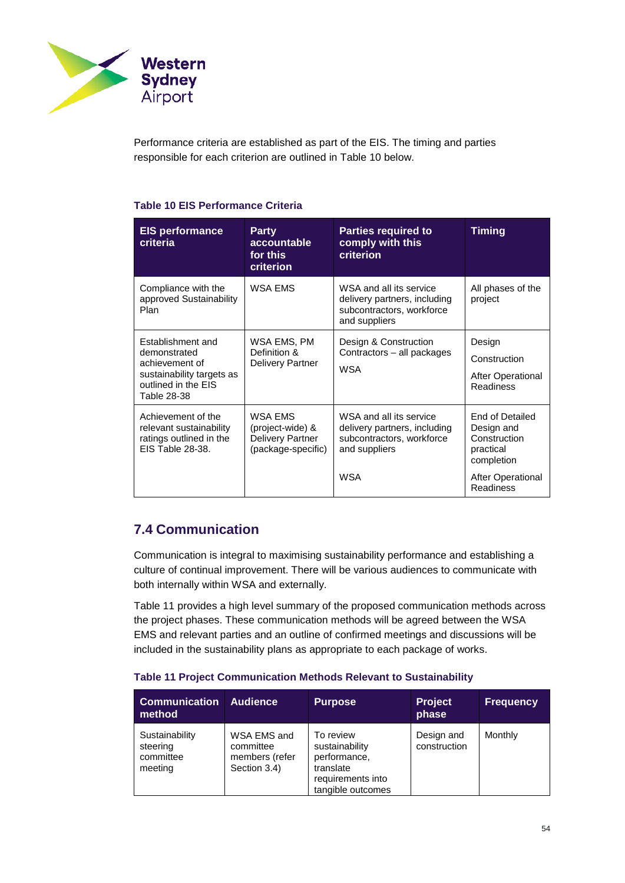Performance criteria are established as part of the EIS. The timing and parties responsible for each criterion are outlined in Table 10 below.

**Table 10 EIS Performance Criteria**

| EIS performance criteria | Party accountable for this criterion | Parties required to comply with this criterion | Timing |
|---|---|---|---|
| Compliance with the approved Sustainability Plan | WSA EMS | WSA and all its service delivery partners, including subcontractors, workforce and suppliers | All phases of the project |
| Establishment and demonstrated achievement of sustainability targets as outlined in the EIS Table 28-38 | WSA EMS, PM Definition & Delivery Partner | Design & Construction Contractors – all packages<br><br>WSA | Design<br><br>Construction<br><br>After Operational Readiness |
| Achievement of the relevant sustainability ratings outlined in the EIS Table 28-38. | WSA EMS (project-wide) & Delivery Partner (package-specific) | WSA and all its service delivery partners, including subcontractors, workforce and suppliers<br><br>WSA | End of Detailed Design and Construction practical completion<br><br>After Operational Readiness |

## 7.4 Communication

Communication is integral to maximising sustainability performance and establishing a culture of continual improvement. There will be various audiences to communicate with both internally within WSA and externally.

Table 11 provides a high level summary of the proposed communication methods across the project phases. These communication methods will be agreed between the WSA EMS and relevant parties and an outline of confirmed meetings and discussions will be included in the sustainability plans as appropriate to each package of works.

**Table 11 Project Communication Methods Relevant to Sustainability**

| Communication method | Audience | Purpose | Project phase | Frequency |
|---|---|---|---|---|
| Sustainability steering committee meeting | WSA EMS and committee members (refer Section 3.4) | To review sustainability performance, translate requirements into tangible outcomes | Design and construction | Monthly |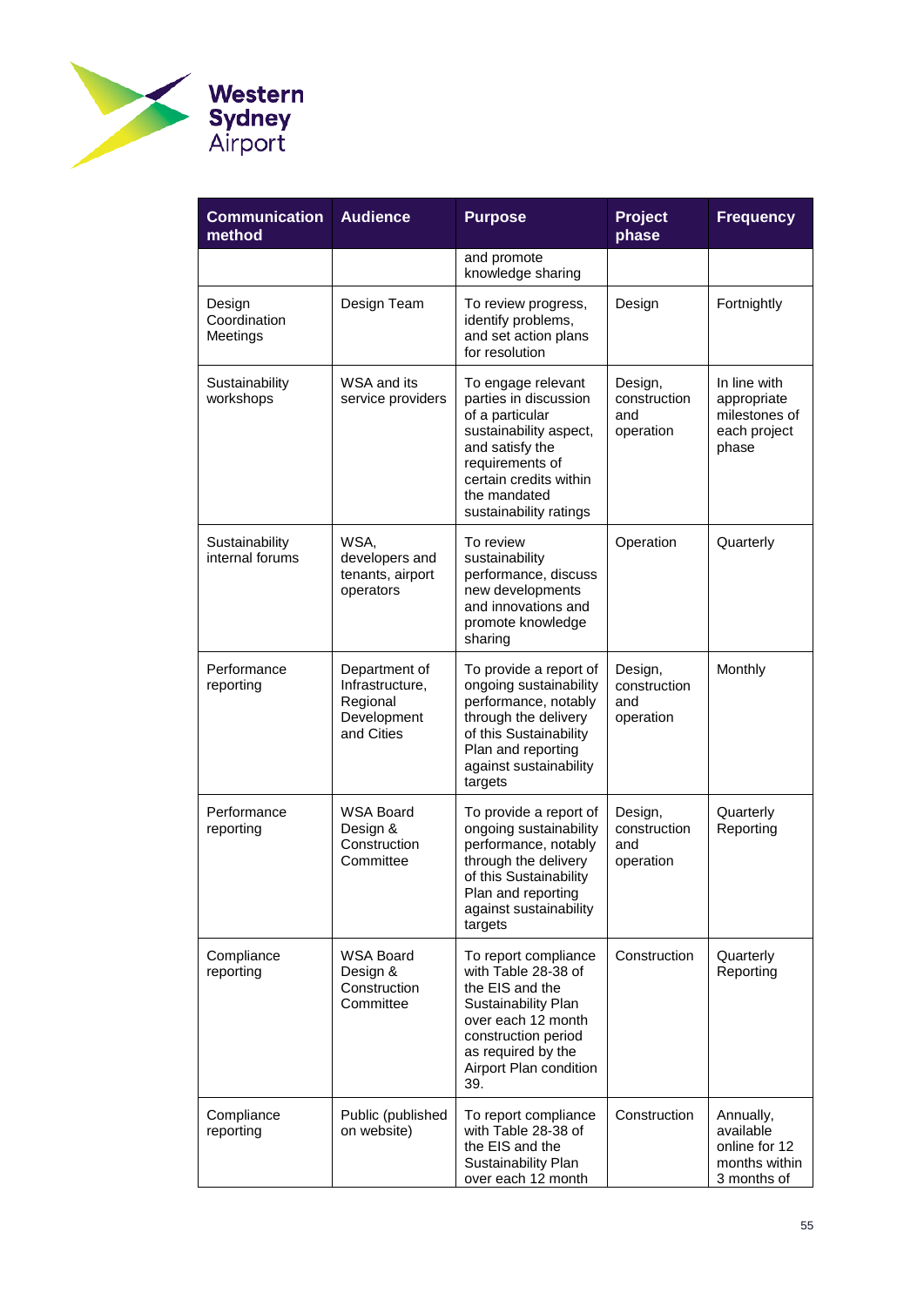| Communication method | Audience | Purpose | Project phase | Frequency |
|---|---|---|---|---|
| | | and promote knowledge sharing | | |
| Design Coordination Meetings | Design Team | To review progress, identify problems, and set action plans for resolution | Design | Fortnightly |
| Sustainability workshops | WSA and its service providers | To engage relevant parties in discussion of a particular sustainability aspect, and satisfy the requirements of certain credits within the mandated sustainability ratings | Design, construction and operation | In line with appropriate milestones of each project phase |
| Sustainability internal forums | WSA, developers and tenants, airport operators | To review sustainability performance, discuss new developments and innovations and promote knowledge sharing | Operation | Quarterly |
| Performance reporting | Department of Infrastructure, Regional Development and Cities | To provide a report of ongoing sustainability performance, notably through the delivery of this Sustainability Plan and reporting against sustainability targets | Design, construction and operation | Monthly |
| Performance reporting | WSA Board Design & Construction Committee | To provide a report of ongoing sustainability performance, notably through the delivery of this Sustainability Plan and reporting against sustainability targets | Design, construction and operation | Quarterly Reporting |
| Compliance reporting | WSA Board Design & Construction Committee | To report compliance with Table 28-38 of the EIS and the Sustainability Plan over each 12 month construction period as required by the Airport Plan condition 39. | Construction | Quarterly Reporting |
| Compliance reporting | Public (published on website) | To report compliance with Table 28-38 of the EIS and the Sustainability Plan over each 12 month | Construction | Annually, available online for 12 months within 3 months of |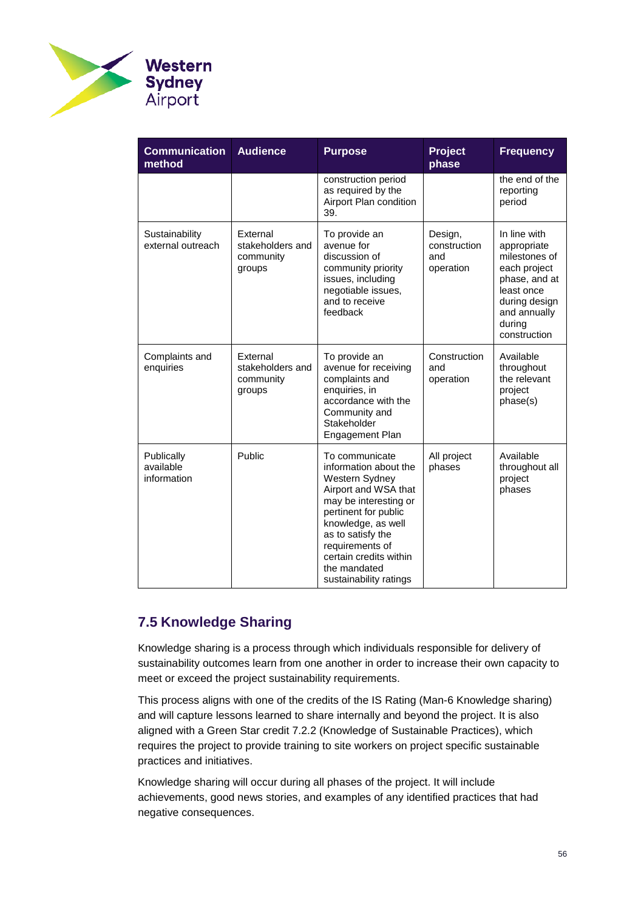| Communication method | Audience | Purpose | Project phase | Frequency |
|---|---|---|---|---|
| | | construction period as required by the Airport Plan condition 39. | | the end of the reporting period |
| Sustainability external outreach | External stakeholders and community groups | To provide an avenue for discussion of community priority issues, including negotiable issues, and to receive feedback | Design, construction and operation | In line with appropriate milestones of each project phase, and at least once during design and annually during construction |
| Complaints and enquiries | External stakeholders and community groups | To provide an avenue for receiving complaints and enquiries, in accordance with the Community and Stakeholder Engagement Plan | Construction and operation | Available throughout the relevant project phase(s) |
| Publically available information | Public | To communicate information about the Western Sydney Airport and WSA that may be interesting or pertinent for public knowledge, as well as to satisfy the requirements of certain credits within the mandated sustainability ratings | All project phases | Available throughout all project phases |

## 7.5 Knowledge Sharing

Knowledge sharing is a process through which individuals responsible for delivery of sustainability outcomes learn from one another in order to increase their own capacity to meet or exceed the project sustainability requirements.

This process aligns with one of the credits of the IS Rating (Man-6 Knowledge sharing) and will capture lessons learned to share internally and beyond the project. It is also aligned with a Green Star credit 7.2.2 (Knowledge of Sustainable Practices), which requires the project to provide training to site workers on project specific sustainable practices and initiatives.

Knowledge sharing will occur during all phases of the project. It will include achievements, good news stories, and examples of any identified practices that had negative consequences.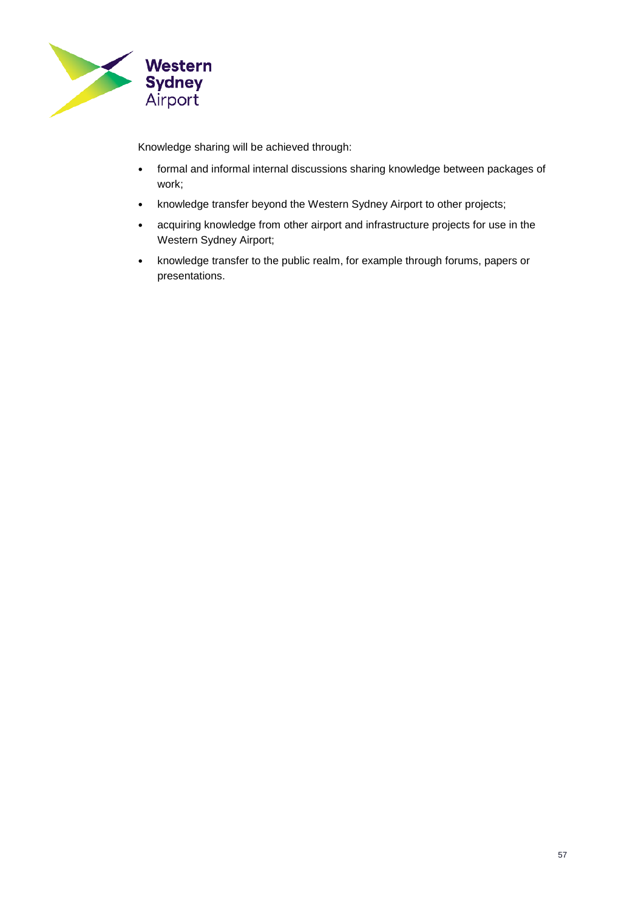Knowledge sharing will be achieved through:

- formal and informal internal discussions sharing knowledge between packages of work;
- knowledge transfer beyond the Western Sydney Airport to other projects;
- acquiring knowledge from other airport and infrastructure projects for use in the Western Sydney Airport;
- knowledge transfer to the public realm, for example through forums, papers or presentations.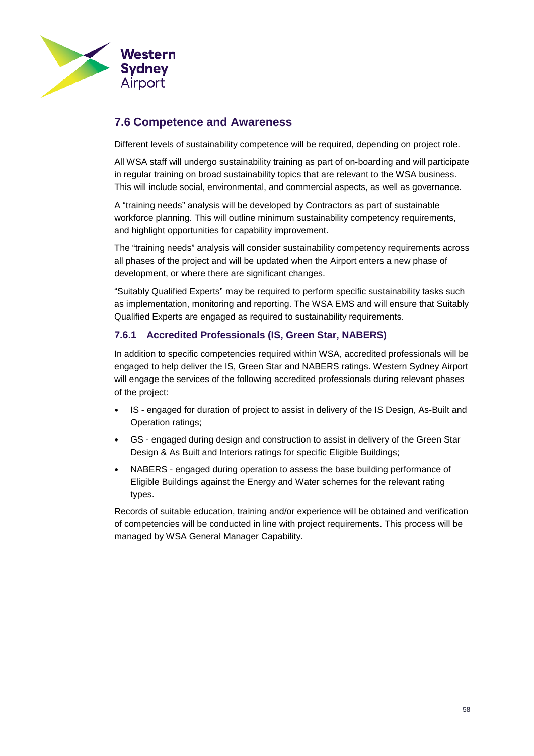## 7.6 Competence and Awareness

Different levels of sustainability competence will be required, depending on project role.

All WSA staff will undergo sustainability training as part of on-boarding and will participate in regular training on broad sustainability topics that are relevant to the WSA business. This will include social, environmental, and commercial aspects, as well as governance.

A "training needs" analysis will be developed by Contractors as part of sustainable workforce planning. This will outline minimum sustainability competency requirements, and highlight opportunities for capability improvement.

The "training needs" analysis will consider sustainability competency requirements across all phases of the project and will be updated when the Airport enters a new phase of development, or where there are significant changes.

"Suitably Qualified Experts" may be required to perform specific sustainability tasks such as implementation, monitoring and reporting. The WSA EMS and will ensure that Suitably Qualified Experts are engaged as required to sustainability requirements.

### 7.6.1 Accredited Professionals (IS, Green Star, NABERS)

In addition to specific competencies required within WSA, accredited professionals will be engaged to help deliver the IS, Green Star and NABERS ratings. Western Sydney Airport will engage the services of the following accredited professionals during relevant phases of the project:

- IS - engaged for duration of project to assist in delivery of the IS Design, As-Built and Operation ratings;
- GS - engaged during design and construction to assist in delivery of the Green Star Design & As Built and Interiors ratings for specific Eligible Buildings;
- NABERS - engaged during operation to assess the base building performance of Eligible Buildings against the Energy and Water schemes for the relevant rating types.

Records of suitable education, training and/or experience will be obtained and verification of competencies will be conducted in line with project requirements. This process will be managed by WSA General Manager Capability.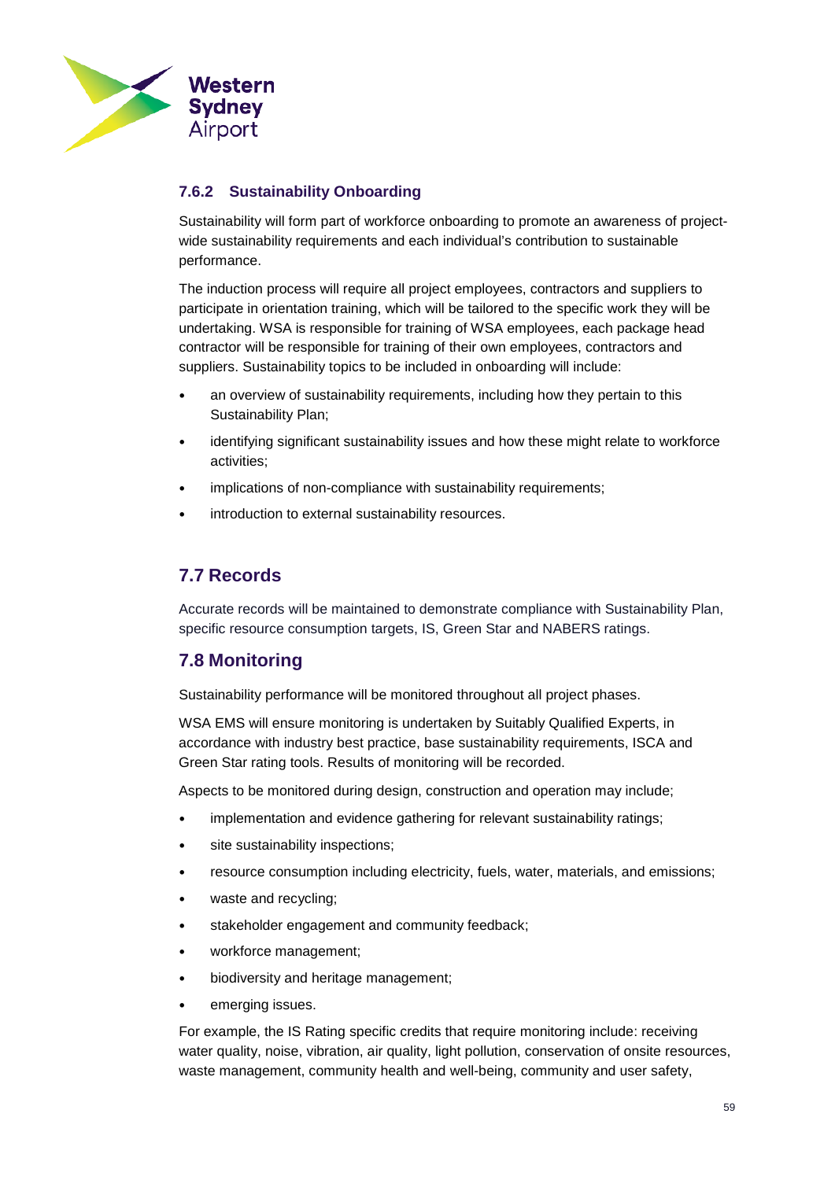### 7.6.2 Sustainability Onboarding

Sustainability will form part of workforce onboarding to promote an awareness of project-wide sustainability requirements and each individual's contribution to sustainable performance.

The induction process will require all project employees, contractors and suppliers to participate in orientation training, which will be tailored to the specific work they will be undertaking. WSA is responsible for training of WSA employees, each package head contractor will be responsible for training of their own employees, contractors and suppliers. Sustainability topics to be included in onboarding will include:

- an overview of sustainability requirements, including how they pertain to this Sustainability Plan;
- identifying significant sustainability issues and how these might relate to workforce activities;
- implications of non-compliance with sustainability requirements;
- introduction to external sustainability resources.

## 7.7 Records

Accurate records will be maintained to demonstrate compliance with Sustainability Plan, specific resource consumption targets, IS, Green Star and NABERS ratings.

## 7.8 Monitoring

Sustainability performance will be monitored throughout all project phases.

WSA EMS will ensure monitoring is undertaken by Suitably Qualified Experts, in accordance with industry best practice, base sustainability requirements, ISCA and Green Star rating tools. Results of monitoring will be recorded.

Aspects to be monitored during design, construction and operation may include;

- implementation and evidence gathering for relevant sustainability ratings;
- site sustainability inspections;
- resource consumption including electricity, fuels, water, materials, and emissions;
- waste and recycling;
- stakeholder engagement and community feedback;
- workforce management;
- biodiversity and heritage management;
- emerging issues.

For example, the IS Rating specific credits that require monitoring include: receiving water quality, noise, vibration, air quality, light pollution, conservation of onsite resources, waste management, community health and well-being, community and user safety,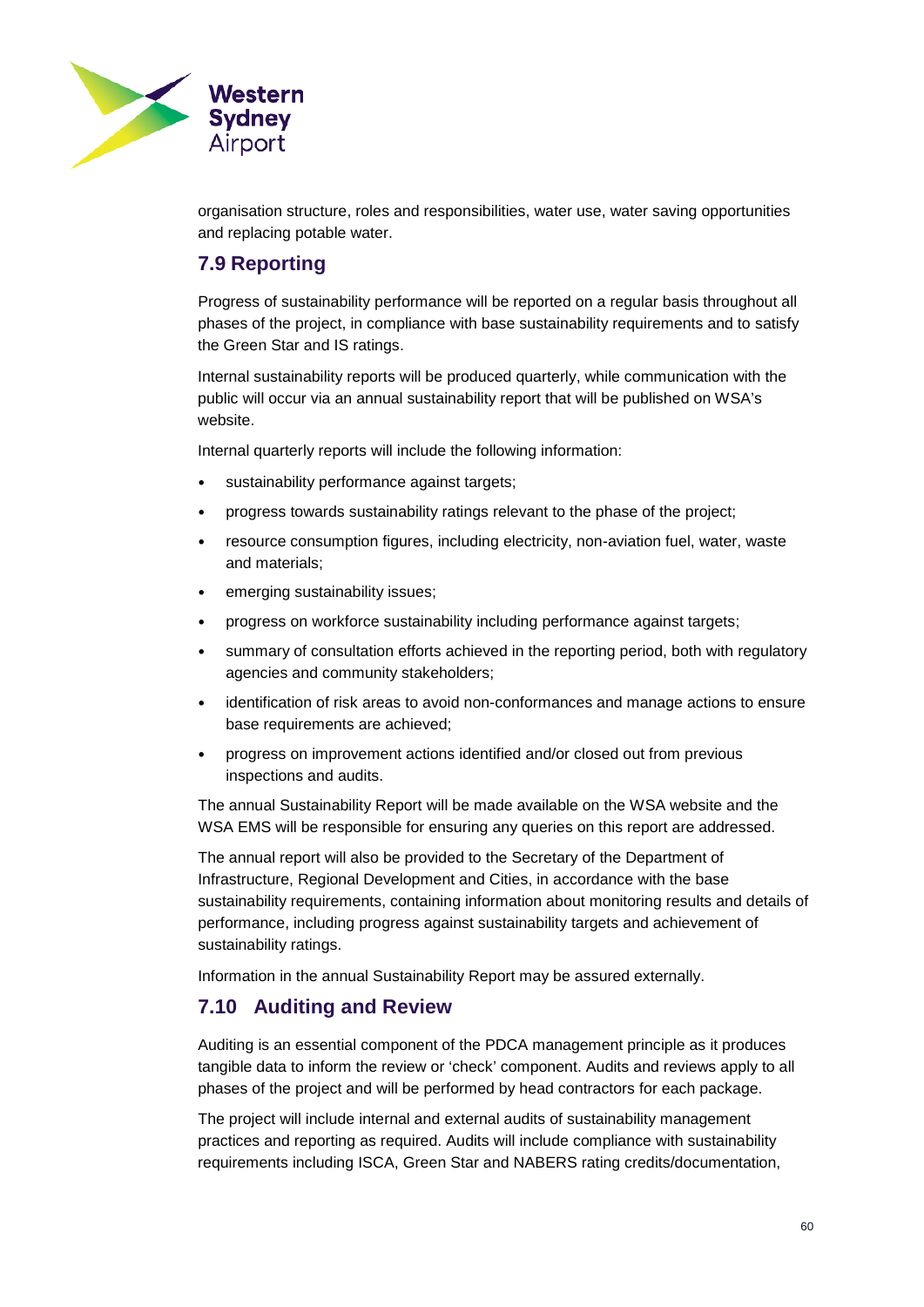organisation structure, roles and responsibilities, water use, water saving opportunities and replacing potable water.

## 7.9 Reporting

Progress of sustainability performance will be reported on a regular basis throughout all phases of the project, in compliance with base sustainability requirements and to satisfy the Green Star and IS ratings.

Internal sustainability reports will be produced quarterly, while communication with the public will occur via an annual sustainability report that will be published on WSA's website.

Internal quarterly reports will include the following information:

- sustainability performance against targets;
- progress towards sustainability ratings relevant to the phase of the project;
- resource consumption figures, including electricity, non-aviation fuel, water, waste and materials;
- emerging sustainability issues;
- progress on workforce sustainability including performance against targets;
- summary of consultation efforts achieved in the reporting period, both with regulatory agencies and community stakeholders;
- identification of risk areas to avoid non-conformances and manage actions to ensure base requirements are achieved;
- progress on improvement actions identified and/or closed out from previous inspections and audits.

The annual Sustainability Report will be made available on the WSA website and the WSA EMS will be responsible for ensuring any queries on this report are addressed.

The annual report will also be provided to the Secretary of the Department of Infrastructure, Regional Development and Cities, in accordance with the base sustainability requirements, containing information about monitoring results and details of performance, including progress against sustainability targets and achievement of sustainability ratings.

Information in the annual Sustainability Report may be assured externally.

## 7.10 Auditing and Review

Auditing is an essential component of the PDCA management principle as it produces tangible data to inform the review or 'check' component. Audits and reviews apply to all phases of the project and will be performed by head contractors for each package.

The project will include internal and external audits of sustainability management practices and reporting as required. Audits will include compliance with sustainability requirements including ISCA, Green Star and NABERS rating credits/documentation,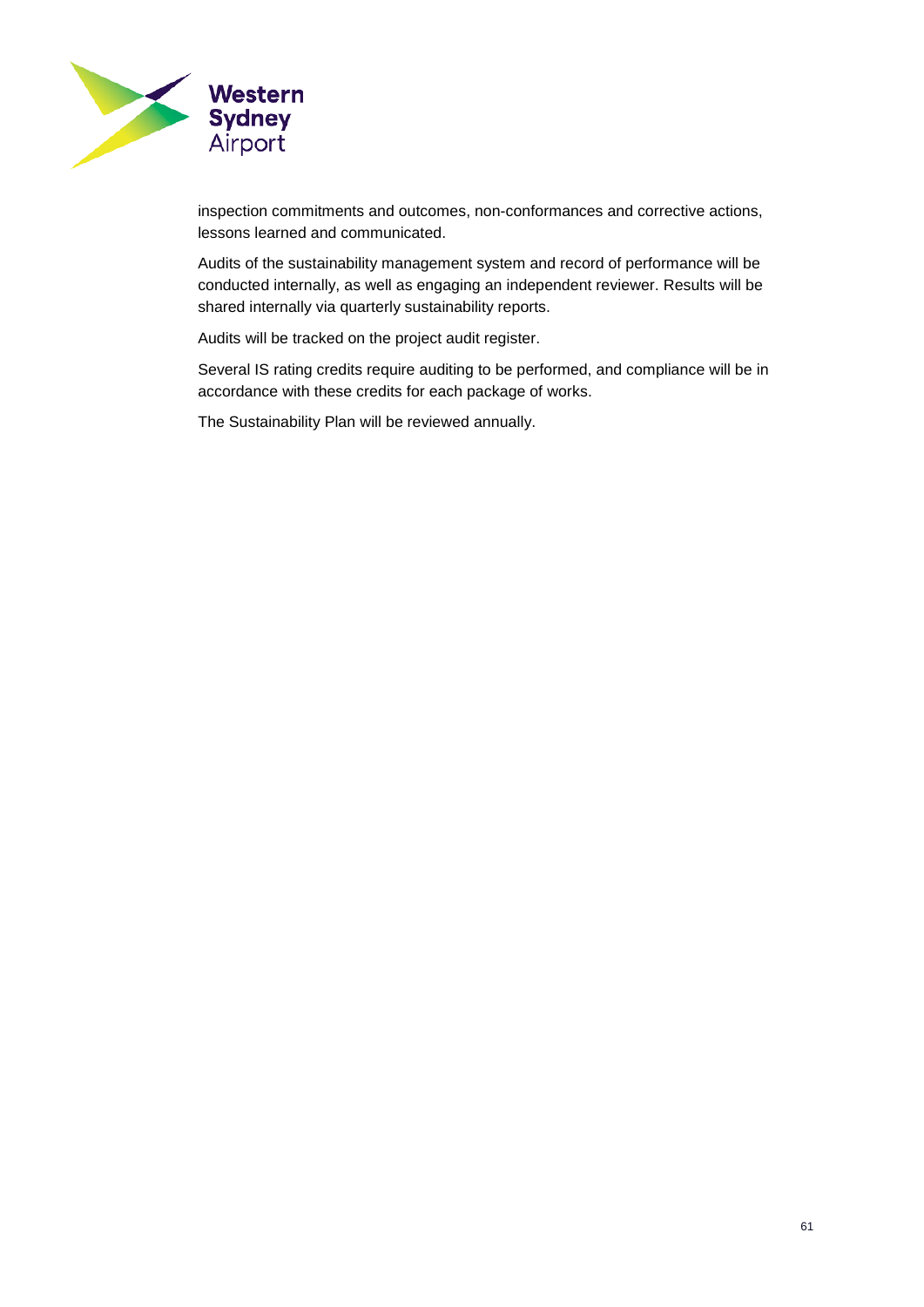inspection commitments and outcomes, non-conformances and corrective actions, lessons learned and communicated.

Audits of the sustainability management system and record of performance will be conducted internally, as well as engaging an independent reviewer. Results will be shared internally via quarterly sustainability reports.

Audits will be tracked on the project audit register.

Several IS rating credits require auditing to be performed, and compliance will be in accordance with these credits for each package of works.

The Sustainability Plan will be reviewed annually.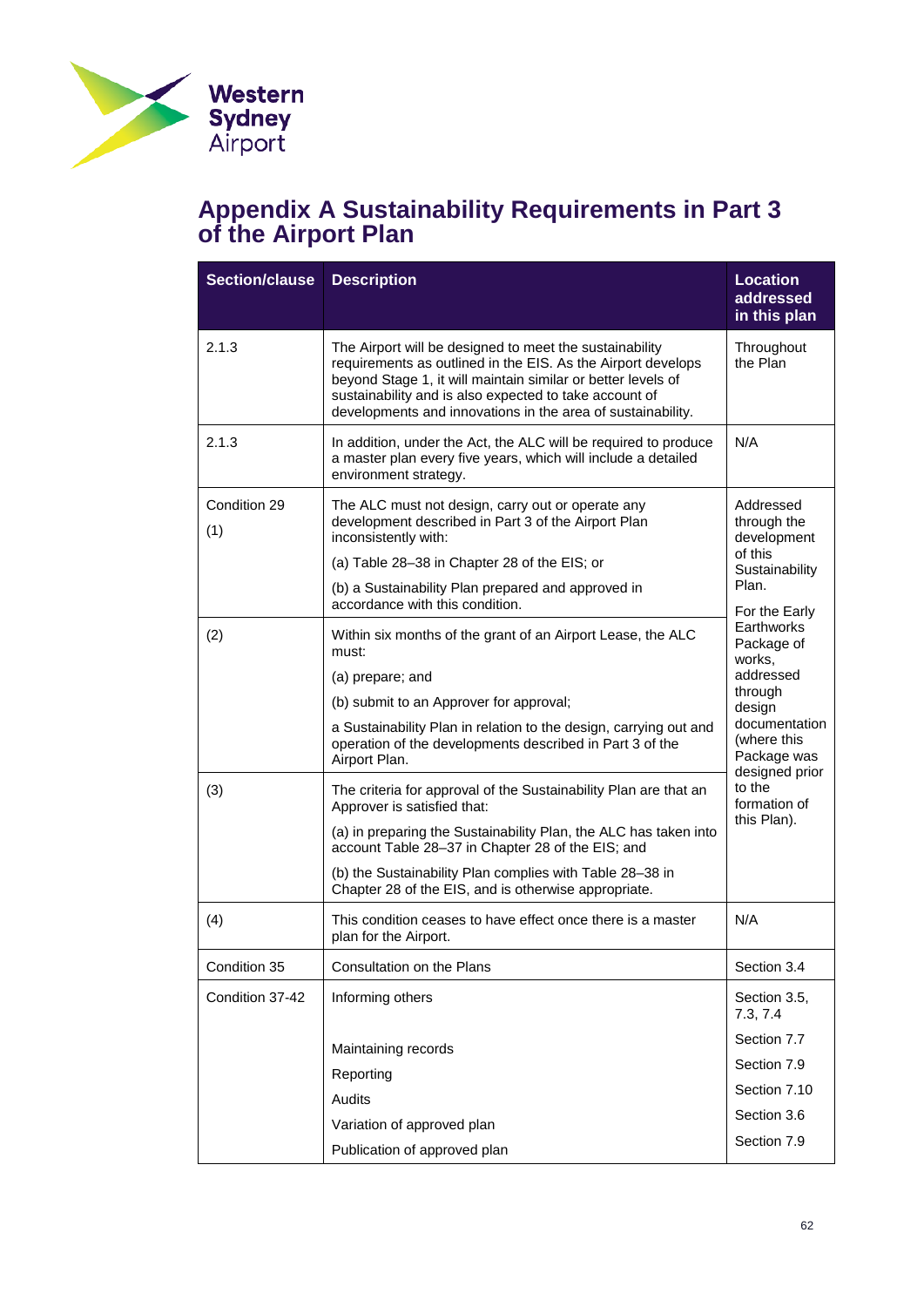# Appendix A Sustainability Requirements in Part 3 of the Airport Plan

| Section/clause | Description | Location addressed in this plan |
|---|---|---|
| 2.1.3 | The Airport will be designed to meet the sustainability requirements as outlined in the EIS. As the Airport develops beyond Stage 1, it will maintain similar or better levels of sustainability and is also expected to take account of developments and innovations in the area of sustainability. | Throughout the Plan |
| 2.1.3 | In addition, under the Act, the ALC will be required to produce a master plan every five years, which will include a detailed environment strategy. | N/A |
| Condition 29<br>(1) | The ALC must not design, carry out or operate any development described in Part 3 of the Airport Plan inconsistently with:<br>(a) Table 28–38 in Chapter 28 of the EIS; or<br>(b) a Sustainability Plan prepared and approved in accordance with this condition. | Addressed through the development of this Sustainability Plan.<br>For the Early Earthworks Package of works, addressed through design documentation (where this Package was designed prior to the formation of this Plan). |
| (2) | Within six months of the grant of an Airport Lease, the ALC must:<br>(a) prepare; and<br>(b) submit to an Approver for approval;<br>a Sustainability Plan in relation to the design, carrying out and operation of the developments described in Part 3 of the Airport Plan. | |
| (3) | The criteria for approval of the Sustainability Plan are that an Approver is satisfied that:<br>(a) in preparing the Sustainability Plan, the ALC has taken into account Table 28–37 in Chapter 28 of the EIS; and<br>(b) the Sustainability Plan complies with Table 28–38 in Chapter 28 of the EIS, and is otherwise appropriate. | |
| (4) | This condition ceases to have effect once there is a master plan for the Airport. | N/A |
| Condition 35 | Consultation on the Plans | Section 3.4 |
| Condition 37-42 | Informing others | Section 3.5, 7.3, 7.4 |
| | Maintaining records | Section 7.7 |
| | Reporting | Section 7.9 |
| | Audits | Section 7.10 |
| | Variation of approved plan | Section 3.6 |
| | Publication of approved plan | Section 7.9 |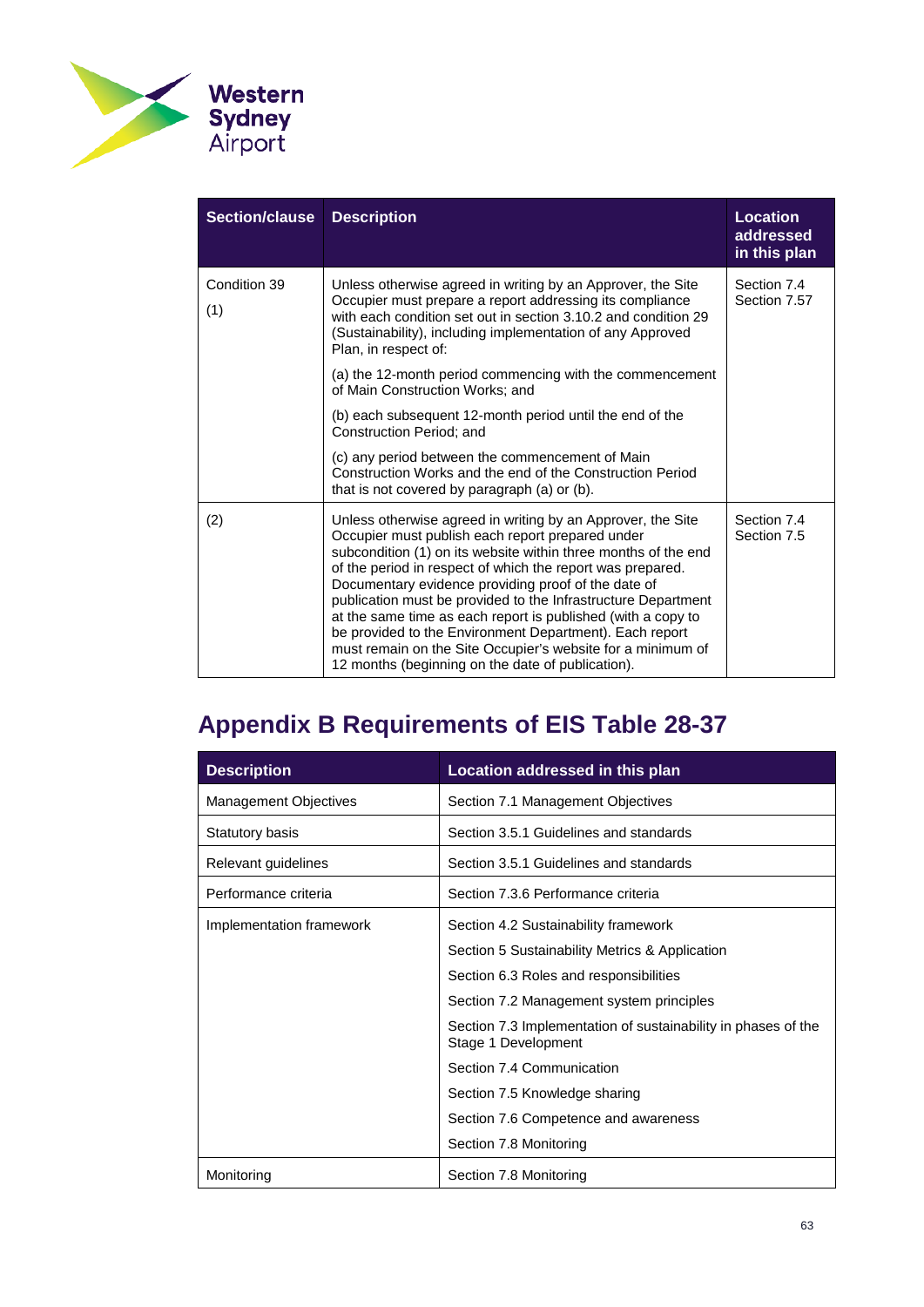| Section/clause | Description | Location addressed in this plan |
|---|---|---|
| Condition 39 (1) | Unless otherwise agreed in writing by an Approver, the Site Occupier must prepare a report addressing its compliance with each condition set out in section 3.10.2 and condition 29 (Sustainability), including implementation of any Approved Plan, in respect of:<br><br>(a) the 12-month period commencing with the commencement of Main Construction Works; and<br><br>(b) each subsequent 12-month period until the end of the Construction Period; and<br><br>(c) any period between the commencement of Main Construction Works and the end of the Construction Period that is not covered by paragraph (a) or (b). | Section 7.4<br>Section 7.57 |
| (2) | Unless otherwise agreed in writing by an Approver, the Site Occupier must publish each report prepared under subcondition (1) on its website within three months of the end of the period in respect of which the report was prepared. Documentary evidence providing proof of the date of publication must be provided to the Infrastructure Department at the same time as each report is published (with a copy to be provided to the Environment Department). Each report must remain on the Site Occupier's website for a minimum of 12 months (beginning on the date of publication). | Section 7.4<br>Section 7.5 |

# Appendix B Requirements of EIS Table 28-37

| Description | Location addressed in this plan |
|---|---|
| Management Objectives | Section 7.1 Management Objectives |
| Statutory basis | Section 3.5.1 Guidelines and standards |
| Relevant guidelines | Section 3.5.1 Guidelines and standards |
| Performance criteria | Section 7.3.6 Performance criteria |
| Implementation framework | Section 4.2 Sustainability framework<br>Section 5 Sustainability Metrics & Application<br>Section 6.3 Roles and responsibilities<br>Section 7.2 Management system principles<br>Section 7.3 Implementation of sustainability in phases of the Stage 1 Development<br>Section 7.4 Communication<br>Section 7.5 Knowledge sharing<br>Section 7.6 Competence and awareness<br>Section 7.8 Monitoring |
| Monitoring | Section 7.8 Monitoring |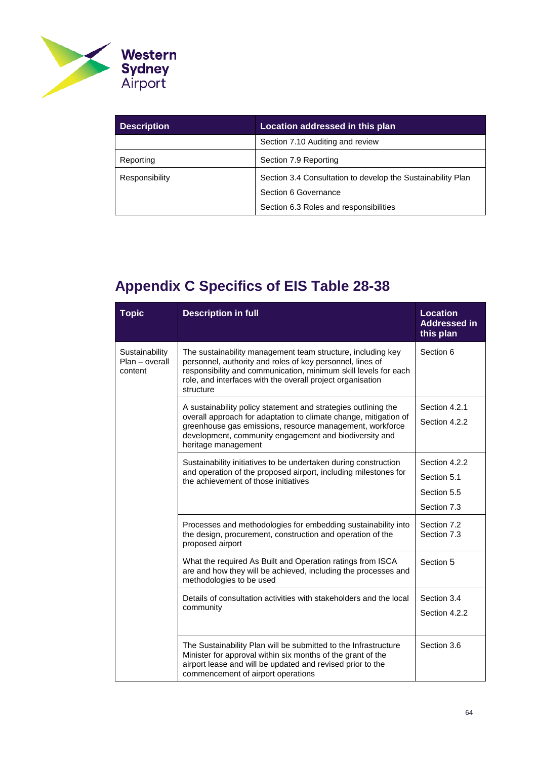| Description | Location addressed in this plan |
|---|---|
| | Section 7.10 Auditing and review |
| Reporting | Section 7.9 Reporting |
| Responsibility | Section 3.4 Consultation to develop the Sustainability Plan<br>Section 6 Governance<br>Section 6.3 Roles and responsibilities |

# Appendix C Specifics of EIS Table 28-38

| Topic | Description in full | Location Addressed in this plan |
|---|---|---|
| Sustainability Plan – overall content | The sustainability management team structure, including key personnel, authority and roles of key personnel, lines of responsibility and communication, minimum skill levels for each role, and interfaces with the overall project organisation structure | Section 6 |
| | A sustainability policy statement and strategies outlining the overall approach for adaptation to climate change, mitigation of greenhouse gas emissions, resource management, workforce development, community engagement and biodiversity and heritage management | Section 4.2.1<br>Section 4.2.2 |
| | Sustainability initiatives to be undertaken during construction and operation of the proposed airport, including milestones for the achievement of those initiatives | Section 4.2.2<br>Section 5.1<br>Section 5.5<br>Section 7.3 |
| | Processes and methodologies for embedding sustainability into the design, procurement, construction and operation of the proposed airport | Section 7.2<br>Section 7.3 |
| | What the required As Built and Operation ratings from ISCA are and how they will be achieved, including the processes and methodologies to be used | Section 5 |
| | Details of consultation activities with stakeholders and the local community | Section 3.4<br>Section 4.2.2 |
| | The Sustainability Plan will be submitted to the Infrastructure Minister for approval within six months of the grant of the airport lease and will be updated and revised prior to the commencement of airport operations | Section 3.6 |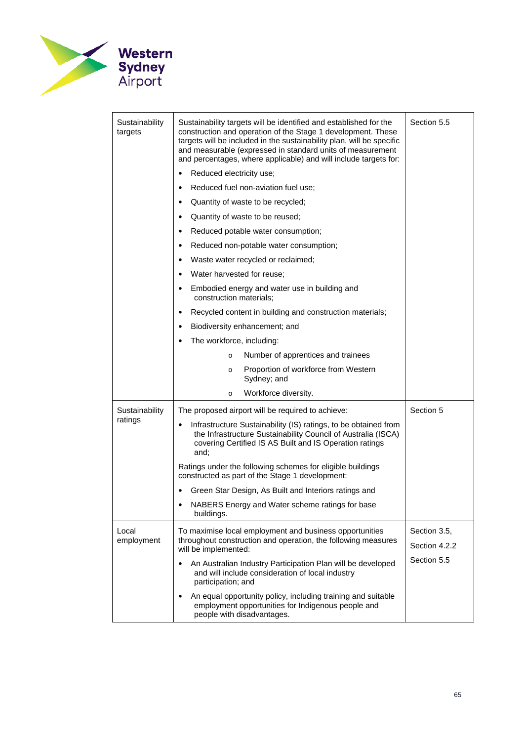| | | |
|---|---|---|
| Sustainability targets | Sustainability targets will be identified and established for the construction and operation of the Stage 1 development. These targets will be included in the sustainability plan, will be specific and measurable (expressed in standard units of measurement and percentages, where applicable) and will include targets for:<br>• Reduced electricity use;<br>• Reduced fuel non-aviation fuel use;<br>• Quantity of waste to be recycled;<br>• Quantity of waste to be reused;<br>• Reduced potable water consumption;<br>• Reduced non-potable water consumption;<br>• Waste water recycled or reclaimed;<br>• Water harvested for reuse;<br>• Embodied energy and water use in building and construction materials;<br>• Recycled content in building and construction materials;<br>• Biodiversity enhancement; and<br>• The workforce, including:<br>o Number of apprentices and trainees<br>o Proportion of workforce from Western Sydney; and<br>o Workforce diversity. | Section 5.5 |
| Sustainability ratings | The proposed airport will be required to achieve:<br>• Infrastructure Sustainability (IS) ratings, to be obtained from the Infrastructure Sustainability Council of Australia (ISCA) covering Certified IS AS Built and IS Operation ratings and;<br>Ratings under the following schemes for eligible buildings constructed as part of the Stage 1 development:<br>• Green Star Design, As Built and Interiors ratings and<br>• NABERS Energy and Water scheme ratings for base buildings. | Section 5 |
| Local employment | To maximise local employment and business opportunities throughout construction and operation, the following measures will be implemented:<br>• An Australian Industry Participation Plan will be developed and will include consideration of local industry participation; and<br>• An equal opportunity policy, including training and suitable employment opportunities for Indigenous people and people with disadvantages. | Section 3.5,<br>Section 4.2.2<br>Section 5.5 |